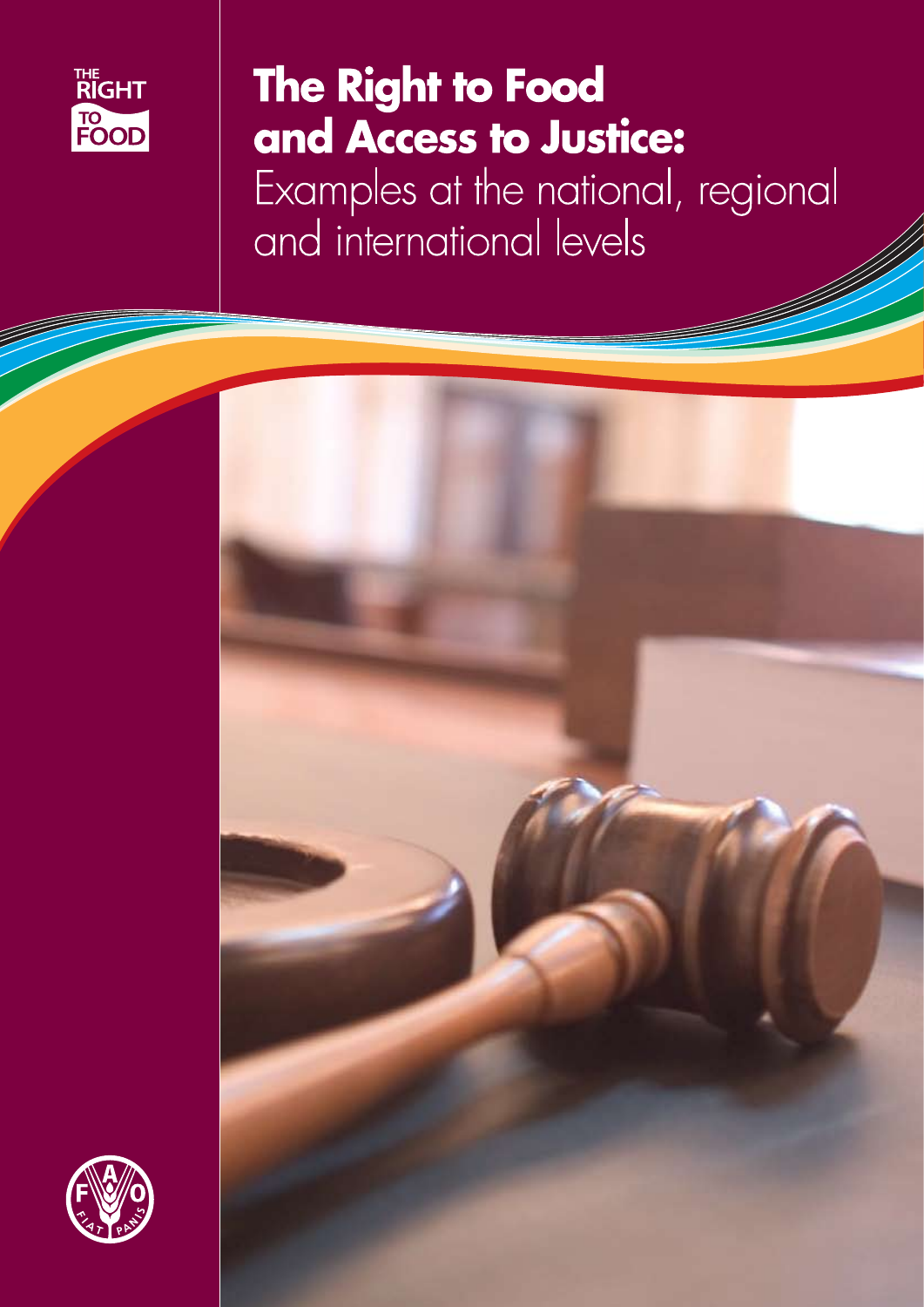THE RIGHT TO FOOD

# The Right to Food and Access to Justice:

## Examples at the national, regional and international levels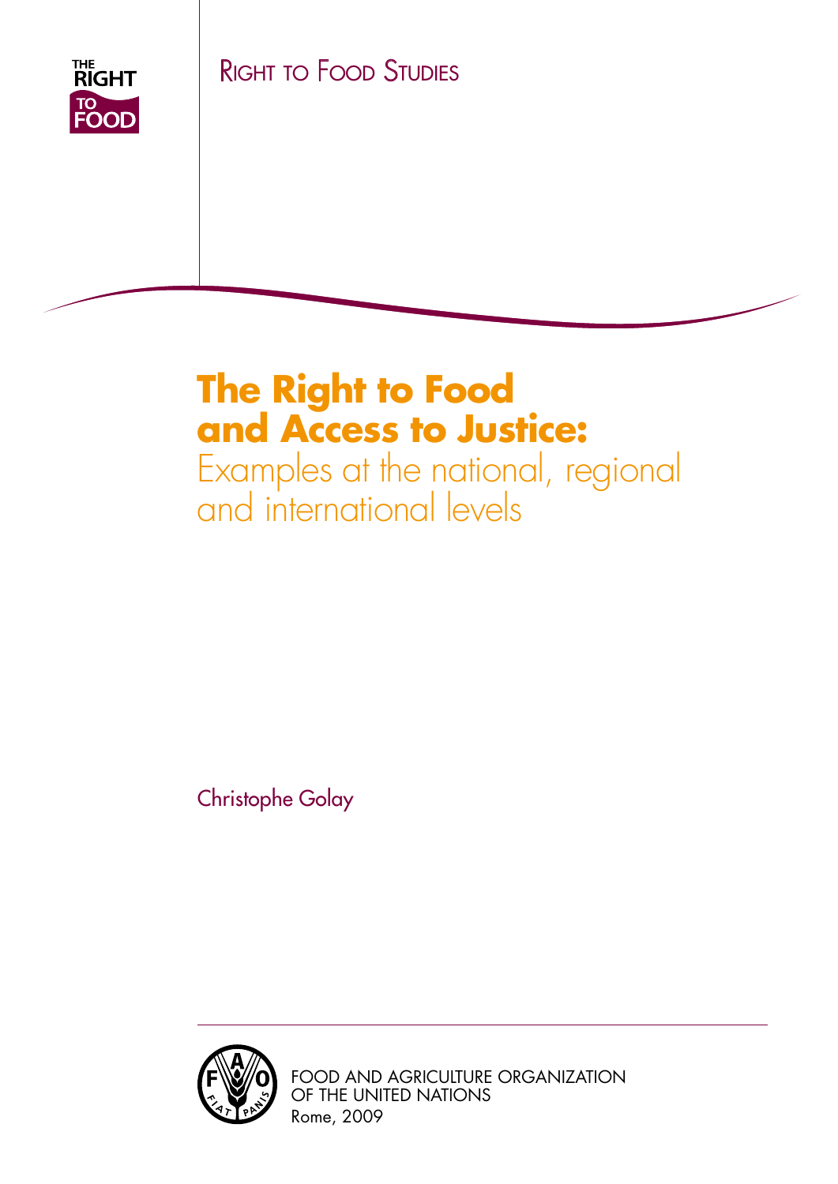THE RIGHT TO FOOD

Right to Food Studies

# The Right to Food and Access to Justice:

## Examples at the national, regional and international levels

Christophe Golay

FOOD AND AGRICULTURE ORGANIZATION OF THE UNITED NATIONS
Rome, 2009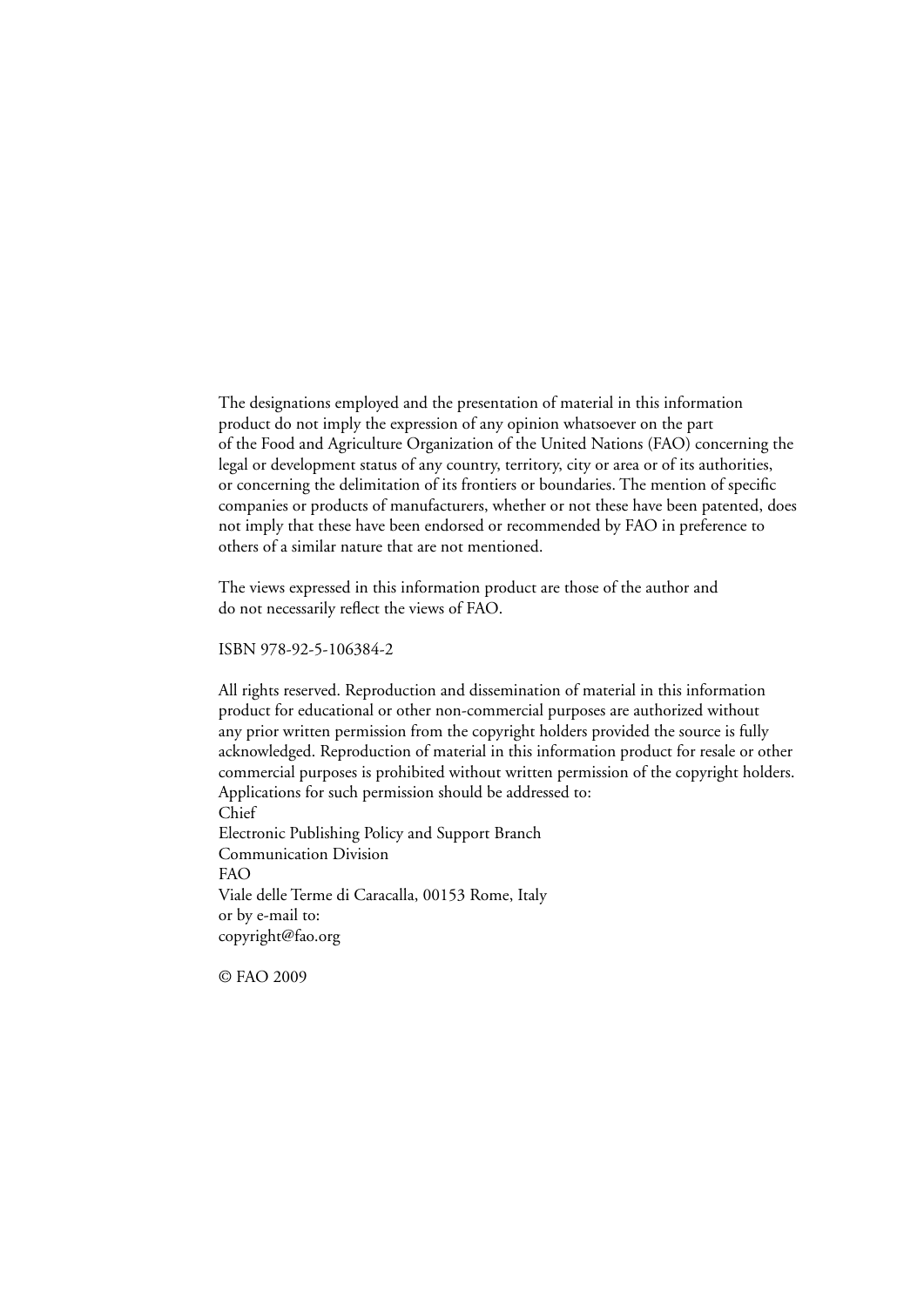The designations employed and the presentation of material in this information product do not imply the expression of any opinion whatsoever on the part of the Food and Agriculture Organization of the United Nations (FAO) concerning the legal or development status of any country, territory, city or area or of its authorities, or concerning the delimitation of its frontiers or boundaries. The mention of specific companies or products of manufacturers, whether or not these have been patented, does not imply that these have been endorsed or recommended by FAO in preference to others of a similar nature that are not mentioned.

The views expressed in this information product are those of the author and do not necessarily reflect the views of FAO.

ISBN 978-92-5-106384-2

All rights reserved. Reproduction and dissemination of material in this information product for educational or other non-commercial purposes are authorized without any prior written permission from the copyright holders provided the source is fully acknowledged. Reproduction of material in this information product for resale or other commercial purposes is prohibited without written permission of the copyright holders. Applications for such permission should be addressed to:
Chief
Electronic Publishing Policy and Support Branch
Communication Division
FAO
Viale delle Terme di Caracalla, 00153 Rome, Italy
or by e-mail to:
copyright@fao.org

© FAO 2009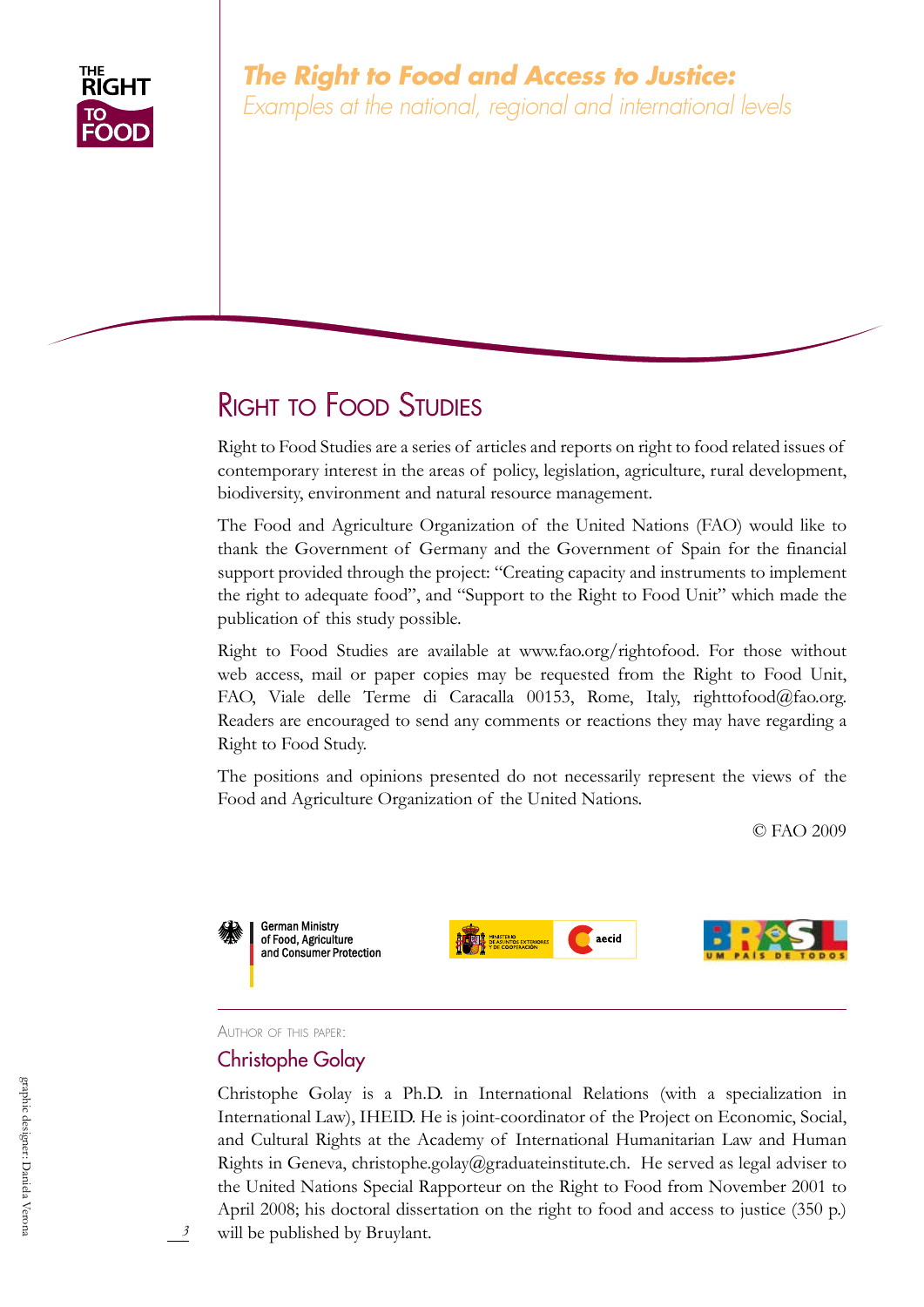# The Right to Food and Access to Justice:

*Examples at the national, regional and international levels*

## Right to Food Studies

Right to Food Studies are a series of articles and reports on right to food related issues of contemporary interest in the areas of policy, legislation, agriculture, rural development, biodiversity, environment and natural resource management.

The Food and Agriculture Organization of the United Nations (FAO) would like to thank the Government of Germany and the Government of Spain for the financial support provided through the project: "Creating capacity and instruments to implement the right to adequate food", and "Support to the Right to Food Unit" which made the publication of this study possible.

Right to Food Studies are available at www.fao.org/rightofood. For those without web access, mail or paper copies may be requested from the Right to Food Unit, FAO, Viale delle Terme di Caracalla 00153, Rome, Italy, righttofood@fao.org. Readers are encouraged to send any comments or reactions they may have regarding a Right to Food Study.

The positions and opinions presented do not necessarily represent the views of the Food and Agriculture Organization of the United Nations.

© FAO 2009

German Ministry of Food, Agriculture and Consumer Protection

Ministerio de Asuntos Exteriores y de Cooperación — aecid

BRASIL UM PAÍS DE TODOS

Author of this paper:

### Christophe Golay

Christophe Golay is a Ph.D. in International Relations (with a specialization in International Law), IHEID. He is joint-coordinator of the Project on Economic, Social, and Cultural Rights at the Academy of International Humanitarian Law and Human Rights in Geneva, christophe.golay@graduateinstitute.ch. He served as legal adviser to the United Nations Special Rapporteur on the Right to Food from November 2001 to April 2008; his doctoral dissertation on the right to food and access to justice (350 p.) will be published by Bruylant.

graphic designer: Daniela Verona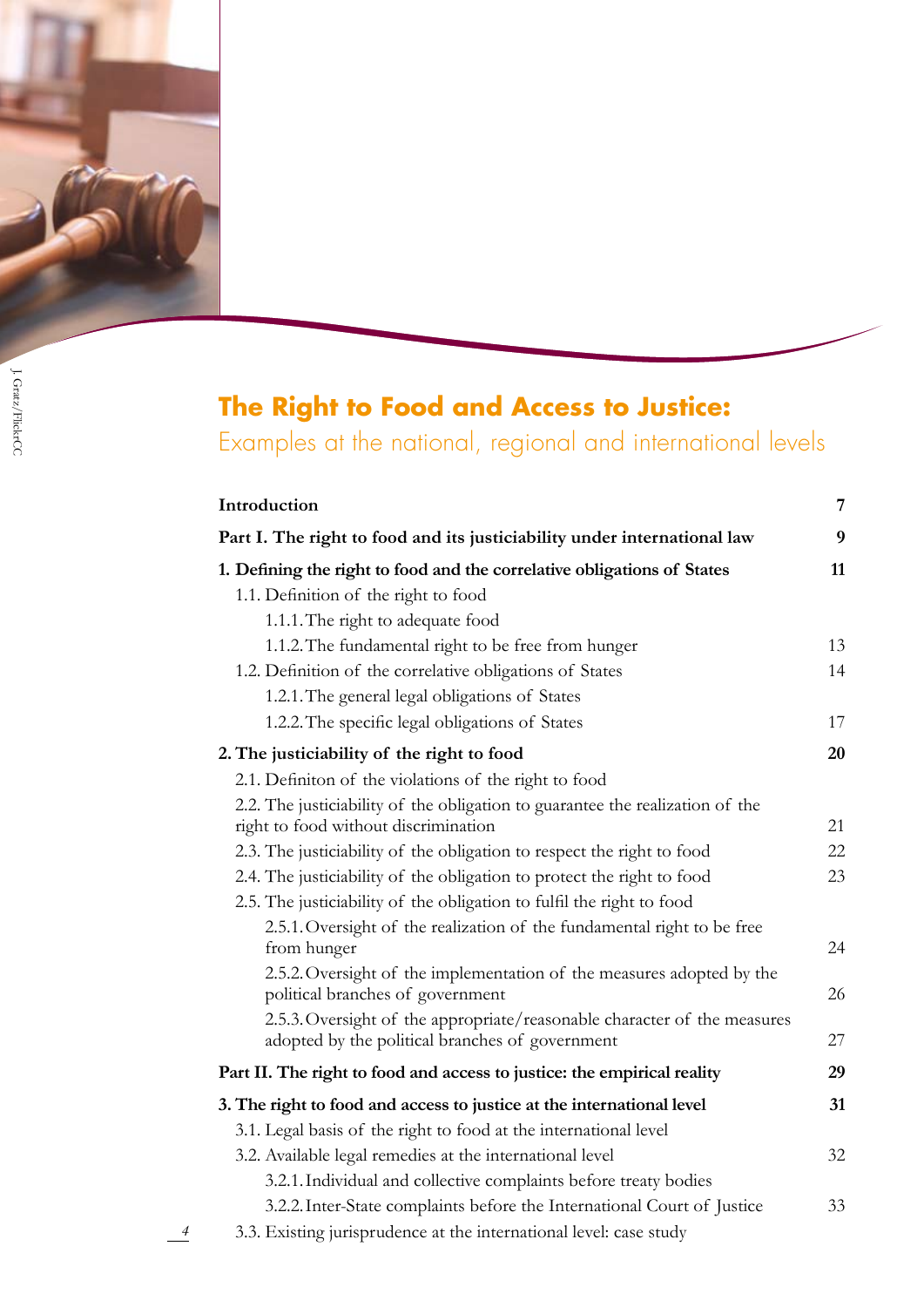# The Right to Food and Access to Justice:

## Examples at the national, regional and international levels

| | |
|---|---|
| **Introduction** | **7** |
| **Part I. The right to food and its justiciability under international law** | **9** |
| **1. Defining the right to food and the correlative obligations of States** | **11** |
| 1.1. Definition of the right to food | |
| 1.1.1. The right to adequate food | |
| 1.1.2. The fundamental right to be free from hunger | 13 |
| 1.2. Definition of the correlative obligations of States | 14 |
| 1.2.1. The general legal obligations of States | |
| 1.2.2. The specific legal obligations of States | 17 |
| **2. The justiciability of the right to food** | **20** |
| 2.1. Definiton of the violations of the right to food | |
| 2.2. The justiciability of the obligation to guarantee the realization of the right to food without discrimination | 21 |
| 2.3. The justiciability of the obligation to respect the right to food | 22 |
| 2.4. The justiciability of the obligation to protect the right to food | 23 |
| 2.5. The justiciability of the obligation to fulfil the right to food | |
| 2.5.1. Oversight of the realization of the fundamental right to be free from hunger | 24 |
| 2.5.2. Oversight of the implementation of the measures adopted by the political branches of government | 26 |
| 2.5.3. Oversight of the appropriate/reasonable character of the measures adopted by the political branches of government | 27 |
| **Part II. The right to food and access to justice: the empirical reality** | **29** |
| **3. The right to food and access to justice at the international level** | **31** |
| 3.1. Legal basis of the right to food at the international level | |
| 3.2. Available legal remedies at the international level | 32 |
| 3.2.1. Individual and collective complaints before treaty bodies | |
| 3.2.2. Inter-State complaints before the International Court of Justice | 33 |
| 3.3. Existing jurisprudence at the international level: case study | |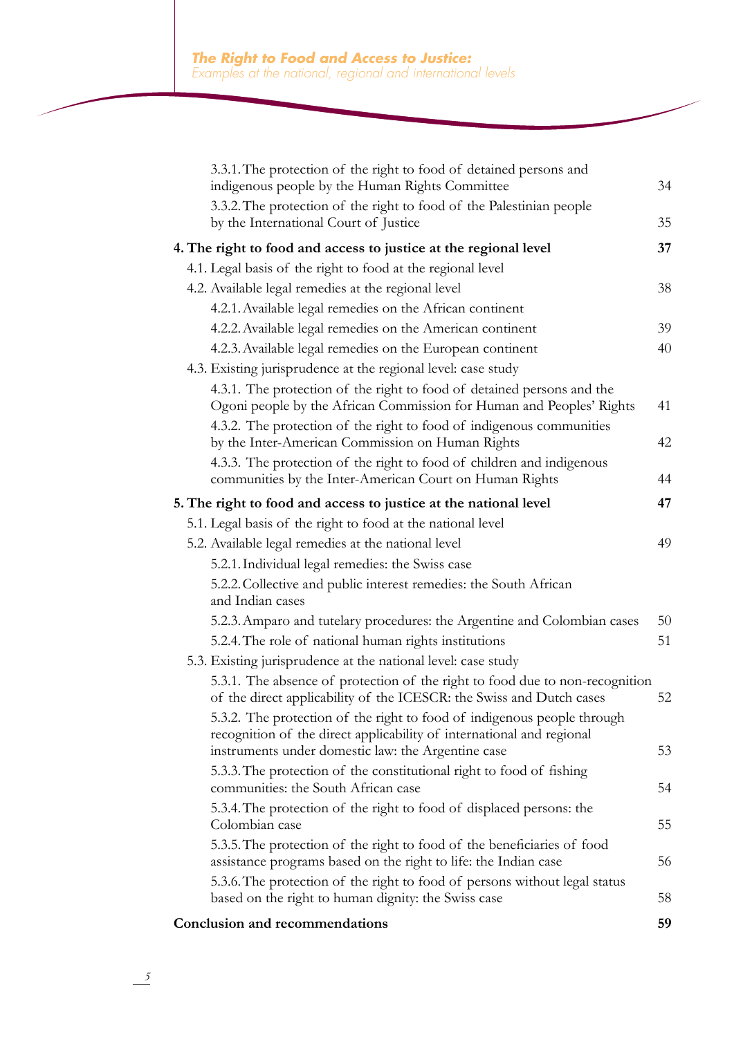| | |
|---|---|
| 3.3.1. The protection of the right to food of detained persons and indigenous people by the Human Rights Committee | 34 |
| 3.3.2. The protection of the right to food of the Palestinian people by the International Court of Justice | 35 |
| **4. The right to food and access to justice at the regional level** | **37** |
| 4.1. Legal basis of the right to food at the regional level | |
| 4.2. Available legal remedies at the regional level | 38 |
| 4.2.1. Available legal remedies on the African continent | |
| 4.2.2. Available legal remedies on the American continent | 39 |
| 4.2.3. Available legal remedies on the European continent | 40 |
| 4.3. Existing jurisprudence at the regional level: case study | |
| 4.3.1. The protection of the right to food of detained persons and the Ogoni people by the African Commission for Human and Peoples' Rights | 41 |
| 4.3.2. The protection of the right to food of indigenous communities by the Inter-American Commission on Human Rights | 42 |
| 4.3.3. The protection of the right to food of children and indigenous communities by the Inter-American Court on Human Rights | 44 |
| **5. The right to food and access to justice at the national level** | **47** |
| 5.1. Legal basis of the right to food at the national level | |
| 5.2. Available legal remedies at the national level | 49 |
| 5.2.1. Individual legal remedies: the Swiss case | |
| 5.2.2. Collective and public interest remedies: the South African and Indian cases | |
| 5.2.3. Amparo and tutelary procedures: the Argentine and Colombian cases | 50 |
| 5.2.4. The role of national human rights institutions | 51 |
| 5.3. Existing jurisprudence at the national level: case study | |
| 5.3.1. The absence of protection of the right to food due to non-recognition of the direct applicability of the ICESCR: the Swiss and Dutch cases | 52 |
| 5.3.2. The protection of the right to food of indigenous people through recognition of the direct applicability of international and regional instruments under domestic law: the Argentine case | 53 |
| 5.3.3. The protection of the constitutional right to food of fishing communities: the South African case | 54 |
| 5.3.4. The protection of the right to food of displaced persons: the Colombian case | 55 |
| 5.3.5. The protection of the right to food of the beneficiaries of food assistance programs based on the right to life: the Indian case | 56 |
| 5.3.6. The protection of the right to food of persons without legal status based on the right to human dignity: the Swiss case | 58 |
| **Conclusion and recommendations** | **59** |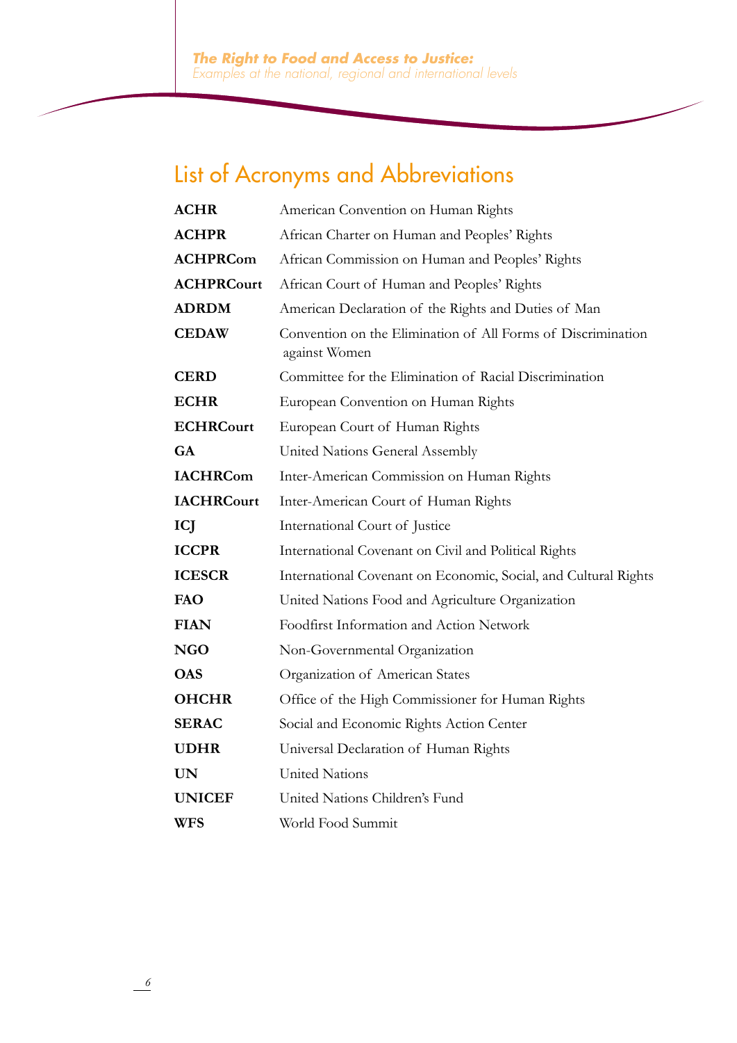## List of Acronyms and Abbreviations

| | |
|---|---|
| **ACHR** | American Convention on Human Rights |
| **ACHPR** | African Charter on Human and Peoples' Rights |
| **ACHPRCom** | African Commission on Human and Peoples' Rights |
| **ACHPRCourt** | African Court of Human and Peoples' Rights |
| **ADRDM** | American Declaration of the Rights and Duties of Man |
| **CEDAW** | Convention on the Elimination of All Forms of Discrimination against Women |
| **CERD** | Committee for the Elimination of Racial Discrimination |
| **ECHR** | European Convention on Human Rights |
| **ECHRCourt** | European Court of Human Rights |
| **GA** | United Nations General Assembly |
| **IACHRCom** | Inter-American Commission on Human Rights |
| **IACHRCourt** | Inter-American Court of Human Rights |
| **ICJ** | International Court of Justice |
| **ICCPR** | International Covenant on Civil and Political Rights |
| **ICESCR** | International Covenant on Economic, Social, and Cultural Rights |
| **FAO** | United Nations Food and Agriculture Organization |
| **FIAN** | Foodfirst Information and Action Network |
| **NGO** | Non-Governmental Organization |
| **OAS** | Organization of American States |
| **OHCHR** | Office of the High Commissioner for Human Rights |
| **SERAC** | Social and Economic Rights Action Center |
| **UDHR** | Universal Declaration of Human Rights |
| **UN** | United Nations |
| **UNICEF** | United Nations Children's Fund |
| **WFS** | World Food Summit |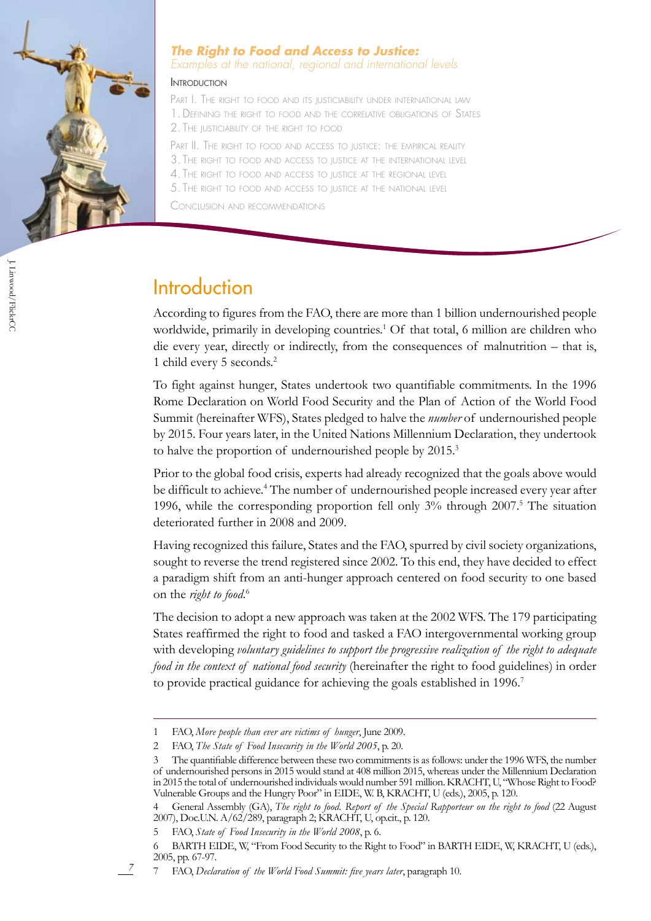***The Right to Food and Access to Justice:***
*Examples at the national, regional and international levels*

Introduction

Part I. The right to food and its justiciability under international law
1. Defining the right to food and the correlative obligations of States
2. The justiciability of the right to food

Part II. The right to food and access to justice: the empirical reality
3. The right to food and access to justice at the international level
4. The right to food and access to justice at the regional level
5. The right to food and access to justice at the national level

Conclusion and recommendations

J. Linwood/FlickrCC

# Introduction

According to figures from the FAO, there are more than 1 billion undernourished people worldwide, primarily in developing countries.[1] Of that total, 6 million are children who die every year, directly or indirectly, from the consequences of malnutrition – that is, 1 child every 5 seconds.[2]

To fight against hunger, States undertook two quantifiable commitments. In the 1996 Rome Declaration on World Food Security and the Plan of Action of the World Food Summit (hereinafter WFS), States pledged to halve the *number* of undernourished people by 2015. Four years later, in the United Nations Millennium Declaration, they undertook to halve the proportion of undernourished people by 2015.[3]

Prior to the global food crisis, experts had already recognized that the goals above would be difficult to achieve.[4] The number of undernourished people increased every year after 1996, while the corresponding proportion fell only 3% through 2007.[5] The situation deteriorated further in 2008 and 2009.

Having recognized this failure, States and the FAO, spurred by civil society organizations, sought to reverse the trend registered since 2002. To this end, they have decided to effect a paradigm shift from an anti-hunger approach centered on food security to one based on the *right to food*.[6]

The decision to adopt a new approach was taken at the 2002 WFS. The 179 participating States reaffirmed the right to food and tasked a FAO intergovernmental working group with developing *voluntary guidelines to support the progressive realization of the right to adequate food in the context of national food security* (hereinafter the right to food guidelines) in order to provide practical guidance for achieving the goals established in 1996.[7]

---

1 FAO, *More people than ever are victims of hunger*, June 2009.

2 FAO, *The State of Food Insecurity in the World 2005*, p. 20.

3 The quantifiable difference between these two commitments is as follows: under the 1996 WFS, the number of undernourished persons in 2015 would stand at 408 million 2015, whereas under the Millennium Declaration in 2015 the total of undernourished individuals would number 591 million. KRACHT, U, "Whose Right to Food? Vulnerable Groups and the Hungry Poor" in EIDE, W. B, KRACHT, U (eds.), 2005, p. 120.

4 General Assembly (GA), *The right to food. Report of the Special Rapporteur on the right to food* (22 August 2007), Doc.U.N. A/62/289, paragraph 2; KRACHT, U, op.cit., p. 120.

5 FAO, *State of Food Insecurity in the World 2008*, p. 6.

6 BARTH EIDE, W, "From Food Security to the Right to Food" in BARTH EIDE, W, KRACHT, U (eds.), 2005, pp. 67-97.

7 FAO, *Declaration of the World Food Summit: five years later*, paragraph 10.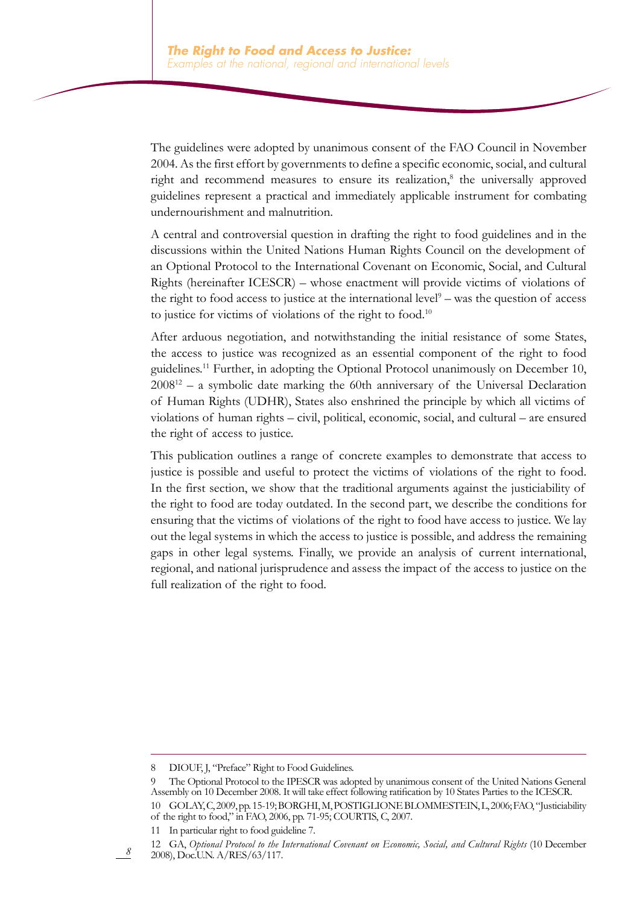The guidelines were adopted by unanimous consent of the FAO Council in November 2004. As the first effort by governments to define a specific economic, social, and cultural right and recommend measures to ensure its realization,[8] the universally approved guidelines represent a practical and immediately applicable instrument for combating undernourishment and malnutrition.

A central and controversial question in drafting the right to food guidelines and in the discussions within the United Nations Human Rights Council on the development of an Optional Protocol to the International Covenant on Economic, Social, and Cultural Rights (hereinafter ICESCR) – whose enactment will provide victims of violations of the right to food access to justice at the international level[9] – was the question of access to justice for victims of violations of the right to food.[10]

After arduous negotiation, and notwithstanding the initial resistance of some States, the access to justice was recognized as an essential component of the right to food guidelines.[11] Further, in adopting the Optional Protocol unanimously on December 10, 2008[12] – a symbolic date marking the 60th anniversary of the Universal Declaration of Human Rights (UDHR), States also enshrined the principle by which all victims of violations of human rights – civil, political, economic, social, and cultural – are ensured the right of access to justice.

This publication outlines a range of concrete examples to demonstrate that access to justice is possible and useful to protect the victims of violations of the right to food. In the first section, we show that the traditional arguments against the justiciability of the right to food are today outdated. In the second part, we describe the conditions for ensuring that the victims of violations of the right to food have access to justice. We lay out the legal systems in which the access to justice is possible, and address the remaining gaps in other legal systems. Finally, we provide an analysis of current international, regional, and national jurisprudence and assess the impact of the access to justice on the full realization of the right to food.

---

8 DIOUF, J, "Preface" Right to Food Guidelines.

9 The Optional Protocol to the IPESCR was adopted by unanimous consent of the United Nations General Assembly on 10 December 2008. It will take effect following ratification by 10 States Parties to the ICESCR.

10 GOLAY, C, 2009, pp. 15-19; BORGHI, M, POSTIGLIONE BLOMMESTEIN, L, 2006; FAO, "Justiciability of the right to food," in FAO, 2006, pp. 71-95; COURTIS, C, 2007.

11 In particular right to food guideline 7.

12 GA, *Optional Protocol to the International Covenant on Economic, Social, and Cultural Rights* (10 December 2008), Doc.U.N. A/RES/63/117.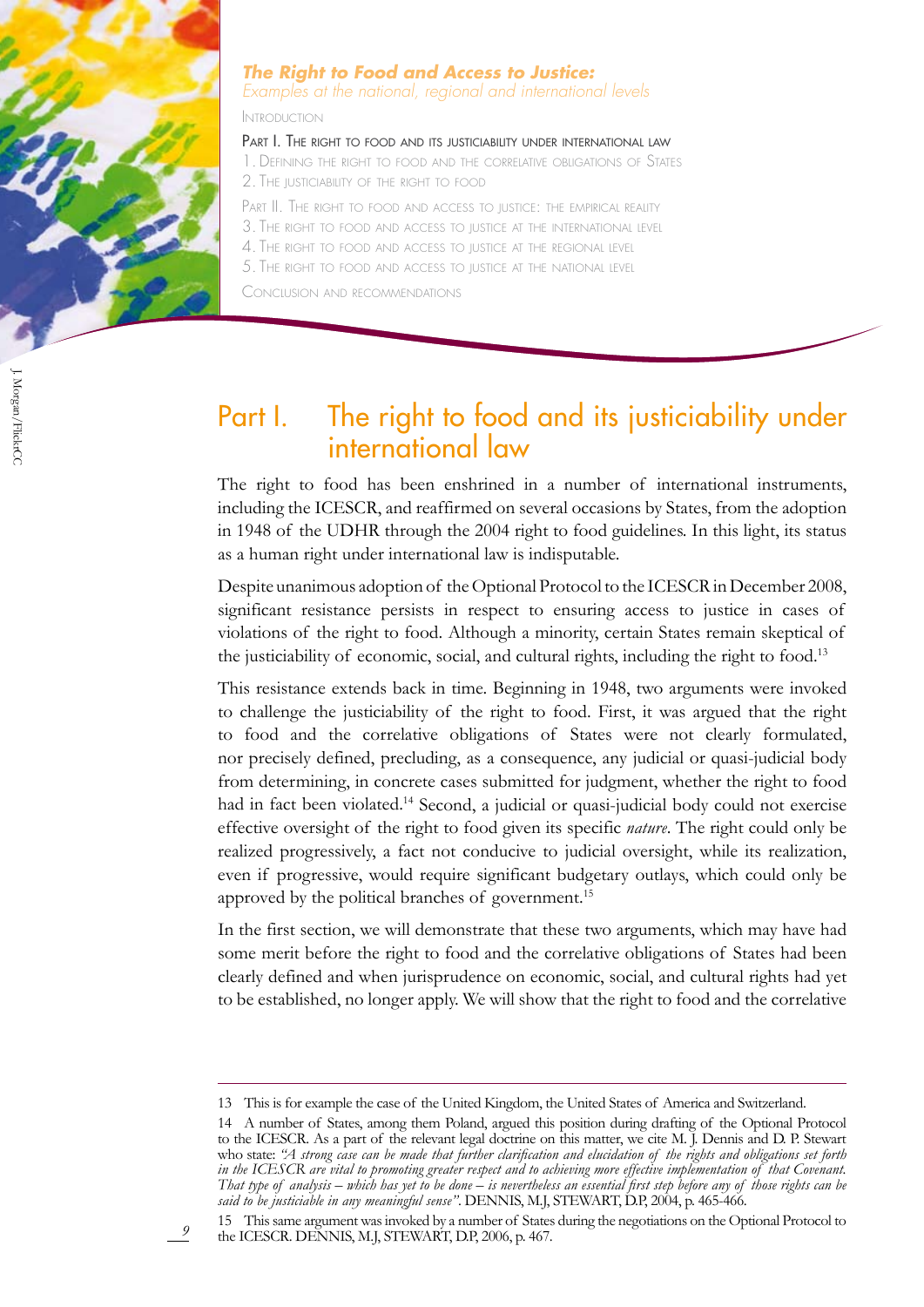*The Right to Food and Access to Justice:*
*Examples at the national, regional and international levels*

Introduction

Part I. The right to food and its justiciability under international law

1. Defining the right to food and the correlative obligations of States
2. The justiciability of the right to food

Part II. The right to food and access to justice: the empirical reality

3. The right to food and access to justice at the international level
4. The right to food and access to justice at the regional level
5. The right to food and access to justice at the national level

Conclusion and recommendations

J. Morgan/FlickrCC

# Part I. The right to food and its justiciability under international law

The right to food has been enshrined in a number of international instruments, including the ICESCR, and reaffirmed on several occasions by States, from the adoption in 1948 of the UDHR through the 2004 right to food guidelines. In this light, its status as a human right under international law is indisputable.

Despite unanimous adoption of the Optional Protocol to the ICESCR in December 2008, significant resistance persists in respect to ensuring access to justice in cases of violations of the right to food. Although a minority, certain States remain skeptical of the justiciability of economic, social, and cultural rights, including the right to food.[13]

This resistance extends back in time. Beginning in 1948, two arguments were invoked to challenge the justiciability of the right to food. First, it was argued that the right to food and the correlative obligations of States were not clearly formulated, nor precisely defined, precluding, as a consequence, any judicial or quasi-judicial body from determining, in concrete cases submitted for judgment, whether the right to food had in fact been violated.[14] Second, a judicial or quasi-judicial body could not exercise effective oversight of the right to food given its specific *nature*. The right could only be realized progressively, a fact not conducive to judicial oversight, while its realization, even if progressive, would require significant budgetary outlays, which could only be approved by the political branches of government.[15]

In the first section, we will demonstrate that these two arguments, which may have had some merit before the right to food and the correlative obligations of States had been clearly defined and when jurisprudence on economic, social, and cultural rights had yet to be established, no longer apply. We will show that the right to food and the correlative

---

13 This is for example the case of the United Kingdom, the United States of America and Switzerland.

14 A number of States, among them Poland, argued this position during drafting of the Optional Protocol to the ICESCR. As a part of the relevant legal doctrine on this matter, we cite M. J. Dennis and D. P. Stewart who state: *"A strong case can be made that further clarification and elucidation of the rights and obligations set forth in the ICESCR are vital to promoting greater respect and to achieving more effective implementation of that Covenant. That type of analysis – which has yet to be done – is nevertheless an essential first step before any of those rights can be said to be justiciable in any meaningful sense".* DENNIS, M.J, STEWART, D.P, 2004, p. 465-466.

15 This same argument was invoked by a number of States during the negotiations on the Optional Protocol to the ICESCR. DENNIS, M.J, STEWART, D.P, 2006, p. 467.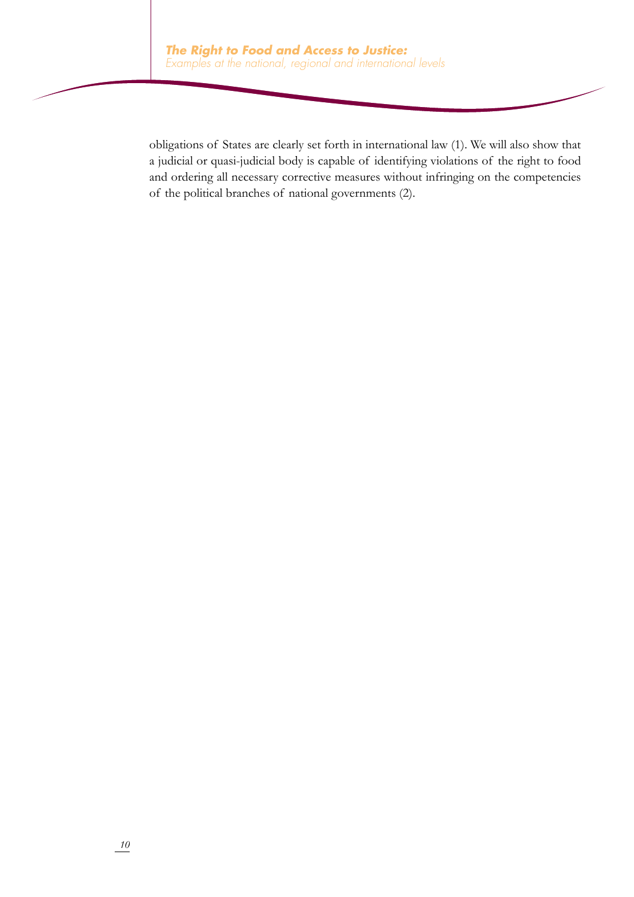obligations of States are clearly set forth in international law (1). We will also show that a judicial or quasi-judicial body is capable of identifying violations of the right to food and ordering all necessary corrective measures without infringing on the competencies of the political branches of national governments (2).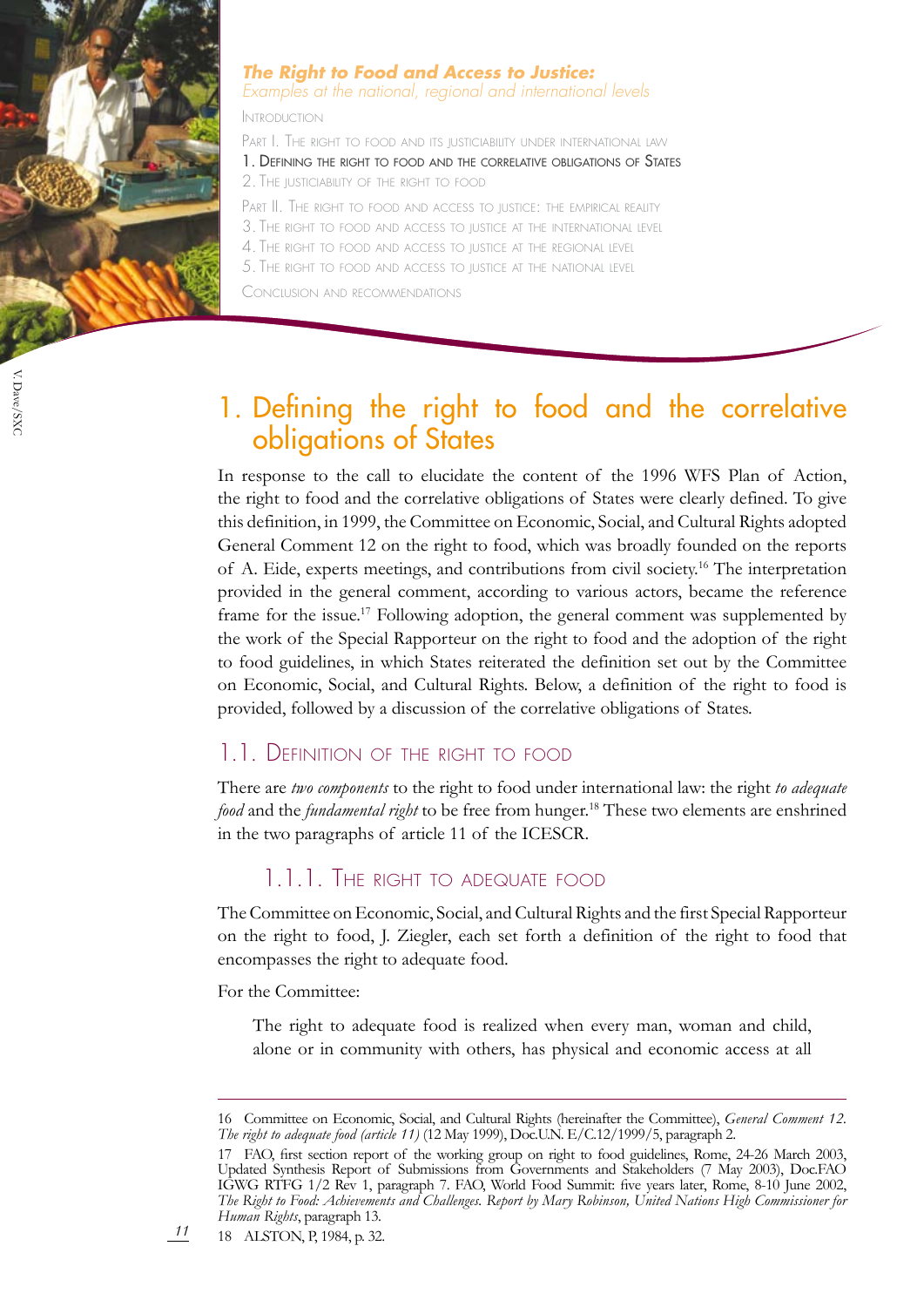*The Right to Food and Access to Justice:*
*Examples at the national, regional and international levels*

Introduction

Part I. The right to food and its justiciability under international law

1. Defining the right to food and the correlative obligations of States

2. The justiciability of the right to food

Part II. The right to food and access to justice: the empirical reality

3. The right to food and access to justice at the international level

4. The right to food and access to justice at the regional level

5. The right to food and access to justice at the national level

Conclusion and recommendations

# 1. Defining the right to food and the correlative obligations of States

In response to the call to elucidate the content of the 1996 WFS Plan of Action, the right to food and the correlative obligations of States were clearly defined. To give this definition, in 1999, the Committee on Economic, Social, and Cultural Rights adopted General Comment 12 on the right to food, which was broadly founded on the reports of A. Eide, experts meetings, and contributions from civil society.[16] The interpretation provided in the general comment, according to various actors, became the reference frame for the issue.[17] Following adoption, the general comment was supplemented by the work of the Special Rapporteur on the right to food and the adoption of the right to food guidelines, in which States reiterated the definition set out by the Committee on Economic, Social, and Cultural Rights. Below, a definition of the right to food is provided, followed by a discussion of the correlative obligations of States.

## 1.1. Definition of the right to food

There are *two components* to the right to food under international law: the right *to adequate food* and the *fundamental right* to be free from hunger.[18] These two elements are enshrined in the two paragraphs of article 11 of the ICESCR.

### 1.1.1. The right to adequate food

The Committee on Economic, Social, and Cultural Rights and the first Special Rapporteur on the right to food, J. Ziegler, each set forth a definition of the right to food that encompasses the right to adequate food.

For the Committee:

> The right to adequate food is realized when every man, woman and child, alone or in community with others, has physical and economic access at all

---

16 Committee on Economic, Social, and Cultural Rights (hereinafter the Committee), *General Comment 12. The right to adequate food (article 11)* (12 May 1999), Doc.U.N. E/C.12/1999/5, paragraph 2.

17 FAO, first section report of the working group on right to food guidelines, Rome, 24-26 March 2003, Updated Synthesis Report of Submissions from Governments and Stakeholders (7 May 2003), Doc.FAO IGWG RTFG 1/2 Rev 1, paragraph 7. FAO, World Food Summit: five years later, Rome, 8-10 June 2002, *The Right to Food: Achievements and Challenges. Report by Mary Robinson, United Nations High Commissioner for Human Rights*, paragraph 13.

18 ALSTON, P, 1984, p. 32.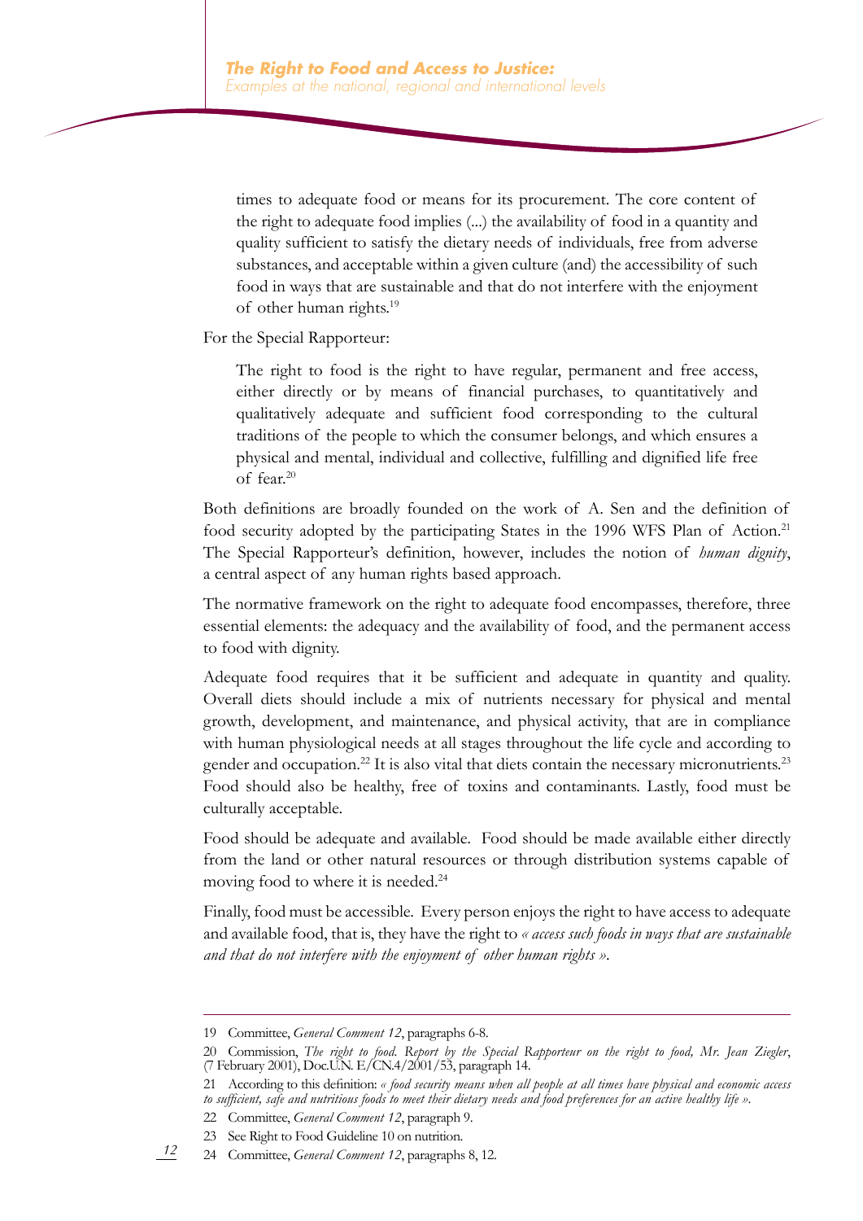> times to adequate food or means for its procurement. The core content of the right to adequate food implies (...) the availability of food in a quantity and quality sufficient to satisfy the dietary needs of individuals, free from adverse substances, and acceptable within a given culture (and) the accessibility of such food in ways that are sustainable and that do not interfere with the enjoyment of other human rights.[19]

For the Special Rapporteur:

> The right to food is the right to have regular, permanent and free access, either directly or by means of financial purchases, to quantitatively and qualitatively adequate and sufficient food corresponding to the cultural traditions of the people to which the consumer belongs, and which ensures a physical and mental, individual and collective, fulfilling and dignified life free of fear.[20]

Both definitions are broadly founded on the work of A. Sen and the definition of food security adopted by the participating States in the 1996 WFS Plan of Action.[21] The Special Rapporteur's definition, however, includes the notion of *human dignity*, a central aspect of any human rights based approach.

The normative framework on the right to adequate food encompasses, therefore, three essential elements: the adequacy and the availability of food, and the permanent access to food with dignity.

Adequate food requires that it be sufficient and adequate in quantity and quality. Overall diets should include a mix of nutrients necessary for physical and mental growth, development, and maintenance, and physical activity, that are in compliance with human physiological needs at all stages throughout the life cycle and according to gender and occupation.[22] It is also vital that diets contain the necessary micronutrients.[23] Food should also be healthy, free of toxins and contaminants. Lastly, food must be culturally acceptable.

Food should be adequate and available. Food should be made available either directly from the land or other natural resources or through distribution systems capable of moving food to where it is needed.[24]

Finally, food must be accessible. Every person enjoys the right to have access to adequate and available food, that is, they have the right to *« access such foods in ways that are sustainable and that do not interfere with the enjoyment of other human rights »*.

---

19 Committee, *General Comment 12*, paragraphs 6-8.

20 Commission, *The right to food. Report by the Special Rapporteur on the right to food, Mr. Jean Ziegler*, (7 February 2001), Doc.U.N. E/CN.4/2001/53, paragraph 14.

21 According to this definition: *« food security means when all people at all times have physical and economic access to sufficient, safe and nutritious foods to meet their dietary needs and food preferences for an active healthy life »*.

22 Committee, *General Comment 12*, paragraph 9.

23 See Right to Food Guideline 10 on nutrition.

24 Committee, *General Comment 12*, paragraphs 8, 12.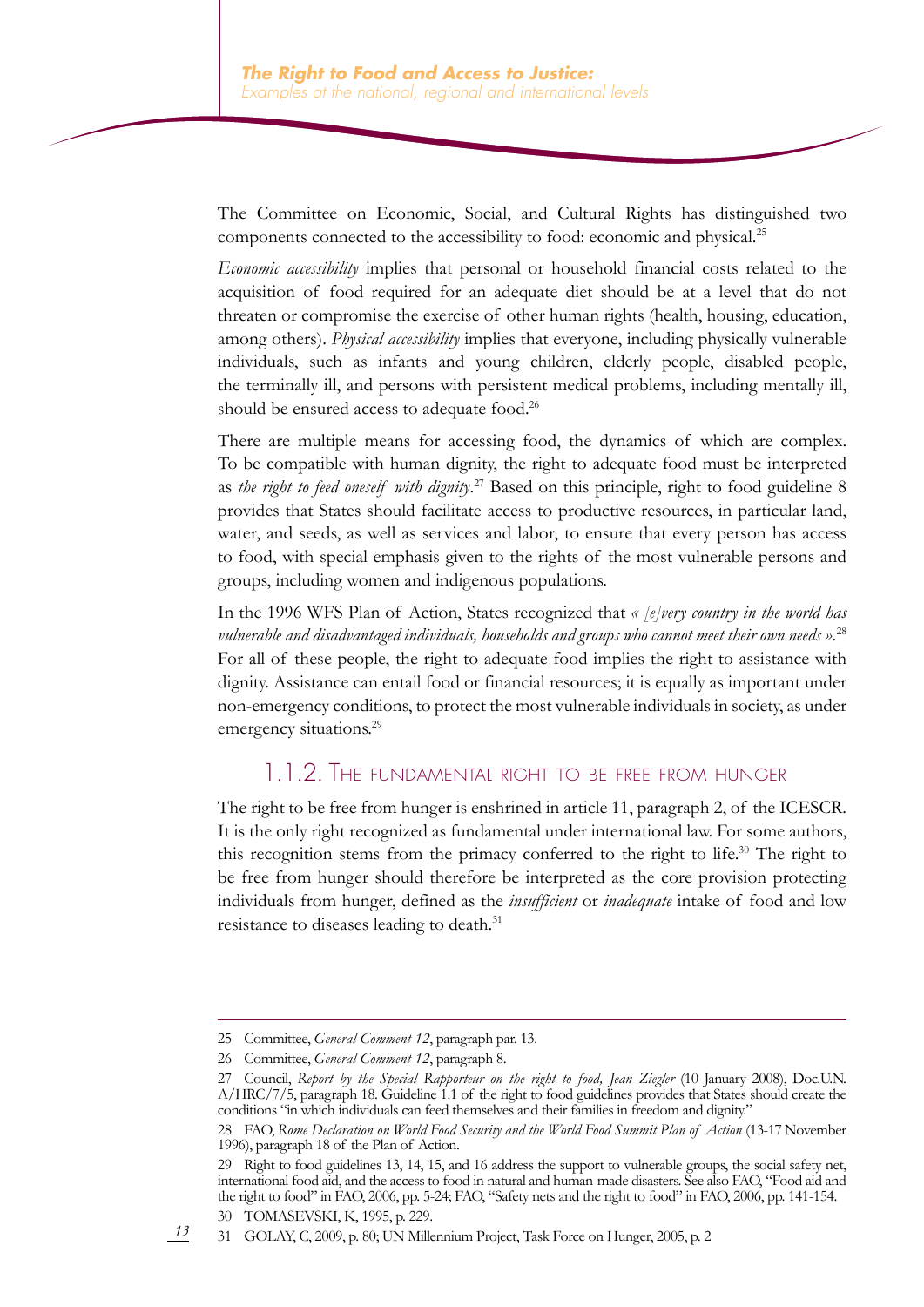The Committee on Economic, Social, and Cultural Rights has distinguished two components connected to the accessibility to food: economic and physical.[25]

*Economic accessibility* implies that personal or household financial costs related to the acquisition of food required for an adequate diet should be at a level that do not threaten or compromise the exercise of other human rights (health, housing, education, among others). *Physical accessibility* implies that everyone, including physically vulnerable individuals, such as infants and young children, elderly people, disabled people, the terminally ill, and persons with persistent medical problems, including mentally ill, should be ensured access to adequate food.[26]

There are multiple means for accessing food, the dynamics of which are complex. To be compatible with human dignity, the right to adequate food must be interpreted as *the right to feed oneself with dignity*.[27] Based on this principle, right to food guideline 8 provides that States should facilitate access to productive resources, in particular land, water, and seeds, as well as services and labor, to ensure that every person has access to food, with special emphasis given to the rights of the most vulnerable persons and groups, including women and indigenous populations.

In the 1996 WFS Plan of Action, States recognized that *« [e]very country in the world has vulnerable and disadvantaged individuals, households and groups who cannot meet their own needs »*.[28] For all of these people, the right to adequate food implies the right to assistance with dignity. Assistance can entail food or financial resources; it is equally as important under non-emergency conditions, to protect the most vulnerable individuals in society, as under emergency situations.[29]

### 1.1.2. The fundamental right to be free from hunger

The right to be free from hunger is enshrined in article 11, paragraph 2, of the ICESCR. It is the only right recognized as fundamental under international law. For some authors, this recognition stems from the primacy conferred to the right to life.[30] The right to be free from hunger should therefore be interpreted as the core provision protecting individuals from hunger, defined as the *insufficient* or *inadequate* intake of food and low resistance to diseases leading to death.[31]

---

25 Committee, *General Comment 12*, paragraph par. 13.

26 Committee, *General Comment 12*, paragraph 8.

27 Council, *Report by the Special Rapporteur on the right to food, Jean Ziegler* (10 January 2008), Doc.U.N. A/HRC/7/5, paragraph 18. Guideline 1.1 of the right to food guidelines provides that States should create the conditions "in which individuals can feed themselves and their families in freedom and dignity."

28 FAO, *Rome Declaration on World Food Security and the World Food Summit Plan of Action* (13-17 November 1996), paragraph 18 of the Plan of Action.

29 Right to food guidelines 13, 14, 15, and 16 address the support to vulnerable groups, the social safety net, international food aid, and the access to food in natural and human-made disasters. See also FAO, "Food aid and the right to food" in FAO, 2006, pp. 5-24; FAO, "Safety nets and the right to food" in FAO, 2006, pp. 141-154.

30 TOMASEVSKI, K, 1995, p. 229.

31 GOLAY, C, 2009, p. 80; UN Millennium Project, Task Force on Hunger, 2005, p. 2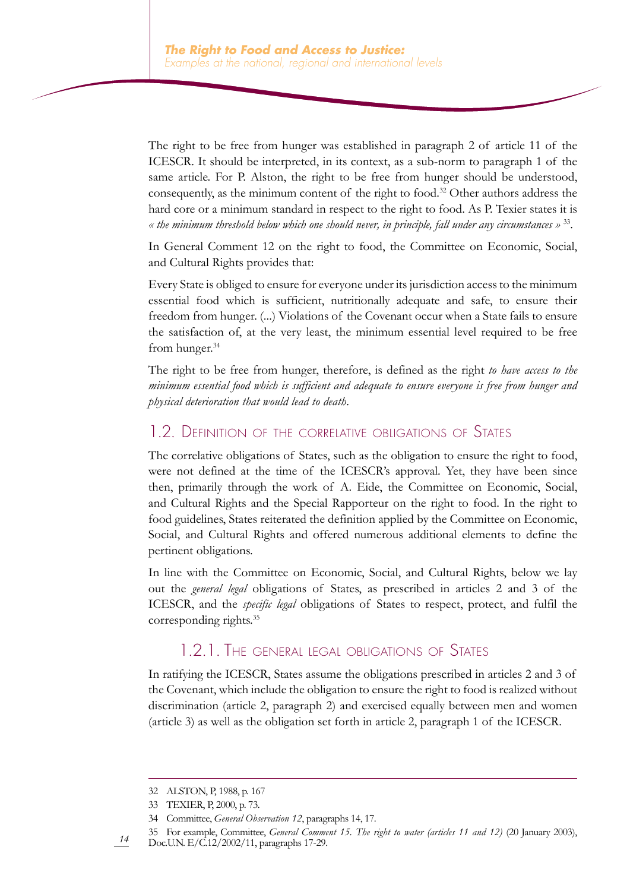The right to be free from hunger was established in paragraph 2 of article 11 of the ICESCR. It should be interpreted, in its context, as a sub-norm to paragraph 1 of the same article. For P. Alston, the right to be free from hunger should be understood, consequently, as the minimum content of the right to food.[32] Other authors address the hard core or a minimum standard in respect to the right to food. As P. Texier states it is *« the minimum threshold below which one should never, in principle, fall under any circumstances »* [33].

In General Comment 12 on the right to food, the Committee on Economic, Social, and Cultural Rights provides that:

Every State is obliged to ensure for everyone under its jurisdiction access to the minimum essential food which is sufficient, nutritionally adequate and safe, to ensure their freedom from hunger. (...) Violations of the Covenant occur when a State fails to ensure the satisfaction of, at the very least, the minimum essential level required to be free from hunger.[34]

The right to be free from hunger, therefore, is defined as the right *to have access to the minimum essential food which is sufficient and adequate to ensure everyone is free from hunger and physical deterioration that would lead to death*.

## 1.2. Definition of the correlative obligations of States

The correlative obligations of States, such as the obligation to ensure the right to food, were not defined at the time of the ICESCR's approval. Yet, they have been since then, primarily through the work of A. Eide, the Committee on Economic, Social, and Cultural Rights and the Special Rapporteur on the right to food. In the right to food guidelines, States reiterated the definition applied by the Committee on Economic, Social, and Cultural Rights and offered numerous additional elements to define the pertinent obligations.

In line with the Committee on Economic, Social, and Cultural Rights, below we lay out the *general legal* obligations of States, as prescribed in articles 2 and 3 of the ICESCR, and the *specific legal* obligations of States to respect, protect, and fulfil the corresponding rights.[35]

### 1.2.1. The general legal obligations of States

In ratifying the ICESCR, States assume the obligations prescribed in articles 2 and 3 of the Covenant, which include the obligation to ensure the right to food is realized without discrimination (article 2, paragraph 2) and exercised equally between men and women (article 3) as well as the obligation set forth in article 2, paragraph 1 of the ICESCR.

---

32 ALSTON, P, 1988, p. 167

33 TEXIER, P, 2000, p. 73.

34 Committee, *General Observation 12*, paragraphs 14, 17.

35 For example, Committee, *General Comment 15. The right to water (articles 11 and 12)* (20 January 2003), Doc.U.N. E/C.12/2002/11, paragraphs 17-29.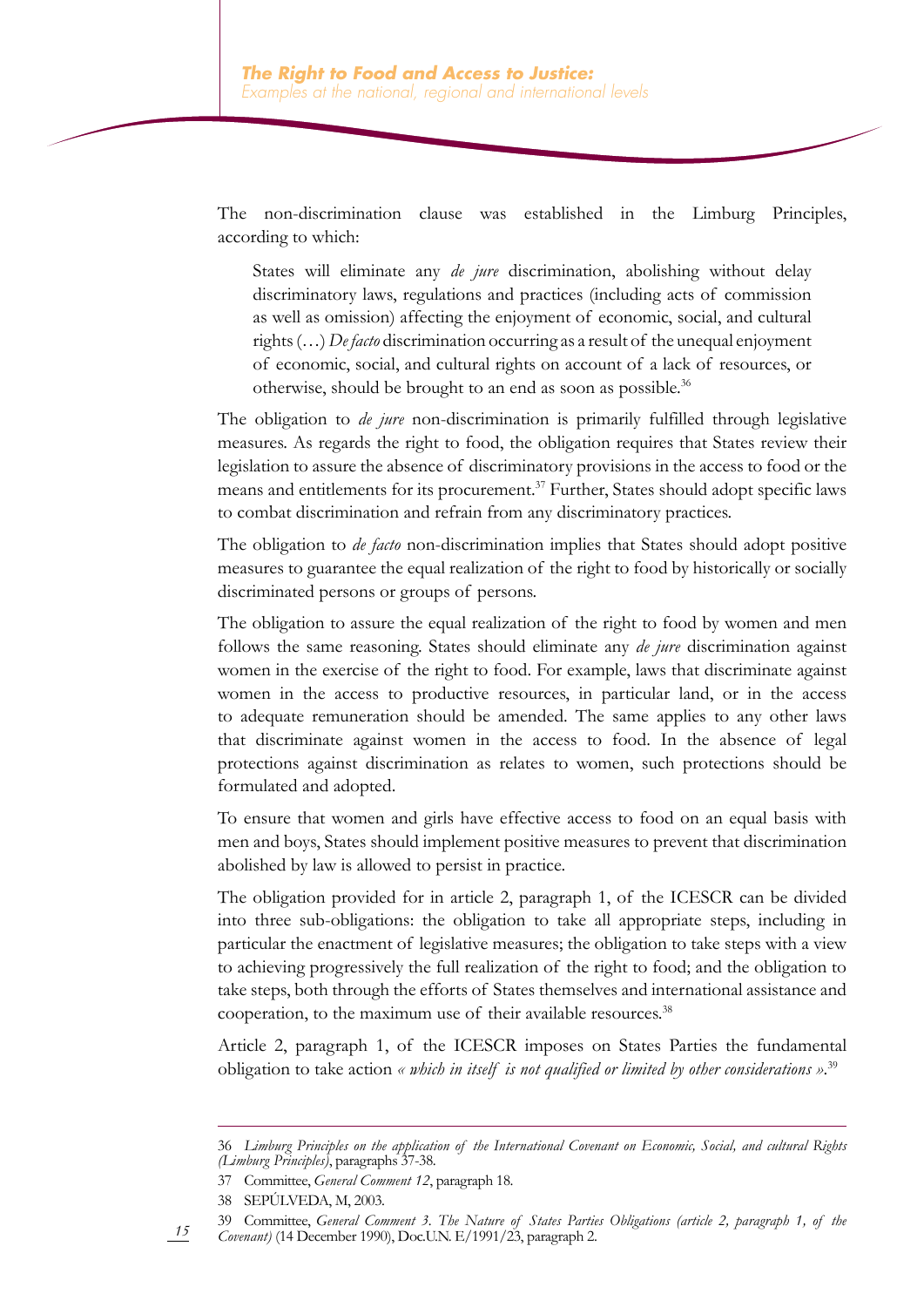The non-discrimination clause was established in the Limburg Principles, according to which:

> States will eliminate any *de jure* discrimination, abolishing without delay discriminatory laws, regulations and practices (including acts of commission as well as omission) affecting the enjoyment of economic, social, and cultural rights (…) *De facto* discrimination occurring as a result of the unequal enjoyment of economic, social, and cultural rights on account of a lack of resources, or otherwise, should be brought to an end as soon as possible.[36]

The obligation to *de jure* non-discrimination is primarily fulfilled through legislative measures. As regards the right to food, the obligation requires that States review their legislation to assure the absence of discriminatory provisions in the access to food or the means and entitlements for its procurement.[37] Further, States should adopt specific laws to combat discrimination and refrain from any discriminatory practices.

The obligation to *de facto* non-discrimination implies that States should adopt positive measures to guarantee the equal realization of the right to food by historically or socially discriminated persons or groups of persons.

The obligation to assure the equal realization of the right to food by women and men follows the same reasoning. States should eliminate any *de jure* discrimination against women in the exercise of the right to food. For example, laws that discriminate against women in the access to productive resources, in particular land, or in the access to adequate remuneration should be amended. The same applies to any other laws that discriminate against women in the access to food. In the absence of legal protections against discrimination as relates to women, such protections should be formulated and adopted.

To ensure that women and girls have effective access to food on an equal basis with men and boys, States should implement positive measures to prevent that discrimination abolished by law is allowed to persist in practice.

The obligation provided for in article 2, paragraph 1, of the ICESCR can be divided into three sub-obligations: the obligation to take all appropriate steps, including in particular the enactment of legislative measures; the obligation to take steps with a view to achieving progressively the full realization of the right to food; and the obligation to take steps, both through the efforts of States themselves and international assistance and cooperation, to the maximum use of their available resources.[38]

Article 2, paragraph 1, of the ICESCR imposes on States Parties the fundamental obligation to take action *« which in itself is not qualified or limited by other considerations »*.[39]

---

36 *Limburg Principles on the application of the International Covenant on Economic, Social, and cultural Rights (Limburg Principles)*, paragraphs 37-38.

37 Committee, *General Comment 12*, paragraph 18.

38 SEPÚLVEDA, M, 2003.

39 Committee, *General Comment 3. The Nature of States Parties Obligations (article 2, paragraph 1, of the Covenant)* (14 December 1990), Doc.U.N. E/1991/23, paragraph 2.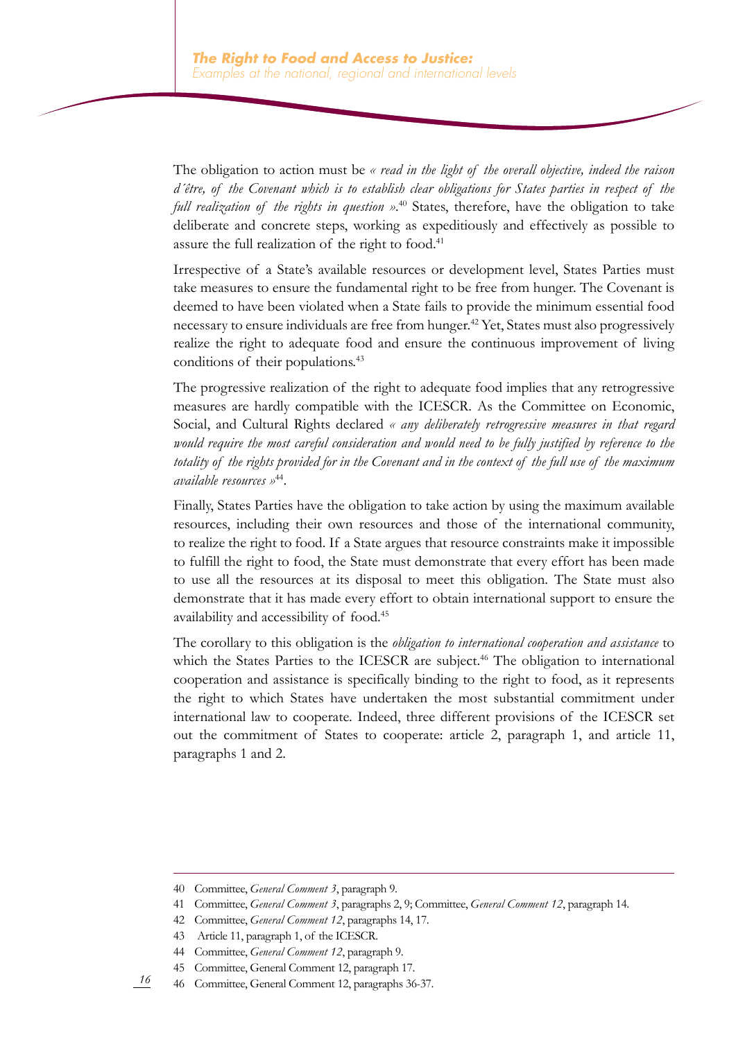The obligation to action must be *« read in the light of the overall objective, indeed the raison d´être, of the Covenant which is to establish clear obligations for States parties in respect of the full realization of the rights in question »*.[40] States, therefore, have the obligation to take deliberate and concrete steps, working as expeditiously and effectively as possible to assure the full realization of the right to food.[41]

Irrespective of a State's available resources or development level, States Parties must take measures to ensure the fundamental right to be free from hunger. The Covenant is deemed to have been violated when a State fails to provide the minimum essential food necessary to ensure individuals are free from hunger.[42] Yet, States must also progressively realize the right to adequate food and ensure the continuous improvement of living conditions of their populations.[43]

The progressive realization of the right to adequate food implies that any retrogressive measures are hardly compatible with the ICESCR. As the Committee on Economic, Social, and Cultural Rights declared *« any deliberately retrogressive measures in that regard would require the most careful consideration and would need to be fully justified by reference to the totality of the rights provided for in the Covenant and in the context of the full use of the maximum available resources »*[44].

Finally, States Parties have the obligation to take action by using the maximum available resources, including their own resources and those of the international community, to realize the right to food. If a State argues that resource constraints make it impossible to fulfill the right to food, the State must demonstrate that every effort has been made to use all the resources at its disposal to meet this obligation. The State must also demonstrate that it has made every effort to obtain international support to ensure the availability and accessibility of food.[45]

The corollary to this obligation is the *obligation to international cooperation and assistance* to which the States Parties to the ICESCR are subject.[46] The obligation to international cooperation and assistance is specifically binding to the right to food, as it represents the right to which States have undertaken the most substantial commitment under international law to cooperate. Indeed, three different provisions of the ICESCR set out the commitment of States to cooperate: article 2, paragraph 1, and article 11, paragraphs 1 and 2.

---

40 Committee, *General Comment 3*, paragraph 9.

41 Committee, *General Comment 3*, paragraphs 2, 9; Committee, *General Comment 12*, paragraph 14.

42 Committee, *General Comment 12*, paragraphs 14, 17.

43 Article 11, paragraph 1, of the ICESCR.

44 Committee, *General Comment 12*, paragraph 9.

45 Committee, General Comment 12, paragraph 17.

46 Committee, General Comment 12, paragraphs 36-37.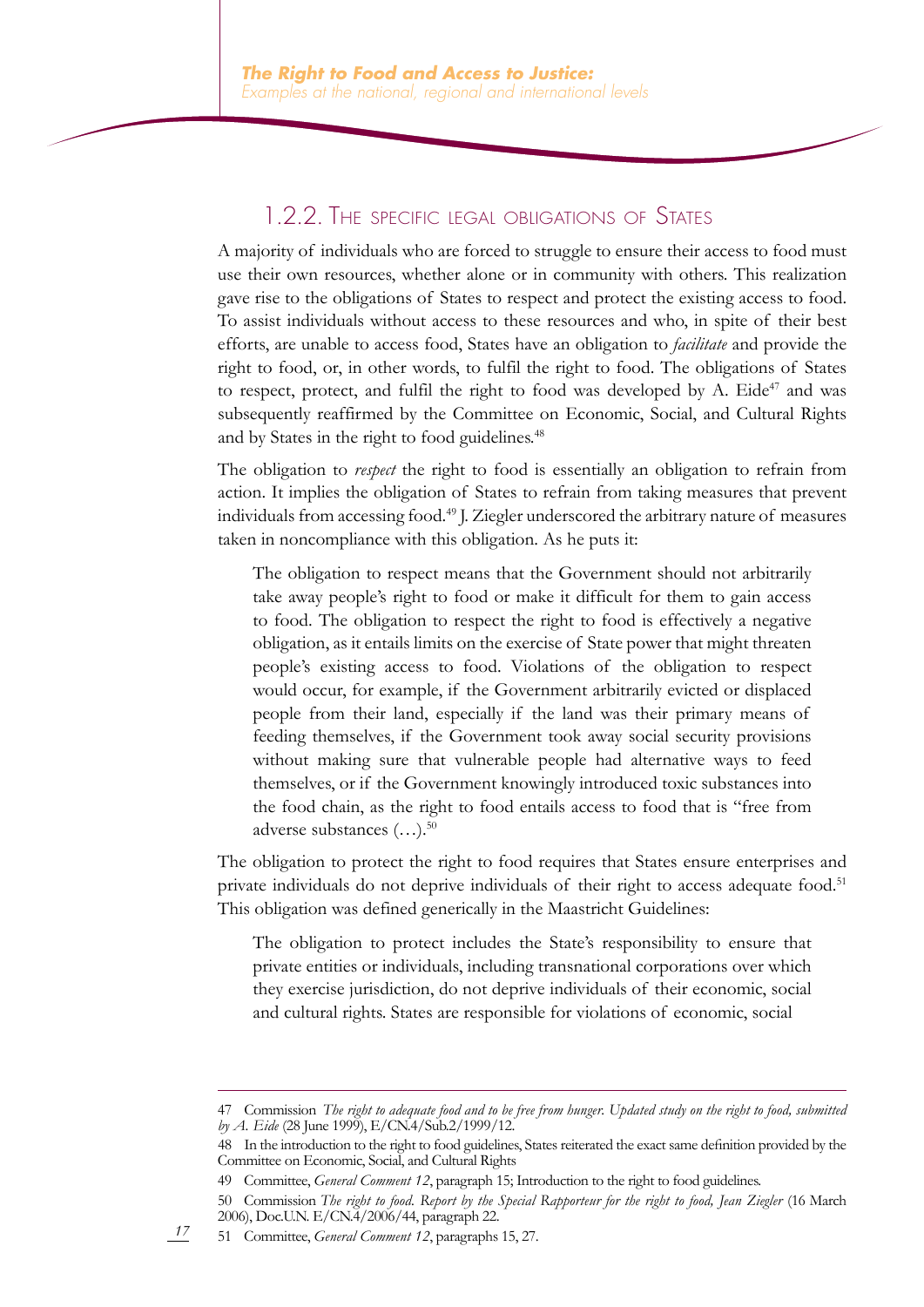### 1.2.2. The specific legal obligations of States

A majority of individuals who are forced to struggle to ensure their access to food must use their own resources, whether alone or in community with others. This realization gave rise to the obligations of States to respect and protect the existing access to food. To assist individuals without access to these resources and who, in spite of their best efforts, are unable to access food, States have an obligation to *facilitate* and provide the right to food, or, in other words, to fulfil the right to food. The obligations of States to respect, protect, and fulfil the right to food was developed by A. Eide[47] and was subsequently reaffirmed by the Committee on Economic, Social, and Cultural Rights and by States in the right to food guidelines.[48]

The obligation to *respect* the right to food is essentially an obligation to refrain from action. It implies the obligation of States to refrain from taking measures that prevent individuals from accessing food.[49] J. Ziegler underscored the arbitrary nature of measures taken in noncompliance with this obligation. As he puts it:

> The obligation to respect means that the Government should not arbitrarily take away people's right to food or make it difficult for them to gain access to food. The obligation to respect the right to food is effectively a negative obligation, as it entails limits on the exercise of State power that might threaten people's existing access to food. Violations of the obligation to respect would occur, for example, if the Government arbitrarily evicted or displaced people from their land, especially if the land was their primary means of feeding themselves, if the Government took away social security provisions without making sure that vulnerable people had alternative ways to feed themselves, or if the Government knowingly introduced toxic substances into the food chain, as the right to food entails access to food that is "free from adverse substances (…).[50]

The obligation to protect the right to food requires that States ensure enterprises and private individuals do not deprive individuals of their right to access adequate food.[51] This obligation was defined generically in the Maastricht Guidelines:

> The obligation to protect includes the State's responsibility to ensure that private entities or individuals, including transnational corporations over which they exercise jurisdiction, do not deprive individuals of their economic, social and cultural rights. States are responsible for violations of economic, social

---

47 Commission *The right to adequate food and to be free from hunger. Updated study on the right to food, submitted by A. Eide* (28 June 1999), E/CN.4/Sub.2/1999/12.

48 In the introduction to the right to food guidelines, States reiterated the exact same definition provided by the Committee on Economic, Social, and Cultural Rights

49 Committee, *General Comment 12*, paragraph 15; Introduction to the right to food guidelines.

50 Commission *The right to food. Report by the Special Rapporteur for the right to food, Jean Ziegler* (16 March 2006), Doc.U.N. E/CN.4/2006/44, paragraph 22.

51 Committee, *General Comment 12*, paragraphs 15, 27.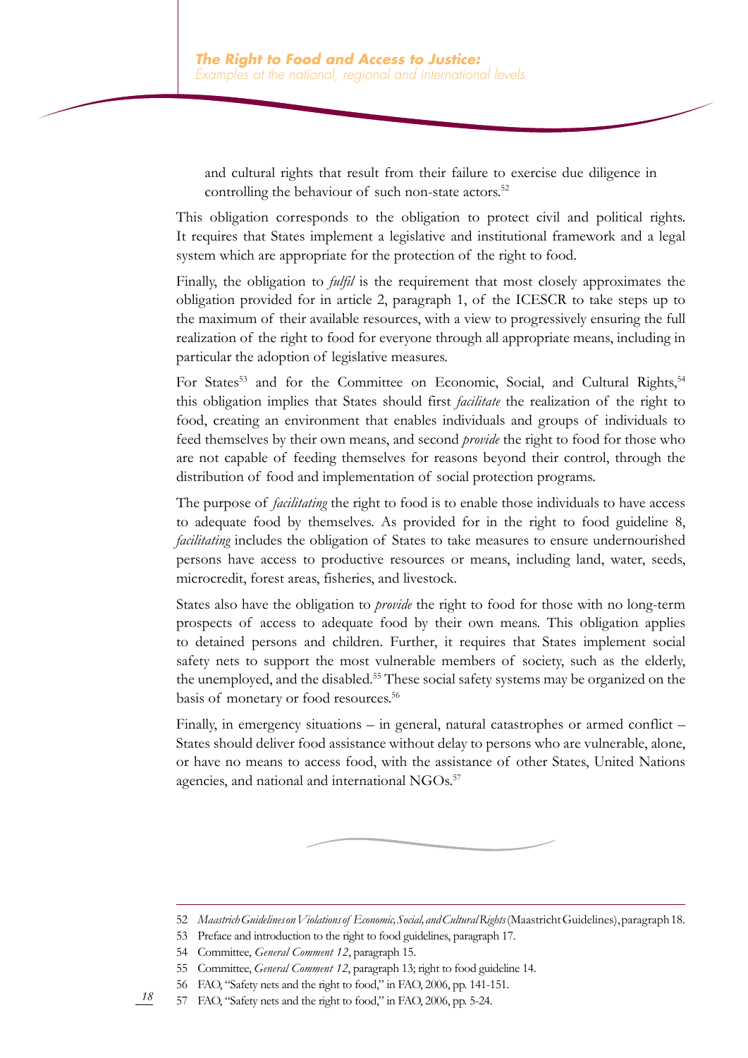and cultural rights that result from their failure to exercise due diligence in controlling the behaviour of such non-state actors.[52]

This obligation corresponds to the obligation to protect civil and political rights. It requires that States implement a legislative and institutional framework and a legal system which are appropriate for the protection of the right to food.

Finally, the obligation to *fulfil* is the requirement that most closely approximates the obligation provided for in article 2, paragraph 1, of the ICESCR to take steps up to the maximum of their available resources, with a view to progressively ensuring the full realization of the right to food for everyone through all appropriate means, including in particular the adoption of legislative measures.

For States[53] and for the Committee on Economic, Social, and Cultural Rights,[54] this obligation implies that States should first *facilitate* the realization of the right to food, creating an environment that enables individuals and groups of individuals to feed themselves by their own means, and second *provide* the right to food for those who are not capable of feeding themselves for reasons beyond their control, through the distribution of food and implementation of social protection programs.

The purpose of *facilitating* the right to food is to enable those individuals to have access to adequate food by themselves. As provided for in the right to food guideline 8, *facilitating* includes the obligation of States to take measures to ensure undernourished persons have access to productive resources or means, including land, water, seeds, microcredit, forest areas, fisheries, and livestock.

States also have the obligation to *provide* the right to food for those with no long-term prospects of access to adequate food by their own means. This obligation applies to detained persons and children. Further, it requires that States implement social safety nets to support the most vulnerable members of society, such as the elderly, the unemployed, and the disabled.[55] These social safety systems may be organized on the basis of monetary or food resources.[56]

Finally, in emergency situations – in general, natural catastrophes or armed conflict – States should deliver food assistance without delay to persons who are vulnerable, alone, or have no means to access food, with the assistance of other States, United Nations agencies, and national and international NGOs.[57]

---

52 *Maastricht Guidelines on Violations of Economic, Social, and Cultural Rights* (Maastricht Guidelines), paragraph 18.

53 Preface and introduction to the right to food guidelines, paragraph 17.

54 Committee, *General Comment 12*, paragraph 15.

55 Committee, *General Comment 12*, paragraph 13; right to food guideline 14.

56 FAO, "Safety nets and the right to food," in FAO, 2006, pp. 141-151.

57 FAO, "Safety nets and the right to food," in FAO, 2006, pp. 5-24.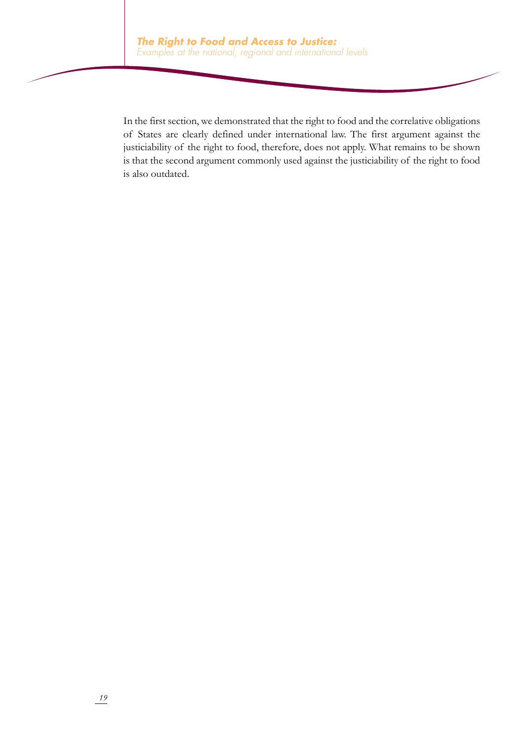In the first section, we demonstrated that the right to food and the correlative obligations of States are clearly defined under international law. The first argument against the justiciability of the right to food, therefore, does not apply. What remains to be shown is that the second argument commonly used against the justiciability of the right to food is also outdated.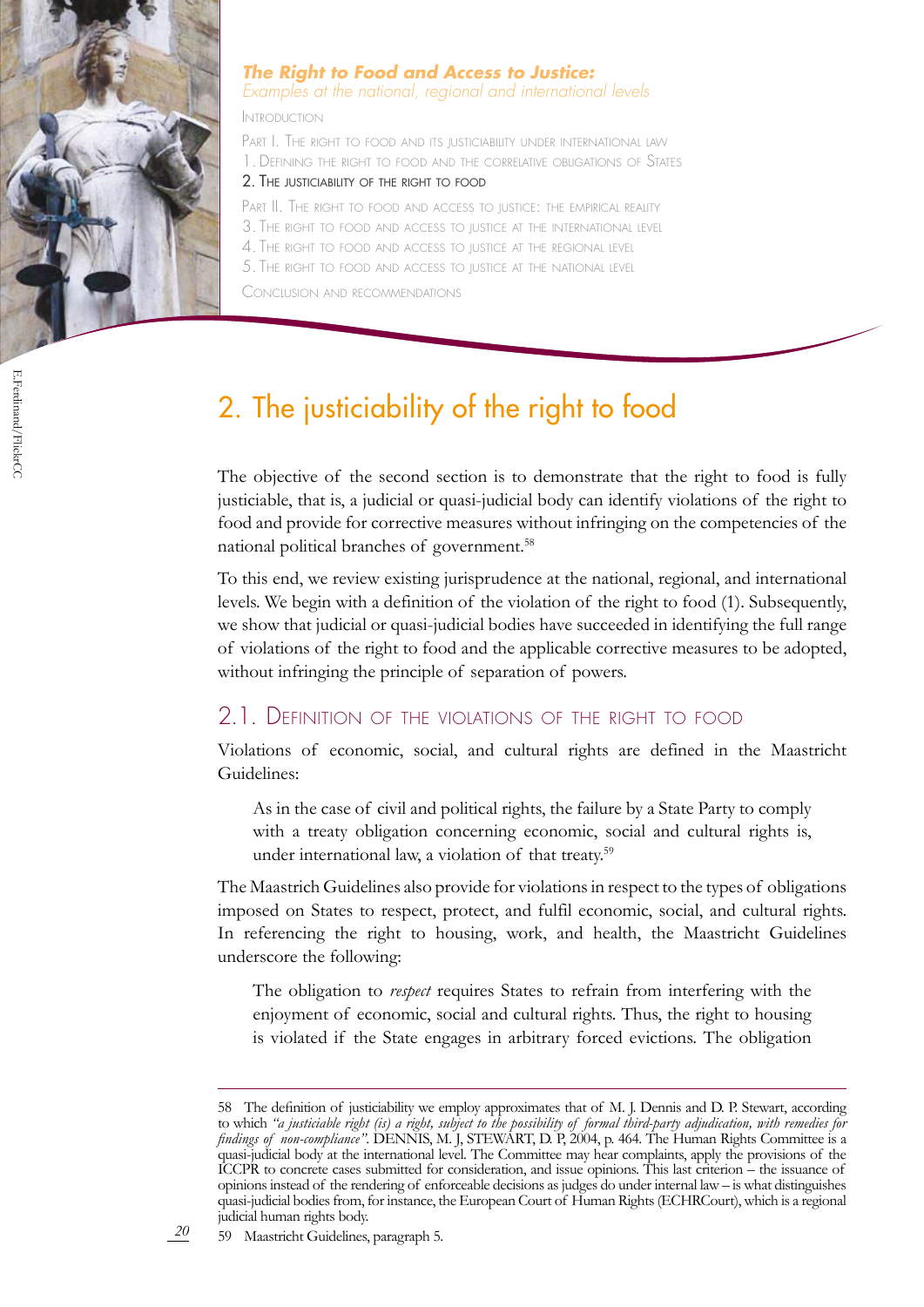# 2. The justiciability of the right to food

The objective of the second section is to demonstrate that the right to food is fully justiciable, that is, a judicial or quasi-judicial body can identify violations of the right to food and provide for corrective measures without infringing on the competencies of the national political branches of government.[58]

To this end, we review existing jurisprudence at the national, regional, and international levels. We begin with a definition of the violation of the right to food (1). Subsequently, we show that judicial or quasi-judicial bodies have succeeded in identifying the full range of violations of the right to food and the applicable corrective measures to be adopted, without infringing the principle of separation of powers.

## 2.1. Definition of the violations of the right to food

Violations of economic, social, and cultural rights are defined in the Maastricht Guidelines:

> As in the case of civil and political rights, the failure by a State Party to comply with a treaty obligation concerning economic, social and cultural rights is, under international law, a violation of that treaty.[59]

The Maastrich Guidelines also provide for violations in respect to the types of obligations imposed on States to respect, protect, and fulfil economic, social, and cultural rights. In referencing the right to housing, work, and health, the Maastricht Guidelines underscore the following:

> The obligation to *respect* requires States to refrain from interfering with the enjoyment of economic, social and cultural rights. Thus, the right to housing is violated if the State engages in arbitrary forced evictions. The obligation

---

58 The definition of justiciability we employ approximates that of M. J. Dennis and D. P. Stewart, according to which *"a justiciable right (is) a right, subject to the possibility of formal third-party adjudication, with remedies for findings of non-compliance"*. DENNIS, M. J, STEWART, D. P, 2004, p. 464. The Human Rights Committee is a quasi-judicial body at the international level. The Committee may hear complaints, apply the provisions of the ICCPR to concrete cases submitted for consideration, and issue opinions. This last criterion – the issuance of opinions instead of the rendering of enforceable decisions as judges do under internal law – is what distinguishes quasi-judicial bodies from, for instance, the European Court of Human Rights (ECHRCourt), which is a regional judicial human rights body.

59 Maastricht Guidelines, paragraph 5.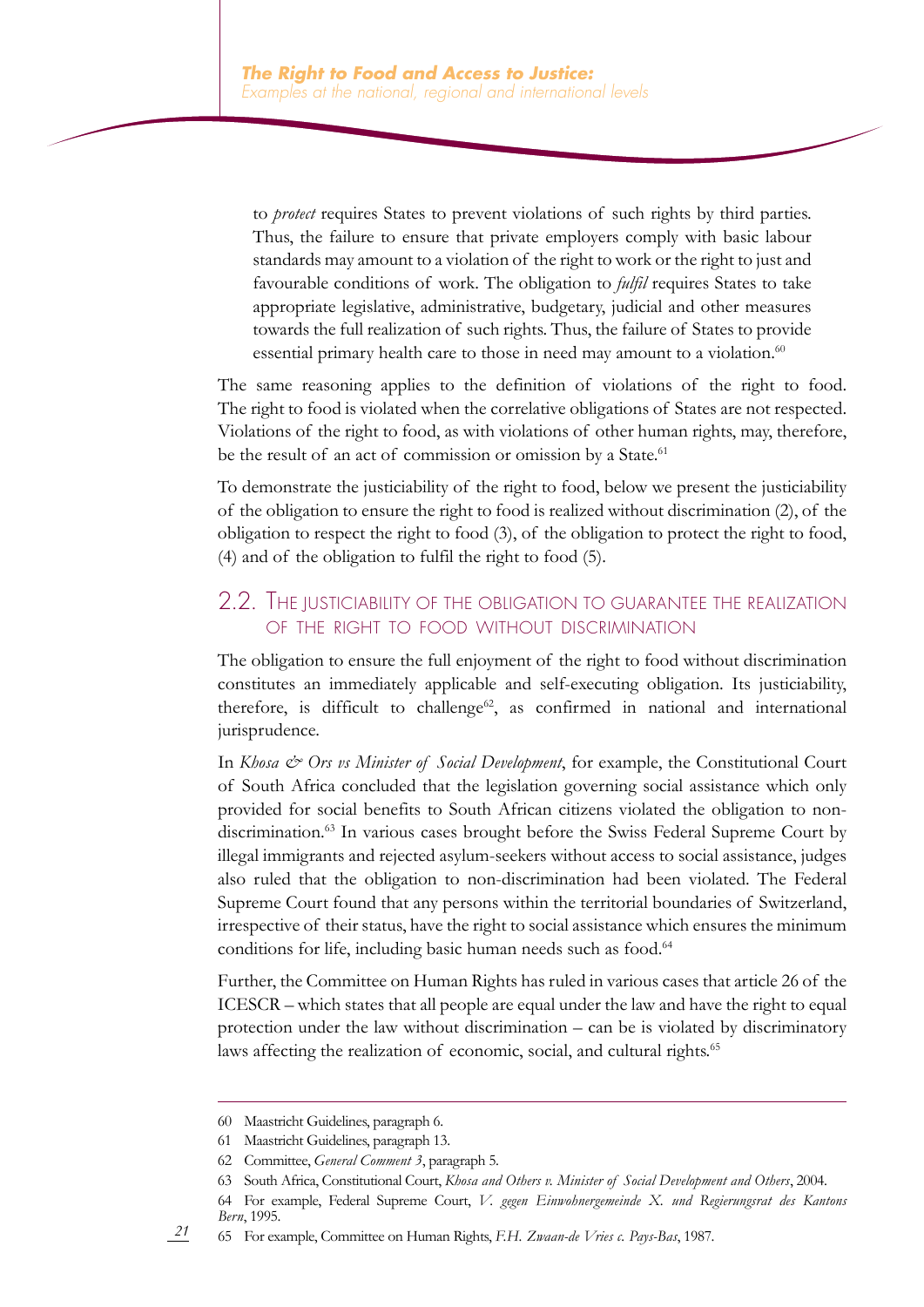to *protect* requires States to prevent violations of such rights by third parties. Thus, the failure to ensure that private employers comply with basic labour standards may amount to a violation of the right to work or the right to just and favourable conditions of work. The obligation to *fulfil* requires States to take appropriate legislative, administrative, budgetary, judicial and other measures towards the full realization of such rights. Thus, the failure of States to provide essential primary health care to those in need may amount to a violation.[60]

The same reasoning applies to the definition of violations of the right to food. The right to food is violated when the correlative obligations of States are not respected. Violations of the right to food, as with violations of other human rights, may, therefore, be the result of an act of commission or omission by a State.[61]

To demonstrate the justiciability of the right to food, below we present the justiciability of the obligation to ensure the right to food is realized without discrimination (2), of the obligation to respect the right to food (3), of the obligation to protect the right to food, (4) and of the obligation to fulfil the right to food (5).

## 2.2. The justiciability of the obligation to guarantee the realization of the right to food without discrimination

The obligation to ensure the full enjoyment of the right to food without discrimination constitutes an immediately applicable and self-executing obligation. Its justiciability, therefore, is difficult to challenge[62], as confirmed in national and international jurisprudence.

In *Khosa & Ors vs Minister of Social Development*, for example, the Constitutional Court of South Africa concluded that the legislation governing social assistance which only provided for social benefits to South African citizens violated the obligation to non-discrimination.[63] In various cases brought before the Swiss Federal Supreme Court by illegal immigrants and rejected asylum-seekers without access to social assistance, judges also ruled that the obligation to non-discrimination had been violated. The Federal Supreme Court found that any persons within the territorial boundaries of Switzerland, irrespective of their status, have the right to social assistance which ensures the minimum conditions for life, including basic human needs such as food.[64]

Further, the Committee on Human Rights has ruled in various cases that article 26 of the ICESCR – which states that all people are equal under the law and have the right to equal protection under the law without discrimination – can be is violated by discriminatory laws affecting the realization of economic, social, and cultural rights.[65]

---

60 Maastricht Guidelines, paragraph 6.

61 Maastricht Guidelines, paragraph 13.

62 Committee, *General Comment 3*, paragraph 5.

63 South Africa, Constitutional Court, *Khosa and Others v. Minister of Social Development and Others*, 2004.

64 For example, Federal Supreme Court, *V. gegen Einwohnergemeinde X. und Regierungsrat des Kantons Bern*, 1995.

65 For example, Committee on Human Rights, *F.H. Zwaan-de Vries c. Pays-Bas*, 1987.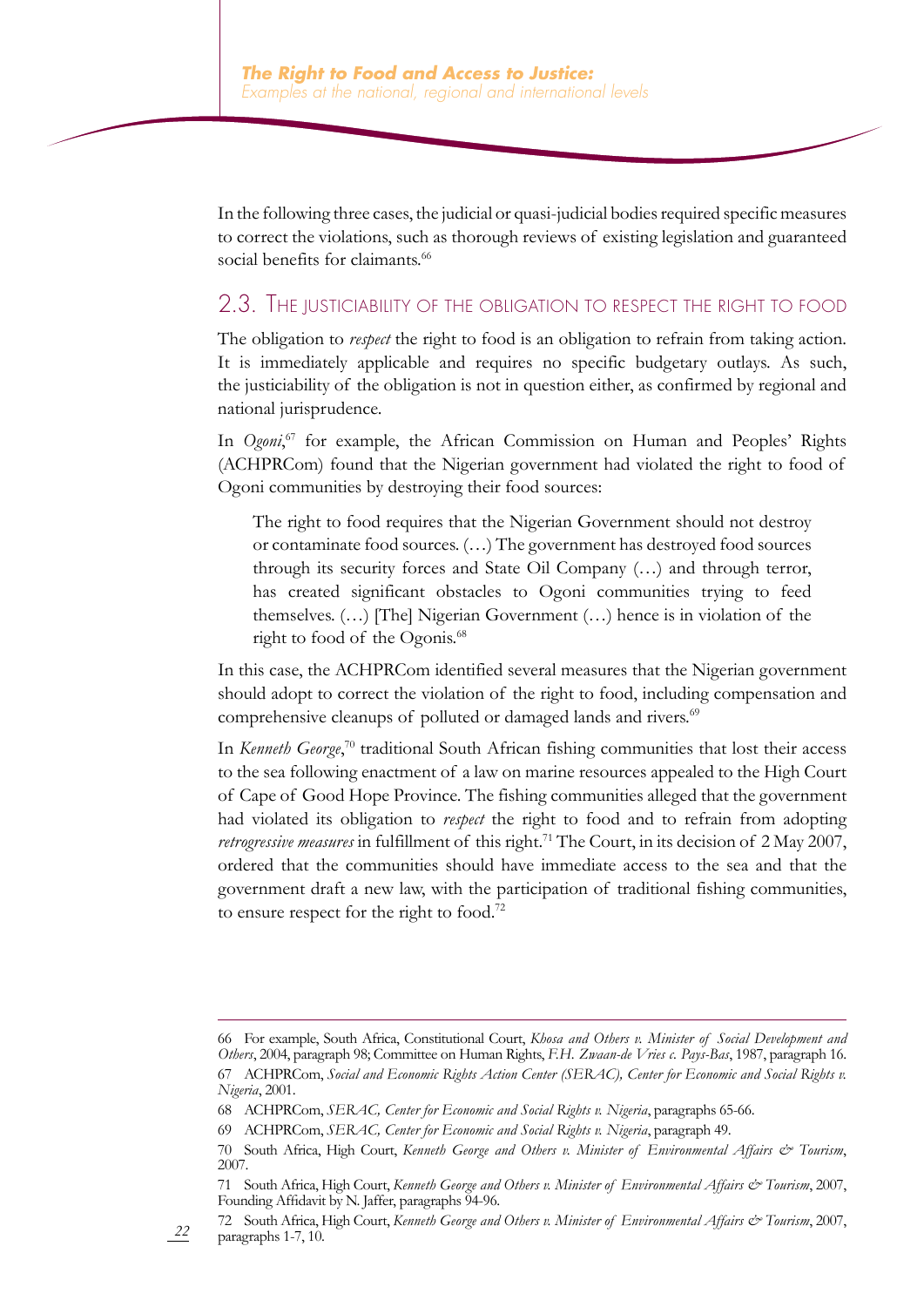In the following three cases, the judicial or quasi-judicial bodies required specific measures to correct the violations, such as thorough reviews of existing legislation and guaranteed social benefits for claimants.[66]

## 2.3. The justiciability of the obligation to respect the right to food

The obligation to *respect* the right to food is an obligation to refrain from taking action. It is immediately applicable and requires no specific budgetary outlays. As such, the justiciability of the obligation is not in question either, as confirmed by regional and national jurisprudence.

In *Ogoni*,[67] for example, the African Commission on Human and Peoples' Rights (ACHPRCom) found that the Nigerian government had violated the right to food of Ogoni communities by destroying their food sources:

> The right to food requires that the Nigerian Government should not destroy or contaminate food sources. (…) The government has destroyed food sources through its security forces and State Oil Company (…) and through terror, has created significant obstacles to Ogoni communities trying to feed themselves. (…) [The] Nigerian Government (…) hence is in violation of the right to food of the Ogonis.[68]

In this case, the ACHPRCom identified several measures that the Nigerian government should adopt to correct the violation of the right to food, including compensation and comprehensive cleanups of polluted or damaged lands and rivers.[69]

In *Kenneth George*,[70] traditional South African fishing communities that lost their access to the sea following enactment of a law on marine resources appealed to the High Court of Cape of Good Hope Province. The fishing communities alleged that the government had violated its obligation to *respect* the right to food and to refrain from adopting *retrogressive measures* in fulfillment of this right.[71] The Court, in its decision of 2 May 2007, ordered that the communities should have immediate access to the sea and that the government draft a new law, with the participation of traditional fishing communities, to ensure respect for the right to food.[72]

---

66 For example, South Africa, Constitutional Court, *Khosa and Others v. Minister of Social Development and Others*, 2004, paragraph 98; Committee on Human Rights, *F.H. Zwaan-de Vries c. Pays-Bas*, 1987, paragraph 16.

67 ACHPRCom, *Social and Economic Rights Action Center (SERAC), Center for Economic and Social Rights v. Nigeria*, 2001.

68 ACHPRCom, *SERAC, Center for Economic and Social Rights v. Nigeria*, paragraphs 65-66.

69 ACHPRCom, *SERAC, Center for Economic and Social Rights v. Nigeria*, paragraph 49.

70 South Africa, High Court, *Kenneth George and Others v. Minister of Environmental Affairs & Tourism*, 2007.

71 South Africa, High Court, *Kenneth George and Others v. Minister of Environmental Affairs & Tourism*, 2007, Founding Affidavit by N. Jaffer, paragraphs 94-96.

72 South Africa, High Court, *Kenneth George and Others v. Minister of Environmental Affairs & Tourism*, 2007, paragraphs 1-7, 10.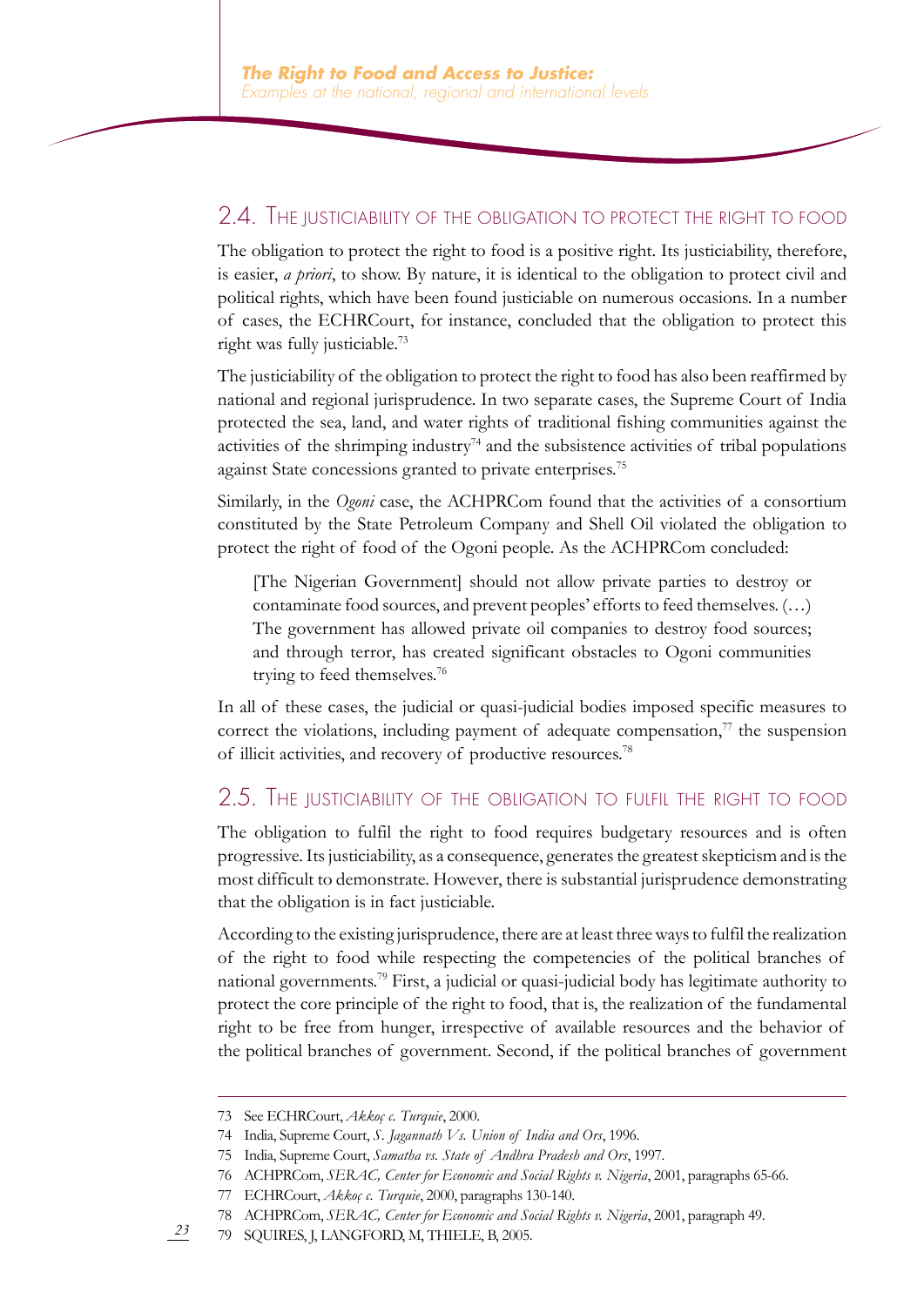## 2.4. The justiciability of the obligation to protect the right to food

The obligation to protect the right to food is a positive right. Its justiciability, therefore, is easier, *a priori*, to show. By nature, it is identical to the obligation to protect civil and political rights, which have been found justiciable on numerous occasions. In a number of cases, the ECHRCourt, for instance, concluded that the obligation to protect this right was fully justiciable.[73]

The justiciability of the obligation to protect the right to food has also been reaffirmed by national and regional jurisprudence. In two separate cases, the Supreme Court of India protected the sea, land, and water rights of traditional fishing communities against the activities of the shrimping industry[74] and the subsistence activities of tribal populations against State concessions granted to private enterprises.[75]

Similarly, in the *Ogoni* case, the ACHPRCom found that the activities of a consortium constituted by the State Petroleum Company and Shell Oil violated the obligation to protect the right of food of the Ogoni people. As the ACHPRCom concluded:

> [The Nigerian Government] should not allow private parties to destroy or contaminate food sources, and prevent peoples' efforts to feed themselves. (…) The government has allowed private oil companies to destroy food sources; and through terror, has created significant obstacles to Ogoni communities trying to feed themselves.[76]

In all of these cases, the judicial or quasi-judicial bodies imposed specific measures to correct the violations, including payment of adequate compensation,[77] the suspension of illicit activities, and recovery of productive resources.[78]

## 2.5. The justiciability of the obligation to fulfil the right to food

The obligation to fulfil the right to food requires budgetary resources and is often progressive. Its justiciability, as a consequence, generates the greatest skepticism and is the most difficult to demonstrate. However, there is substantial jurisprudence demonstrating that the obligation is in fact justiciable.

According to the existing jurisprudence, there are at least three ways to fulfil the realization of the right to food while respecting the competencies of the political branches of national governments.[79] First, a judicial or quasi-judicial body has legitimate authority to protect the core principle of the right to food, that is, the realization of the fundamental right to be free from hunger, irrespective of available resources and the behavior of the political branches of government. Second, if the political branches of government

---

73 See ECHRCourt, *Akkoç c. Turquie*, 2000.

74 India, Supreme Court, *S. Jagannath Vs. Union of India and Ors*, 1996.

75 India, Supreme Court, *Samatha vs. State of Andhra Pradesh and Ors*, 1997.

76 ACHPRCom, *SERAC, Center for Economic and Social Rights v. Nigeria*, 2001, paragraphs 65-66.

77 ECHRCourt, *Akkoç c. Turquie*, 2000, paragraphs 130-140.

78 ACHPRCom, *SERAC, Center for Economic and Social Rights v. Nigeria*, 2001, paragraph 49.

79 SQUIRES, J, LANGFORD, M, THIELE, B, 2005.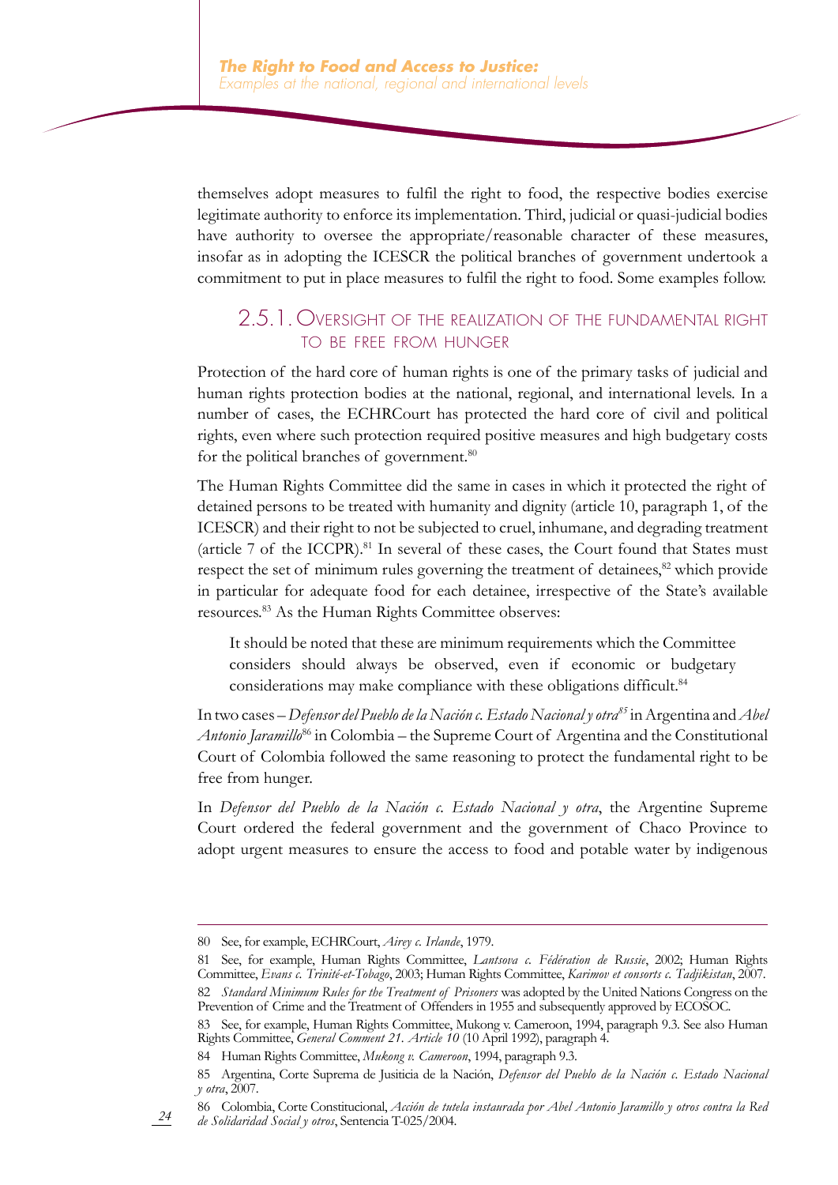themselves adopt measures to fulfil the right to food, the respective bodies exercise legitimate authority to enforce its implementation. Third, judicial or quasi-judicial bodies have authority to oversee the appropriate/reasonable character of these measures, insofar as in adopting the ICESCR the political branches of government undertook a commitment to put in place measures to fulfil the right to food. Some examples follow.

### 2.5.1. Oversight of the realization of the fundamental right to be free from hunger

Protection of the hard core of human rights is one of the primary tasks of judicial and human rights protection bodies at the national, regional, and international levels. In a number of cases, the ECHRCourt has protected the hard core of civil and political rights, even where such protection required positive measures and high budgetary costs for the political branches of government.[80]

The Human Rights Committee did the same in cases in which it protected the right of detained persons to be treated with humanity and dignity (article 10, paragraph 1, of the ICESCR) and their right to not be subjected to cruel, inhumane, and degrading treatment (article 7 of the ICCPR).[81] In several of these cases, the Court found that States must respect the set of minimum rules governing the treatment of detainees,[82] which provide in particular for adequate food for each detainee, irrespective of the State's available resources.[83] As the Human Rights Committee observes:

> It should be noted that these are minimum requirements which the Committee considers should always be observed, even if economic or budgetary considerations may make compliance with these obligations difficult.[84]

In two cases – *Defensor del Pueblo de la Nación c. Estado Nacional y otra*[85] in Argentina and *Abel Antonio Jaramillo*[86] in Colombia – the Supreme Court of Argentina and the Constitutional Court of Colombia followed the same reasoning to protect the fundamental right to be free from hunger.

In *Defensor del Pueblo de la Nación c. Estado Nacional y otra*, the Argentine Supreme Court ordered the federal government and the government of Chaco Province to adopt urgent measures to ensure the access to food and potable water by indigenous

---

80 See, for example, ECHRCourt, *Airey c. Irlande*, 1979.

81 See, for example, Human Rights Committee, *Lantsova c. Fédération de Russie*, 2002; Human Rights Committee, *Evans c. Trinité-et-Tobago*, 2003; Human Rights Committee, *Karimov et consorts c. Tadjikistan*, 2007.

82 *Standard Minimum Rules for the Treatment of Prisoners* was adopted by the United Nations Congress on the Prevention of Crime and the Treatment of Offenders in 1955 and subsequently approved by ECOSOC.

83 See, for example, Human Rights Committee, Mukong v. Cameroon, 1994, paragraph 9.3. See also Human Rights Committee, *General Comment 21. Article 10* (10 April 1992), paragraph 4.

84 Human Rights Committee, *Mukong v. Cameroon*, 1994, paragraph 9.3.

85 Argentina, Corte Suprema de Jusiticia de la Nación, *Defensor del Pueblo de la Nación c. Estado Nacional y otra*, 2007.

86 Colombia, Corte Constitucional, *Acción de tutela instaurada por Abel Antonio Jaramillo y otros contra la Red de Solidaridad Social y otros*, Sentencia T-025/2004.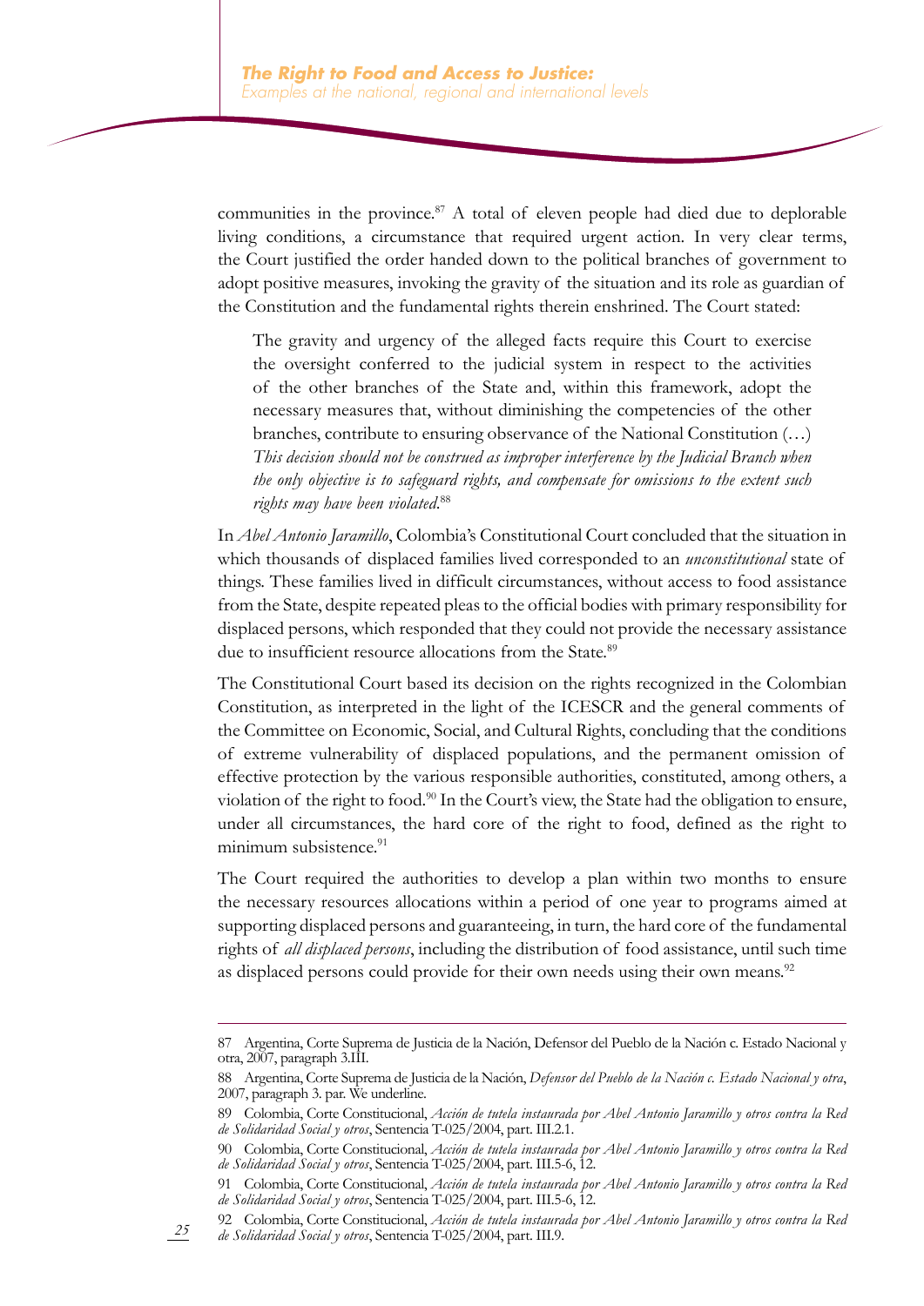communities in the province.[87] A total of eleven people had died due to deplorable living conditions, a circumstance that required urgent action. In very clear terms, the Court justified the order handed down to the political branches of government to adopt positive measures, invoking the gravity of the situation and its role as guardian of the Constitution and the fundamental rights therein enshrined. The Court stated:

> The gravity and urgency of the alleged facts require this Court to exercise the oversight conferred to the judicial system in respect to the activities of the other branches of the State and, within this framework, adopt the necessary measures that, without diminishing the competencies of the other branches, contribute to ensuring observance of the National Constitution (…) *This decision should not be construed as improper interference by the Judicial Branch when the only objective is to safeguard rights, and compensate for omissions to the extent such rights may have been violated*.[88]

In *Abel Antonio Jaramillo*, Colombia's Constitutional Court concluded that the situation in which thousands of displaced families lived corresponded to an *unconstitutional* state of things. These families lived in difficult circumstances, without access to food assistance from the State, despite repeated pleas to the official bodies with primary responsibility for displaced persons, which responded that they could not provide the necessary assistance due to insufficient resource allocations from the State.[89]

The Constitutional Court based its decision on the rights recognized in the Colombian Constitution, as interpreted in the light of the ICESCR and the general comments of the Committee on Economic, Social, and Cultural Rights, concluding that the conditions of extreme vulnerability of displaced populations, and the permanent omission of effective protection by the various responsible authorities, constituted, among others, a violation of the right to food.[90] In the Court's view, the State had the obligation to ensure, under all circumstances, the hard core of the right to food, defined as the right to minimum subsistence.[91]

The Court required the authorities to develop a plan within two months to ensure the necessary resources allocations within a period of one year to programs aimed at supporting displaced persons and guaranteeing, in turn, the hard core of the fundamental rights of *all displaced persons*, including the distribution of food assistance, until such time as displaced persons could provide for their own needs using their own means.[92]

---

87 Argentina, Corte Suprema de Justicia de la Nación, Defensor del Pueblo de la Nación c. Estado Nacional y otra, 2007, paragraph 3.III.

88 Argentina, Corte Suprema de Justicia de la Nación, *Defensor del Pueblo de la Nación c. Estado Nacional y otra*, 2007, paragraph 3. par. We underline.

89 Colombia, Corte Constitucional, *Acción de tutela instaurada por Abel Antonio Jaramillo y otros contra la Red de Solidaridad Social y otros*, Sentencia T-025/2004, part. III.2.1.

90 Colombia, Corte Constitucional, *Acción de tutela instaurada por Abel Antonio Jaramillo y otros contra la Red de Solidaridad Social y otros*, Sentencia T-025/2004, part. III.5-6, 12.

91 Colombia, Corte Constitucional, *Acción de tutela instaurada por Abel Antonio Jaramillo y otros contra la Red de Solidaridad Social y otros*, Sentencia T-025/2004, part. III.5-6, 12.

92 Colombia, Corte Constitucional, *Acción de tutela instaurada por Abel Antonio Jaramillo y otros contra la Red de Solidaridad Social y otros*, Sentencia T-025/2004, part. III.9.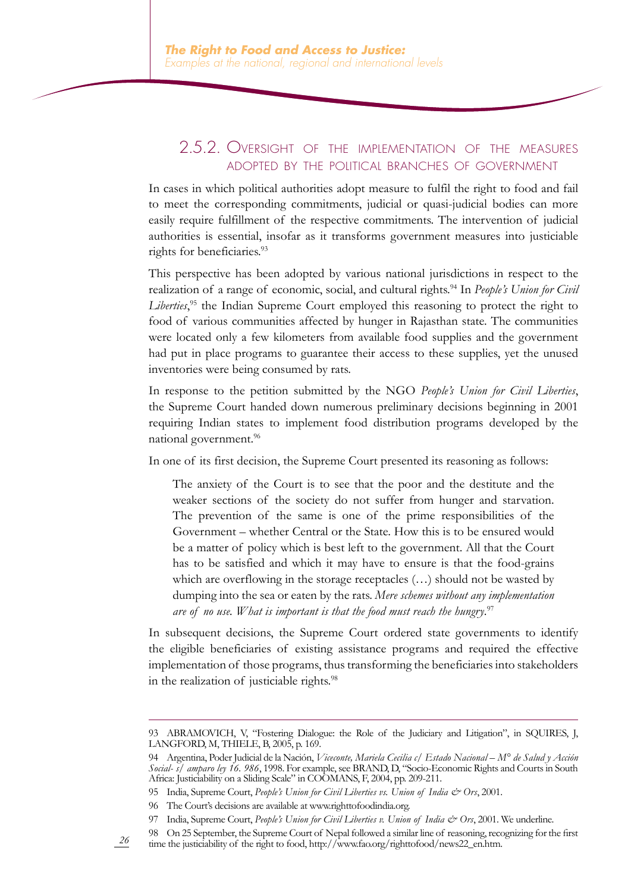### 2.5.2. Oversight of the implementation of the measures adopted by the political branches of government

In cases in which political authorities adopt measure to fulfil the right to food and fail to meet the corresponding commitments, judicial or quasi-judicial bodies can more easily require fulfillment of the respective commitments. The intervention of judicial authorities is essential, insofar as it transforms government measures into justiciable rights for beneficiaries.[93]

This perspective has been adopted by various national jurisdictions in respect to the realization of a range of economic, social, and cultural rights.[94] In *People's Union for Civil Liberties*,[95] the Indian Supreme Court employed this reasoning to protect the right to food of various communities affected by hunger in Rajasthan state. The communities were located only a few kilometers from available food supplies and the government had put in place programs to guarantee their access to these supplies, yet the unused inventories were being consumed by rats.

In response to the petition submitted by the NGO *People's Union for Civil Liberties*, the Supreme Court handed down numerous preliminary decisions beginning in 2001 requiring Indian states to implement food distribution programs developed by the national government.[96]

In one of its first decision, the Supreme Court presented its reasoning as follows:

> The anxiety of the Court is to see that the poor and the destitute and the weaker sections of the society do not suffer from hunger and starvation. The prevention of the same is one of the prime responsibilities of the Government – whether Central or the State. How this is to be ensured would be a matter of policy which is best left to the government. All that the Court has to be satisfied and which it may have to ensure is that the food-grains which are overflowing in the storage receptacles (…) should not be wasted by dumping into the sea or eaten by the rats. *Mere schemes without any implementation are of no use. What is important is that the food must reach the hungry*.[97]

In subsequent decisions, the Supreme Court ordered state governments to identify the eligible beneficiaries of existing assistance programs and required the effective implementation of those programs, thus transforming the beneficiaries into stakeholders in the realization of justiciable rights.[98]

---

93 ABRAMOVICH, V, "Fostering Dialogue: the Role of the Judiciary and Litigation", in SQUIRES, J, LANGFORD, M, THIELE, B, 2005, p. 169.

94 Argentina, Poder Judicial de la Nación, *Viceconte, Mariela Cecilia c/ Estado Nacional – M° de Salud y Acción Social- s/ amparo ley 16. 986*, 1998. For example, see BRAND, D, "Socio-Economic Rights and Courts in South Africa: Justiciability on a Sliding Scale" in COOMANS, F, 2004, pp. 209-211.

95 India, Supreme Court, *People's Union for Civil Liberties vs. Union of India & Ors*, 2001.

96 The Court's decisions are available at www.righttofoodindia.org.

97 India, Supreme Court, *People's Union for Civil Liberties v. Union of India & Ors*, 2001. We underline.

98 On 25 September, the Supreme Court of Nepal followed a similar line of reasoning, recognizing for the first time the justiciability of the right to food, http://www.fao.org/righttofood/news22_en.htm.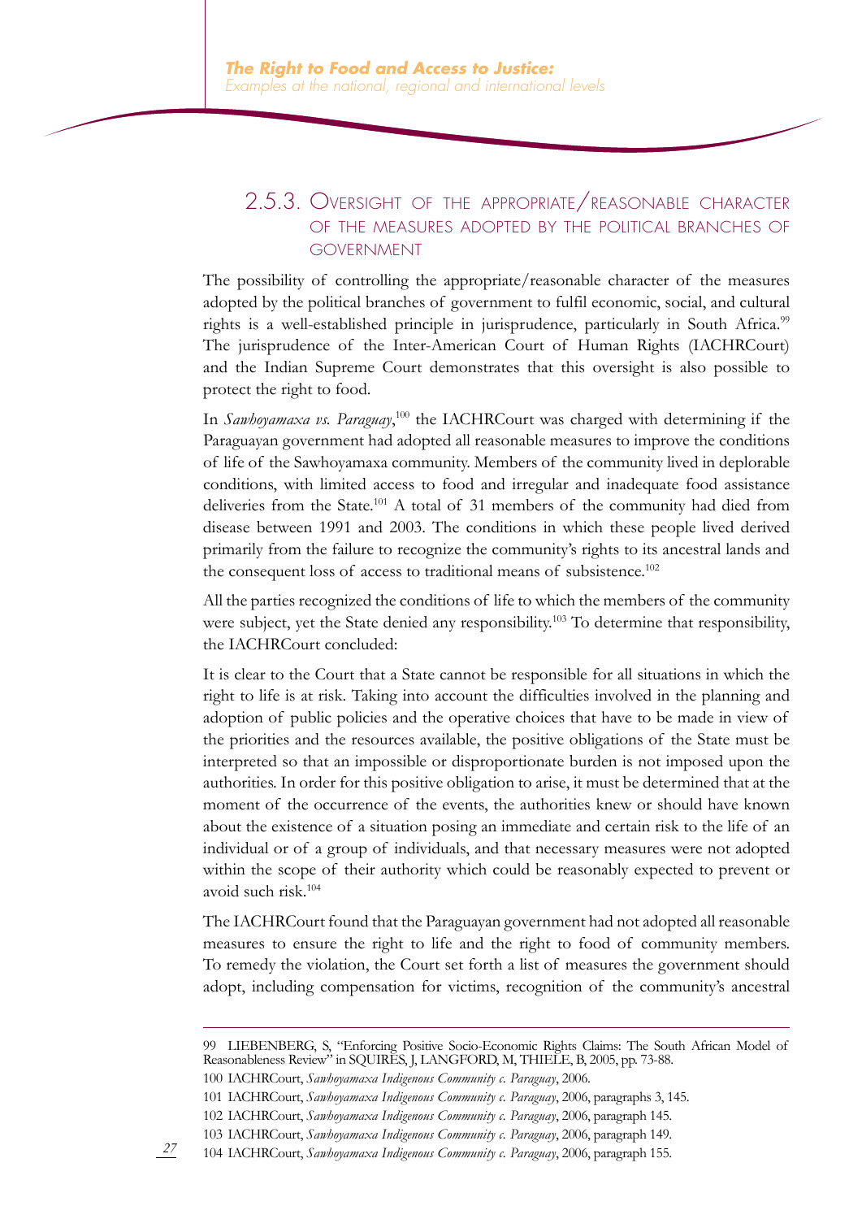### 2.5.3. Oversight of the appropriate/reasonable character of the measures adopted by the political branches of government

The possibility of controlling the appropriate/reasonable character of the measures adopted by the political branches of government to fulfil economic, social, and cultural rights is a well-established principle in jurisprudence, particularly in South Africa.[99] The jurisprudence of the Inter-American Court of Human Rights (IACHRCourt) and the Indian Supreme Court demonstrates that this oversight is also possible to protect the right to food.

In *Sawhoyamaxa vs. Paraguay*,[100] the IACHRCourt was charged with determining if the Paraguayan government had adopted all reasonable measures to improve the conditions of life of the Sawhoyamaxa community. Members of the community lived in deplorable conditions, with limited access to food and irregular and inadequate food assistance deliveries from the State.[101] A total of 31 members of the community had died from disease between 1991 and 2003. The conditions in which these people lived derived primarily from the failure to recognize the community's rights to its ancestral lands and the consequent loss of access to traditional means of subsistence.[102]

All the parties recognized the conditions of life to which the members of the community were subject, yet the State denied any responsibility.[103] To determine that responsibility, the IACHRCourt concluded:

It is clear to the Court that a State cannot be responsible for all situations in which the right to life is at risk. Taking into account the difficulties involved in the planning and adoption of public policies and the operative choices that have to be made in view of the priorities and the resources available, the positive obligations of the State must be interpreted so that an impossible or disproportionate burden is not imposed upon the authorities. In order for this positive obligation to arise, it must be determined that at the moment of the occurrence of the events, the authorities knew or should have known about the existence of a situation posing an immediate and certain risk to the life of an individual or of a group of individuals, and that necessary measures were not adopted within the scope of their authority which could be reasonably expected to prevent or avoid such risk.[104]

The IACHRCourt found that the Paraguayan government had not adopted all reasonable measures to ensure the right to life and the right to food of community members. To remedy the violation, the Court set forth a list of measures the government should adopt, including compensation for victims, recognition of the community's ancestral

---

99 LIEBENBERG, S, "Enforcing Positive Socio-Economic Rights Claims: The South African Model of Reasonableness Review" in SQUIRES, J, LANGFORD, M, THIELE, B, 2005, pp. 73-88.

100 IACHRCourt, *Sawhoyamaxa Indigenous Community c. Paraguay*, 2006.

101 IACHRCourt, *Sawhoyamaxa Indigenous Community c. Paraguay*, 2006, paragraphs 3, 145.

102 IACHRCourt, *Sawhoyamaxa Indigenous Community c. Paraguay*, 2006, paragraph 145.

103 IACHRCourt, *Sawhoyamaxa Indigenous Community c. Paraguay*, 2006, paragraph 149.

104 IACHRCourt, *Sawhoyamaxa Indigenous Community c. Paraguay*, 2006, paragraph 155.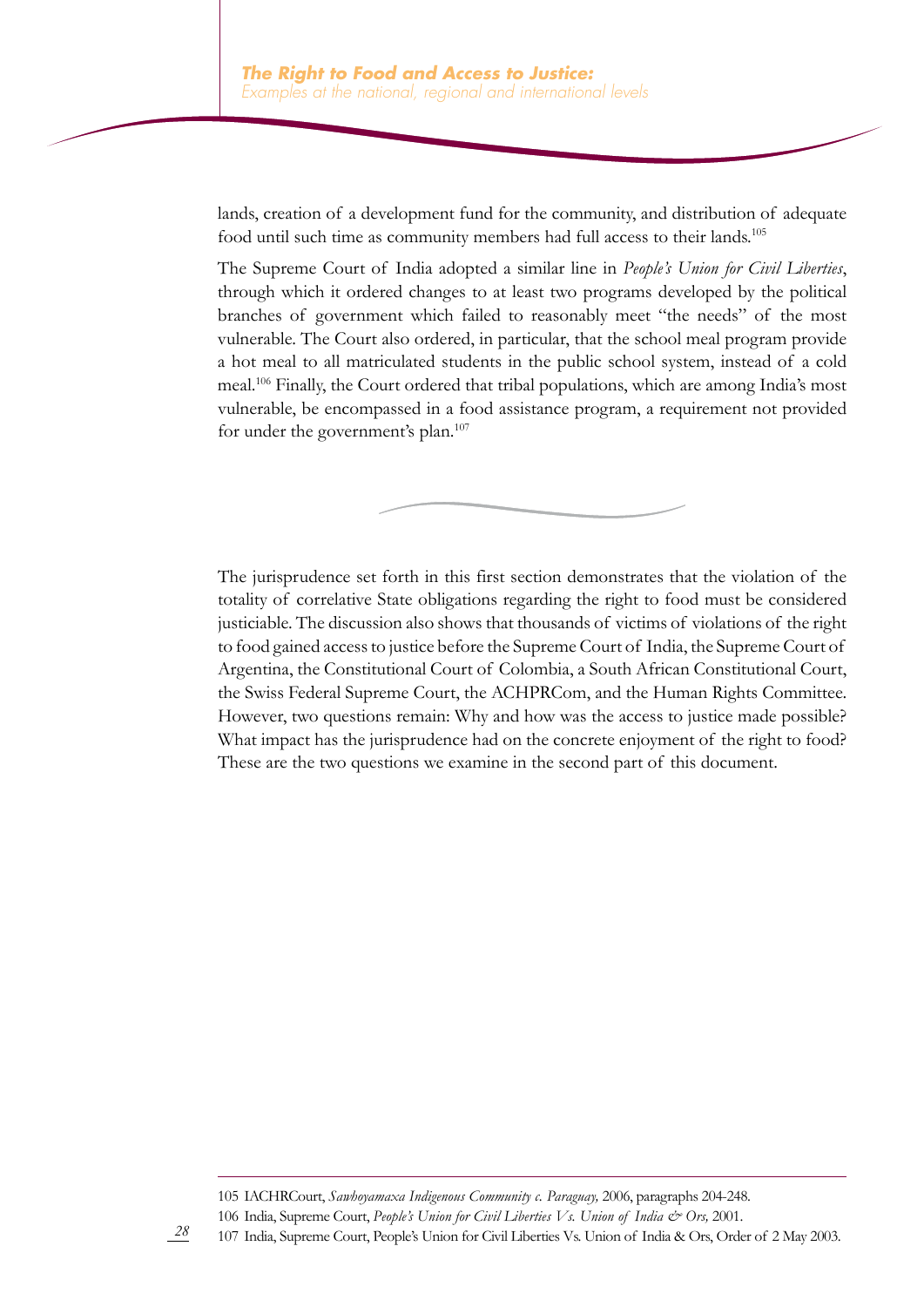lands, creation of a development fund for the community, and distribution of adequate food until such time as community members had full access to their lands.[105]

The Supreme Court of India adopted a similar line in *People's Union for Civil Liberties*, through which it ordered changes to at least two programs developed by the political branches of government which failed to reasonably meet "the needs" of the most vulnerable. The Court also ordered, in particular, that the school meal program provide a hot meal to all matriculated students in the public school system, instead of a cold meal.[106] Finally, the Court ordered that tribal populations, which are among India's most vulnerable, be encompassed in a food assistance program, a requirement not provided for under the government's plan.[107]

The jurisprudence set forth in this first section demonstrates that the violation of the totality of correlative State obligations regarding the right to food must be considered justiciable. The discussion also shows that thousands of victims of violations of the right to food gained access to justice before the Supreme Court of India, the Supreme Court of Argentina, the Constitutional Court of Colombia, a South African Constitutional Court, the Swiss Federal Supreme Court, the ACHPRCom, and the Human Rights Committee. However, two questions remain: Why and how was the access to justice made possible? What impact has the jurisprudence had on the concrete enjoyment of the right to food? These are the two questions we examine in the second part of this document.

---

105 IACHRCourt, *Sawhoyamaxa Indigenous Community c. Paraguay,* 2006, paragraphs 204-248.

106 India, Supreme Court, *People's Union for Civil Liberties Vs. Union of India & Ors,* 2001.

107 India, Supreme Court, People's Union for Civil Liberties Vs. Union of India & Ors, Order of 2 May 2003.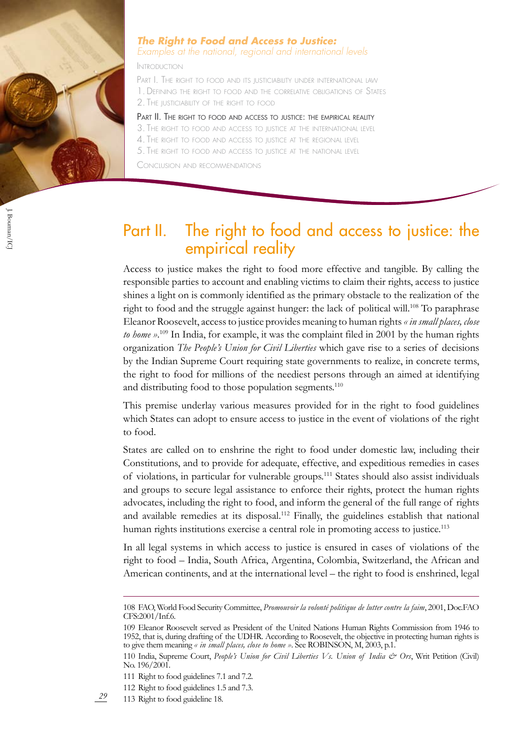# Part II. The right to food and access to justice: the empirical reality

Access to justice makes the right to food more effective and tangible. By calling the responsible parties to account and enabling victims to claim their rights, access to justice shines a light on is commonly identified as the primary obstacle to the realization of the right to food and the struggle against hunger: the lack of political will.[108] To paraphrase Eleanor Roosevelt, access to justice provides meaning to human rights *« in small places, close to home »*.[109] In India, for example, it was the complaint filed in 2001 by the human rights organization *The People's Union for Civil Liberties* which gave rise to a series of decisions by the Indian Supreme Court requiring state governments to realize, in concrete terms, the right to food for millions of the neediest persons through an aimed at identifying and distributing food to those population segments.[110]

This premise underlay various measures provided for in the right to food guidelines which States can adopt to ensure access to justice in the event of violations of the right to food.

States are called on to enshrine the right to food under domestic law, including their Constitutions, and to provide for adequate, effective, and expeditious remedies in cases of violations, in particular for vulnerable groups.[111] States should also assist individuals and groups to secure legal assistance to enforce their rights, protect the human rights advocates, including the right to food, and inform the general of the full range of rights and available remedies at its disposal.[112] Finally, the guidelines establish that national human rights institutions exercise a central role in promoting access to justice.[113]

In all legal systems in which access to justice is ensured in cases of violations of the right to food – India, South Africa, Argentina, Colombia, Switzerland, the African and American continents, and at the international level – the right to food is enshrined, legal

---

108 FAO, World Food Security Committee, *Promouvoir la volonté politique de lutter contre la faim*, 2001, Doc.FAO CFS:2001/Inf.6.

109 Eleanor Roosevelt served as President of the United Nations Human Rights Commission from 1946 to 1952, that is, during drafting of the UDHR. According to Roosevelt, the objective in protecting human rights is to give them meaning *« in small places, close to home »*. See ROBINSON, M, 2003, p.1.

110 India, Supreme Court, *People's Union for Civil Liberties Vs. Union of India & Ors*, Writ Petition (Civil) No. 196/2001.

111 Right to food guidelines 7.1 and 7.2.

112 Right to food guidelines 1.5 and 7.3.

113 Right to food guideline 18.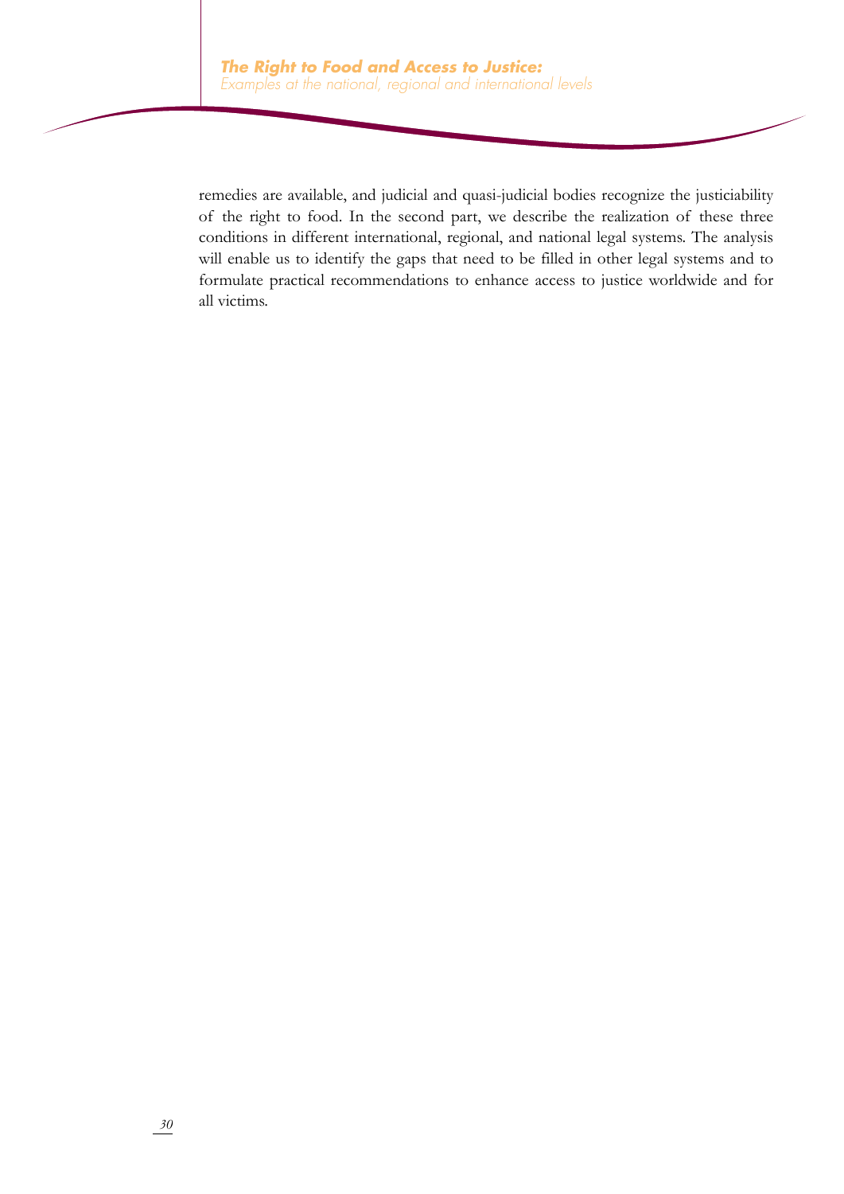remedies are available, and judicial and quasi-judicial bodies recognize the justiciability of the right to food. In the second part, we describe the realization of these three conditions in different international, regional, and national legal systems. The analysis will enable us to identify the gaps that need to be filled in other legal systems and to formulate practical recommendations to enhance access to justice worldwide and for all victims.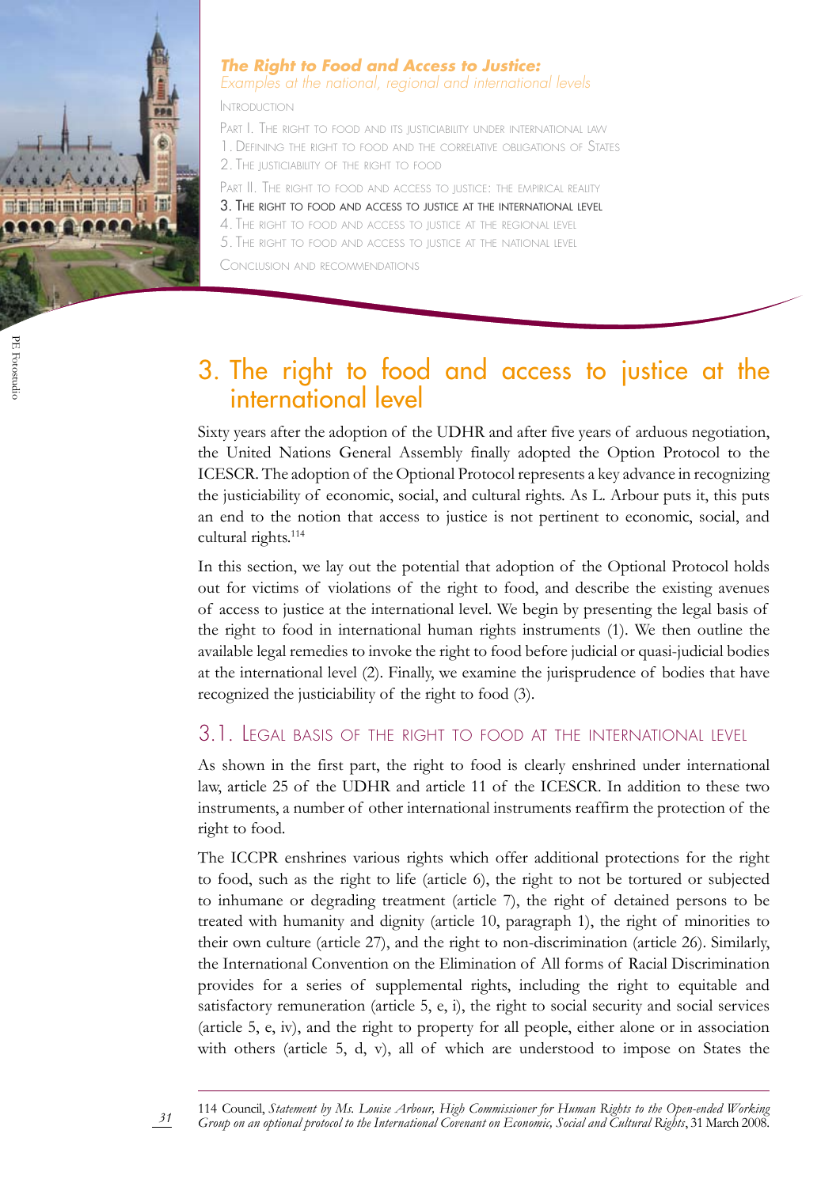# 3. The right to food and access to justice at the international level

Sixty years after the adoption of the UDHR and after five years of arduous negotiation, the United Nations General Assembly finally adopted the Option Protocol to the ICESCR. The adoption of the Optional Protocol represents a key advance in recognizing the justiciability of economic, social, and cultural rights. As L. Arbour puts it, this puts an end to the notion that access to justice is not pertinent to economic, social, and cultural rights.[114]

In this section, we lay out the potential that adoption of the Optional Protocol holds out for victims of violations of the right to food, and describe the existing avenues of access to justice at the international level. We begin by presenting the legal basis of the right to food in international human rights instruments (1). We then outline the available legal remedies to invoke the right to food before judicial or quasi-judicial bodies at the international level (2). Finally, we examine the jurisprudence of bodies that have recognized the justiciability of the right to food (3).

## 3.1. Legal basis of the right to food at the international level

As shown in the first part, the right to food is clearly enshrined under international law, article 25 of the UDHR and article 11 of the ICESCR. In addition to these two instruments, a number of other international instruments reaffirm the protection of the right to food.

The ICCPR enshrines various rights which offer additional protections for the right to food, such as the right to life (article 6), the right to not be tortured or subjected to inhumane or degrading treatment (article 7), the right of detained persons to be treated with humanity and dignity (article 10, paragraph 1), the right of minorities to their own culture (article 27), and the right to non-discrimination (article 26). Similarly, the International Convention on the Elimination of All forms of Racial Discrimination provides for a series of supplemental rights, including the right to equitable and satisfactory remuneration (article 5, e, i), the right to social security and social services (article 5, e, iv), and the right to property for all people, either alone or in association with others (article 5, d, v), all of which are understood to impose on States the

---

114 Council, *Statement by Ms. Louise Arbour, High Commissioner for Human Rights to the Open-ended Working Group on an optional protocol to the International Covenant on Economic, Social and Cultural Rights*, 31 March 2008.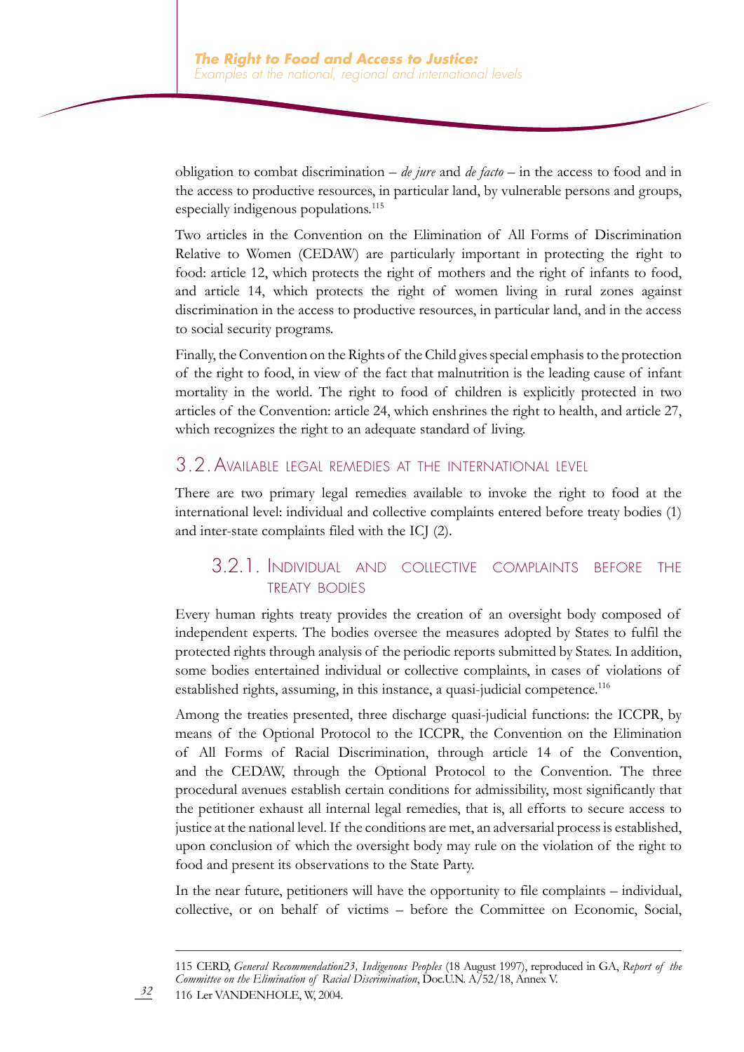obligation to combat discrimination – *de jure* and *de facto* – in the access to food and in the access to productive resources, in particular land, by vulnerable persons and groups, especially indigenous populations.[115]

Two articles in the Convention on the Elimination of All Forms of Discrimination Relative to Women (CEDAW) are particularly important in protecting the right to food: article 12, which protects the right of mothers and the right of infants to food, and article 14, which protects the right of women living in rural zones against discrimination in the access to productive resources, in particular land, and in the access to social security programs.

Finally, the Convention on the Rights of the Child gives special emphasis to the protection of the right to food, in view of the fact that malnutrition is the leading cause of infant mortality in the world. The right to food of children is explicitly protected in two articles of the Convention: article 24, which enshrines the right to health, and article 27, which recognizes the right to an adequate standard of living.

## 3.2. Available legal remedies at the international level

There are two primary legal remedies available to invoke the right to food at the international level: individual and collective complaints entered before treaty bodies (1) and inter-state complaints filed with the ICJ (2).

### 3.2.1. Individual and collective complaints before the treaty bodies

Every human rights treaty provides the creation of an oversight body composed of independent experts. The bodies oversee the measures adopted by States to fulfil the protected rights through analysis of the periodic reports submitted by States. In addition, some bodies entertained individual or collective complaints, in cases of violations of established rights, assuming, in this instance, a quasi-judicial competence.[116]

Among the treaties presented, three discharge quasi-judicial functions: the ICCPR, by means of the Optional Protocol to the ICCPR, the Convention on the Elimination of All Forms of Racial Discrimination, through article 14 of the Convention, and the CEDAW, through the Optional Protocol to the Convention. The three procedural avenues establish certain conditions for admissibility, most significantly that the petitioner exhaust all internal legal remedies, that is, all efforts to secure access to justice at the national level. If the conditions are met, an adversarial process is established, upon conclusion of which the oversight body may rule on the violation of the right to food and present its observations to the State Party.

In the near future, petitioners will have the opportunity to file complaints – individual, collective, or on behalf of victims – before the Committee on Economic, Social,

---

115 CERD, *General Recommendation23, Indigenous Peoples* (18 August 1997), reproduced in GA, *Report of the Committee on the Elimination of Racial Discrimination*, Doc.U.N. A/52/18, Annex V.

116 Ler VANDENHOLE, W, 2004.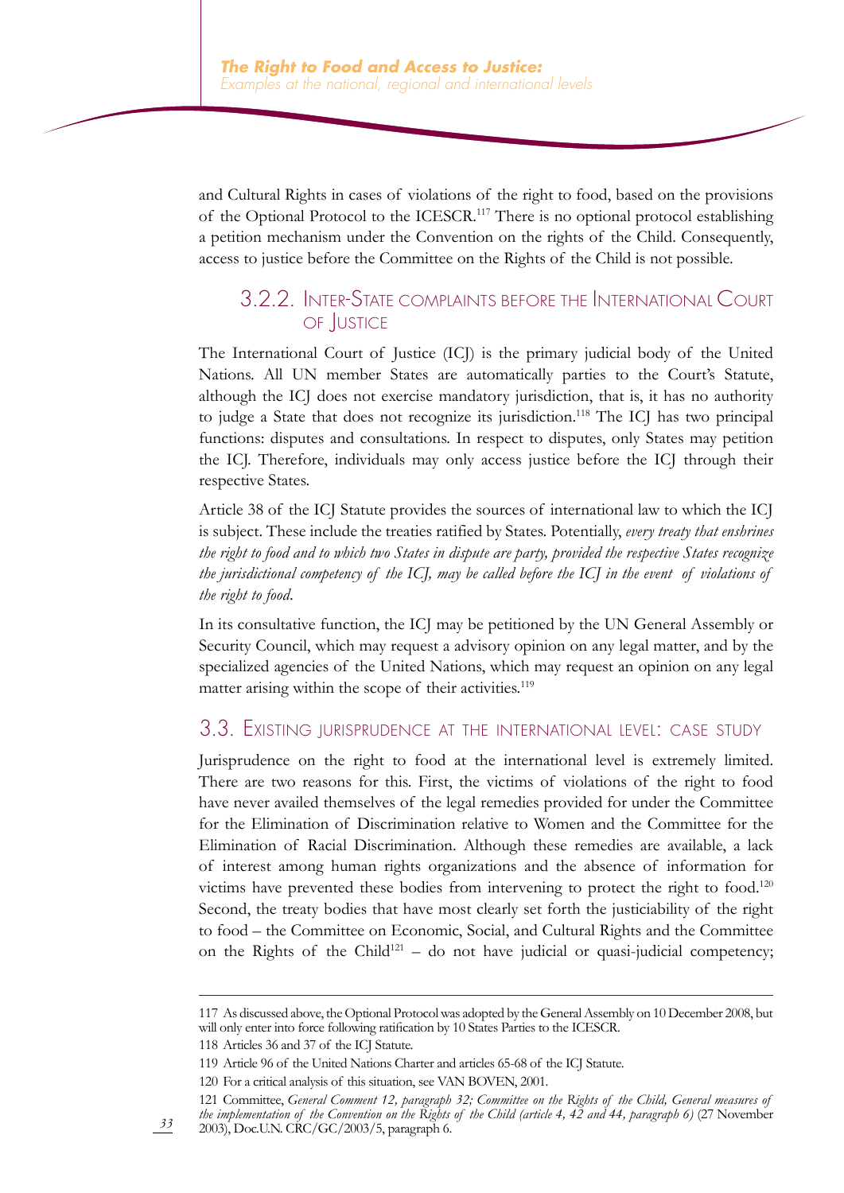and Cultural Rights in cases of violations of the right to food, based on the provisions of the Optional Protocol to the ICESCR.[117] There is no optional protocol establishing a petition mechanism under the Convention on the rights of the Child. Consequently, access to justice before the Committee on the Rights of the Child is not possible.

### 3.2.2. Inter-State complaints before the International Court of Justice

The International Court of Justice (ICJ) is the primary judicial body of the United Nations. All UN member States are automatically parties to the Court's Statute, although the ICJ does not exercise mandatory jurisdiction, that is, it has no authority to judge a State that does not recognize its jurisdiction.[118] The ICJ has two principal functions: disputes and consultations. In respect to disputes, only States may petition the ICJ. Therefore, individuals may only access justice before the ICJ through their respective States.

Article 38 of the ICJ Statute provides the sources of international law to which the ICJ is subject. These include the treaties ratified by States. Potentially, *every treaty that enshrines the right to food and to which two States in dispute are party, provided the respective States recognize the jurisdictional competency of the ICJ, may be called before the ICJ in the event of violations of the right to food*.

In its consultative function, the ICJ may be petitioned by the UN General Assembly or Security Council, which may request a advisory opinion on any legal matter, and by the specialized agencies of the United Nations, which may request an opinion on any legal matter arising within the scope of their activities.[119]

## 3.3. Existing jurisprudence at the international level: case study

Jurisprudence on the right to food at the international level is extremely limited. There are two reasons for this. First, the victims of violations of the right to food have never availed themselves of the legal remedies provided for under the Committee for the Elimination of Discrimination relative to Women and the Committee for the Elimination of Racial Discrimination. Although these remedies are available, a lack of interest among human rights organizations and the absence of information for victims have prevented these bodies from intervening to protect the right to food.[120] Second, the treaty bodies that have most clearly set forth the justiciability of the right to food – the Committee on Economic, Social, and Cultural Rights and the Committee on the Rights of the Child[121] – do not have judicial or quasi-judicial competency;

---

117 As discussed above, the Optional Protocol was adopted by the General Assembly on 10 December 2008, but will only enter into force following ratification by 10 States Parties to the ICESCR.

118 Articles 36 and 37 of the ICJ Statute.

119 Article 96 of the United Nations Charter and articles 65-68 of the ICJ Statute.

120 For a critical analysis of this situation, see VAN BOVEN, 2001.

121 Committee, *General Comment 12, paragraph 32; Committee on the Rights of the Child, General measures of the implementation of the Convention on the Rights of the Child (article 4, 42 and 44, paragraph 6)* (27 November 2003), Doc.U.N. CRC/GC/2003/5, paragraph 6.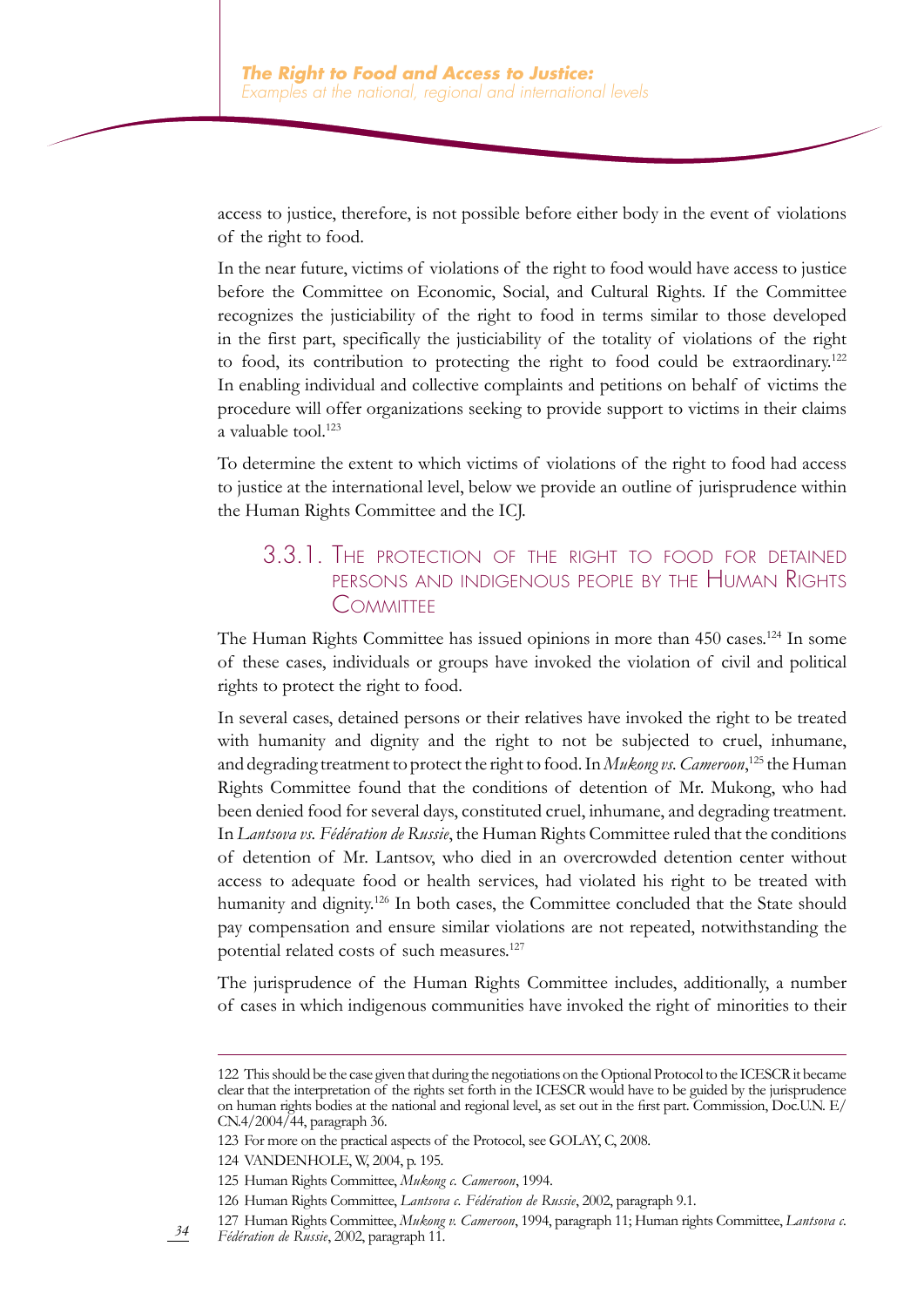access to justice, therefore, is not possible before either body in the event of violations of the right to food.

In the near future, victims of violations of the right to food would have access to justice before the Committee on Economic, Social, and Cultural Rights. If the Committee recognizes the justiciability of the right to food in terms similar to those developed in the first part, specifically the justiciability of the totality of violations of the right to food, its contribution to protecting the right to food could be extraordinary.[122] In enabling individual and collective complaints and petitions on behalf of victims the procedure will offer organizations seeking to provide support to victims in their claims a valuable tool.[123]

To determine the extent to which victims of violations of the right to food had access to justice at the international level, below we provide an outline of jurisprudence within the Human Rights Committee and the ICJ.

### 3.3.1. The protection of the right to food for detained persons and indigenous people by the Human Rights Committee

The Human Rights Committee has issued opinions in more than 450 cases.[124] In some of these cases, individuals or groups have invoked the violation of civil and political rights to protect the right to food.

In several cases, detained persons or their relatives have invoked the right to be treated with humanity and dignity and the right to not be subjected to cruel, inhumane, and degrading treatment to protect the right to food. In *Mukong vs. Cameroon*,[125] the Human Rights Committee found that the conditions of detention of Mr. Mukong, who had been denied food for several days, constituted cruel, inhumane, and degrading treatment. In *Lantsova vs. Fédération de Russie*, the Human Rights Committee ruled that the conditions of detention of Mr. Lantsov, who died in an overcrowded detention center without access to adequate food or health services, had violated his right to be treated with humanity and dignity.[126] In both cases, the Committee concluded that the State should pay compensation and ensure similar violations are not repeated, notwithstanding the potential related costs of such measures.[127]

The jurisprudence of the Human Rights Committee includes, additionally, a number of cases in which indigenous communities have invoked the right of minorities to their

---

122 This should be the case given that during the negotiations on the Optional Protocol to the ICESCR it became clear that the interpretation of the rights set forth in the ICESCR would have to be guided by the jurisprudence on human rights bodies at the national and regional level, as set out in the first part. Commission, Doc.U.N. E/CN.4/2004/44, paragraph 36.

123 For more on the practical aspects of the Protocol, see GOLAY, C, 2008.

124 VANDENHOLE, W, 2004, p. 195.

125 Human Rights Committee, *Mukong c. Cameroon*, 1994.

126 Human Rights Committee, *Lantsova c. Fédération de Russie*, 2002, paragraph 9.1.

127 Human Rights Committee, *Mukong v. Cameroon*, 1994, paragraph 11; Human rights Committee, *Lantsova c. Fédération de Russie*, 2002, paragraph 11.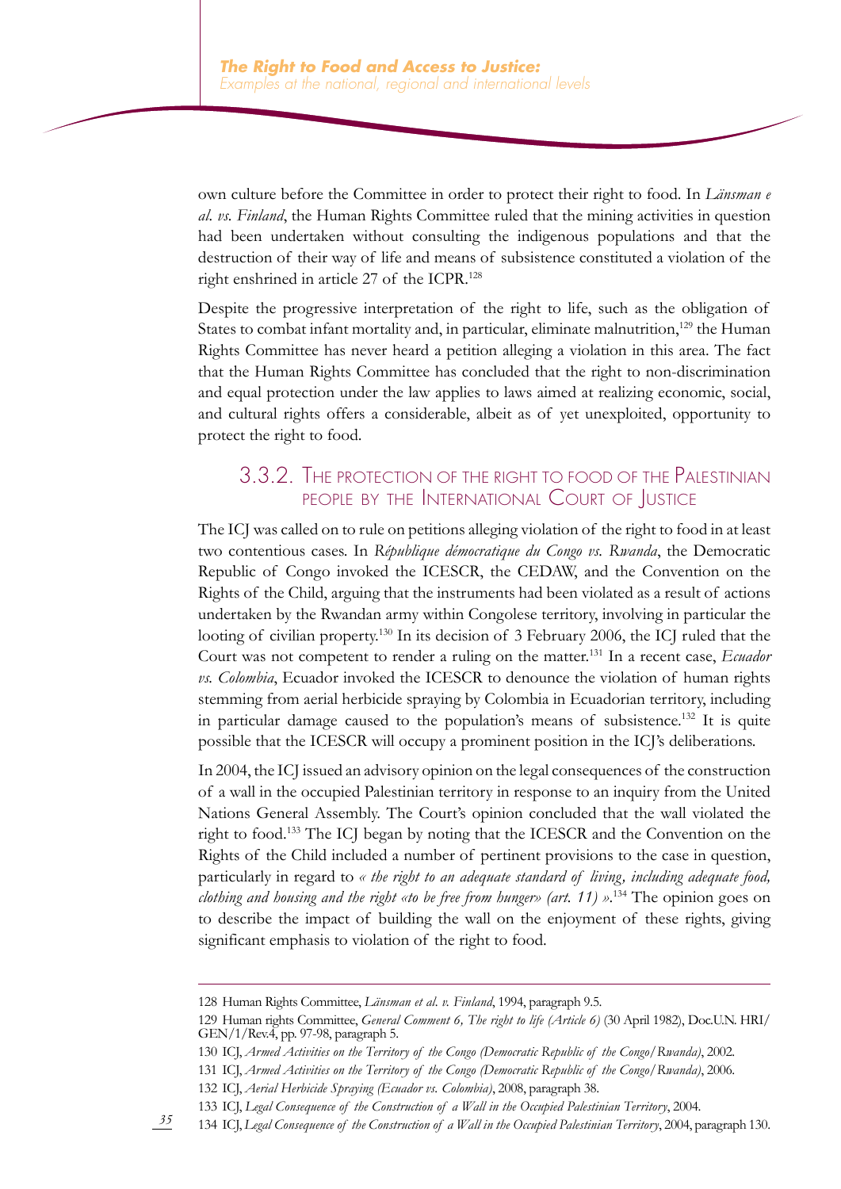own culture before the Committee in order to protect their right to food. In *Länsman e al. vs. Finland*, the Human Rights Committee ruled that the mining activities in question had been undertaken without consulting the indigenous populations and that the destruction of their way of life and means of subsistence constituted a violation of the right enshrined in article 27 of the ICPR.[128]

Despite the progressive interpretation of the right to life, such as the obligation of States to combat infant mortality and, in particular, eliminate malnutrition,[129] the Human Rights Committee has never heard a petition alleging a violation in this area. The fact that the Human Rights Committee has concluded that the right to non-discrimination and equal protection under the law applies to laws aimed at realizing economic, social, and cultural rights offers a considerable, albeit as of yet unexploited, opportunity to protect the right to food.

### 3.3.2. The protection of the right to food of the Palestinian people by the International Court of Justice

The ICJ was called on to rule on petitions alleging violation of the right to food in at least two contentious cases. In *République démocratique du Congo vs. Rwanda*, the Democratic Republic of Congo invoked the ICESCR, the CEDAW, and the Convention on the Rights of the Child, arguing that the instruments had been violated as a result of actions undertaken by the Rwandan army within Congolese territory, involving in particular the looting of civilian property.[130] In its decision of 3 February 2006, the ICJ ruled that the Court was not competent to render a ruling on the matter.[131] In a recent case, *Ecuador vs. Colombia*, Ecuador invoked the ICESCR to denounce the violation of human rights stemming from aerial herbicide spraying by Colombia in Ecuadorian territory, including in particular damage caused to the population's means of subsistence.[132] It is quite possible that the ICESCR will occupy a prominent position in the ICJ's deliberations.

In 2004, the ICJ issued an advisory opinion on the legal consequences of the construction of a wall in the occupied Palestinian territory in response to an inquiry from the United Nations General Assembly. The Court's opinion concluded that the wall violated the right to food.[133] The ICJ began by noting that the ICESCR and the Convention on the Rights of the Child included a number of pertinent provisions to the case in question, particularly in regard to *« the right to an adequate standard of living, including adequate food, clothing and housing and the right «to be free from hunger» (art. 11) »*.[134] The opinion goes on to describe the impact of building the wall on the enjoyment of these rights, giving significant emphasis to violation of the right to food.

---

128 Human Rights Committee, *Länsman et al. v. Finland*, 1994, paragraph 9.5.

129 Human rights Committee, *General Comment 6, The right to life (Article 6)* (30 April 1982), Doc.U.N. HRI/GEN/1/Rev.4, pp. 97-98, paragraph 5.

130 ICJ, *Armed Activities on the Territory of the Congo (Democratic Republic of the Congo/Rwanda)*, 2002.

131 ICJ, *Armed Activities on the Territory of the Congo (Democratic Republic of the Congo/Rwanda)*, 2006.

132 ICJ, *Aerial Herbicide Spraying (Ecuador vs. Colombia)*, 2008, paragraph 38.

133 ICJ, *Legal Consequence of the Construction of a Wall in the Occupied Palestinian Territory*, 2004.

134 ICJ, *Legal Consequence of the Construction of a Wall in the Occupied Palestinian Territory*, 2004, paragraph 130.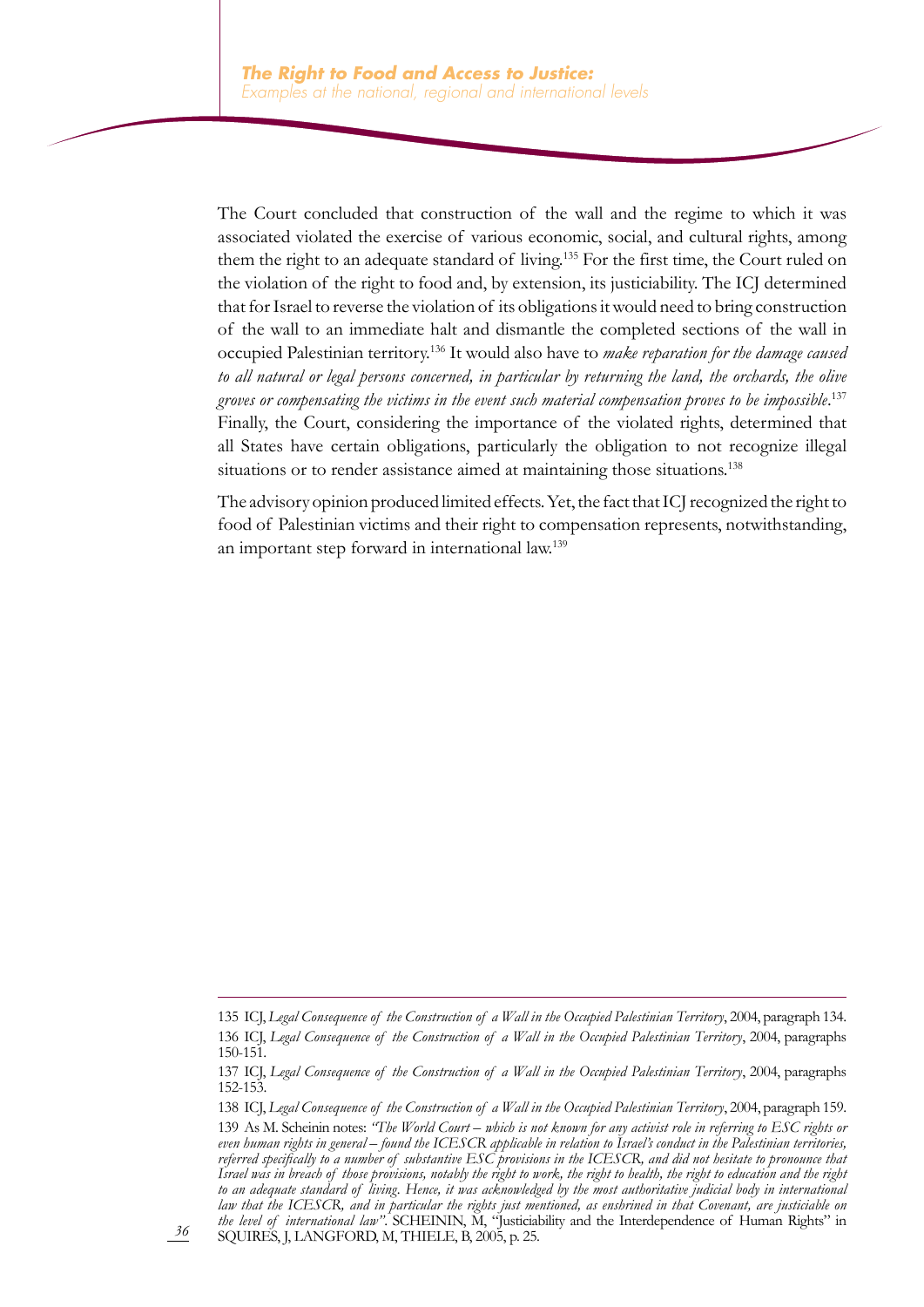The Court concluded that construction of the wall and the regime to which it was associated violated the exercise of various economic, social, and cultural rights, among them the right to an adequate standard of living.[135] For the first time, the Court ruled on the violation of the right to food and, by extension, its justiciability. The ICJ determined that for Israel to reverse the violation of its obligations it would need to bring construction of the wall to an immediate halt and dismantle the completed sections of the wall in occupied Palestinian territory.[136] It would also have to *make reparation for the damage caused to all natural or legal persons concerned, in particular by returning the land, the orchards, the olive groves or compensating the victims in the event such material compensation proves to be impossible*.[137] Finally, the Court, considering the importance of the violated rights, determined that all States have certain obligations, particularly the obligation to not recognize illegal situations or to render assistance aimed at maintaining those situations.[138]

The advisory opinion produced limited effects. Yet, the fact that ICJ recognized the right to food of Palestinian victims and their right to compensation represents, notwithstanding, an important step forward in international law.[139]

---

135 ICJ, *Legal Consequence of the Construction of a Wall in the Occupied Palestinian Territory*, 2004, paragraph 134.

136 ICJ, *Legal Consequence of the Construction of a Wall in the Occupied Palestinian Territory*, 2004, paragraphs 150-151.

137 ICJ, *Legal Consequence of the Construction of a Wall in the Occupied Palestinian Territory*, 2004, paragraphs 152-153.

138 ICJ, *Legal Consequence of the Construction of a Wall in the Occupied Palestinian Territory*, 2004, paragraph 159.

139 As M. Scheinin notes: *"The World Court – which is not known for any activist role in referring to ESC rights or even human rights in general – found the ICESCR applicable in relation to Israel's conduct in the Palestinian territories, referred specifically to a number of substantive ESC provisions in the ICESCR, and did not hesitate to pronounce that Israel was in breach of those provisions, notably the right to work, the right to health, the right to education and the right to an adequate standard of living. Hence, it was acknowledged by the most authoritative judicial body in international law that the ICESCR, and in particular the rights just mentioned, as enshrined in that Covenant, are justiciable on the level of international law"*. SCHEININ, M, "Justiciability and the Interdependence of Human Rights" in SQUIRES, J, LANGFORD, M, THIELE, B, 2005, p. 25.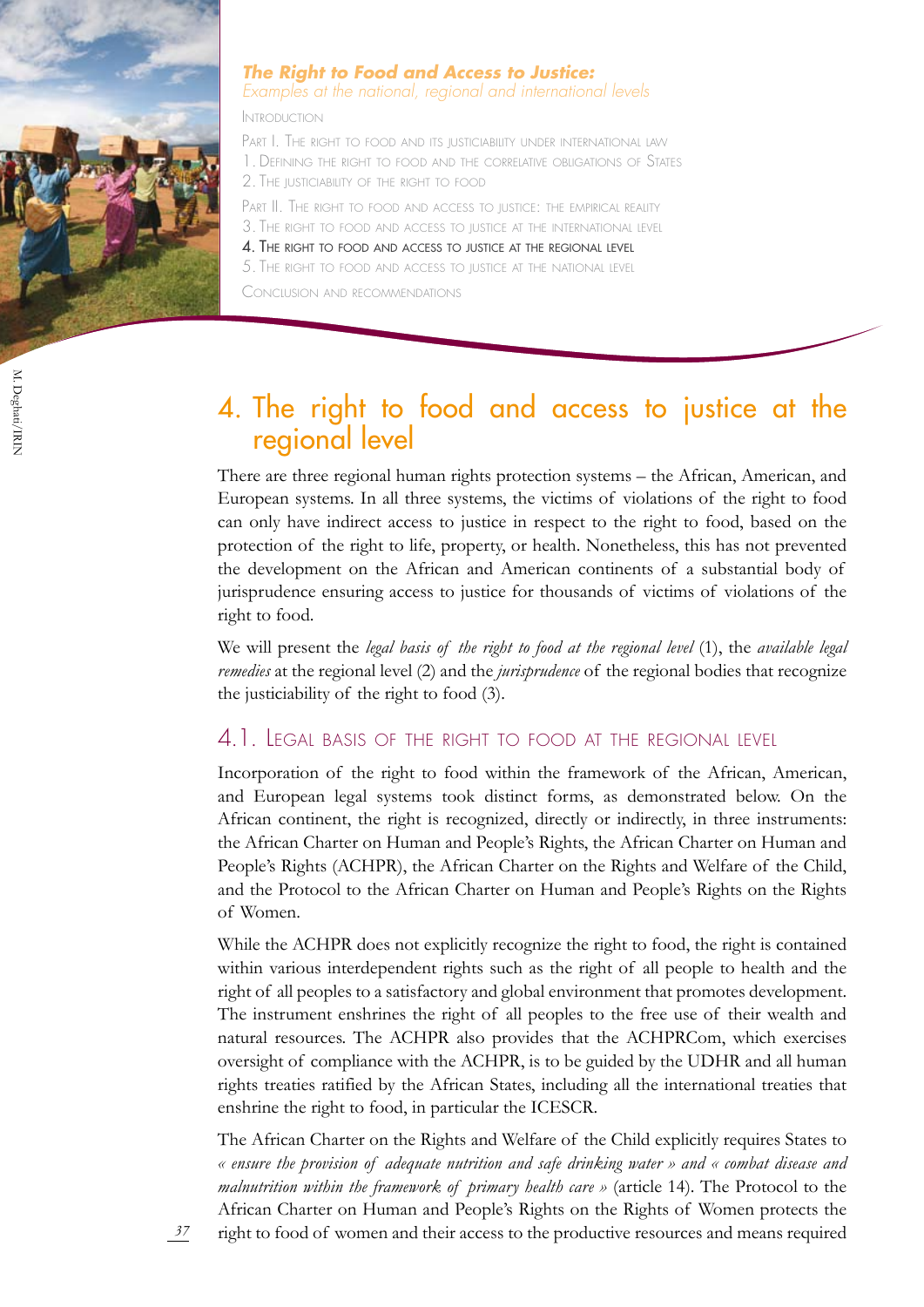# 4. The right to food and access to justice at the regional level

There are three regional human rights protection systems – the African, American, and European systems. In all three systems, the victims of violations of the right to food can only have indirect access to justice in respect to the right to food, based on the protection of the right to life, property, or health. Nonetheless, this has not prevented the development on the African and American continents of a substantial body of jurisprudence ensuring access to justice for thousands of victims of violations of the right to food.

We will present the *legal basis of the right to food at the regional level* (1), the *available legal remedies* at the regional level (2) and the *jurisprudence* of the regional bodies that recognize the justiciability of the right to food (3).

## 4.1. Legal basis of the right to food at the regional level

Incorporation of the right to food within the framework of the African, American, and European legal systems took distinct forms, as demonstrated below. On the African continent, the right is recognized, directly or indirectly, in three instruments: the African Charter on Human and People's Rights, the African Charter on Human and People's Rights (ACHPR), the African Charter on the Rights and Welfare of the Child, and the Protocol to the African Charter on Human and People's Rights on the Rights of Women.

While the ACHPR does not explicitly recognize the right to food, the right is contained within various interdependent rights such as the right of all people to health and the right of all peoples to a satisfactory and global environment that promotes development. The instrument enshrines the right of all peoples to the free use of their wealth and natural resources. The ACHPR also provides that the ACHPRCom, which exercises oversight of compliance with the ACHPR, is to be guided by the UDHR and all human rights treaties ratified by the African States, including all the international treaties that enshrine the right to food, in particular the ICESCR.

The African Charter on the Rights and Welfare of the Child explicitly requires States to *« ensure the provision of adequate nutrition and safe drinking water » and « combat disease and malnutrition within the framework of primary health care »* (article 14). The Protocol to the African Charter on Human and People's Rights on the Rights of Women protects the right to food of women and their access to the productive resources and means required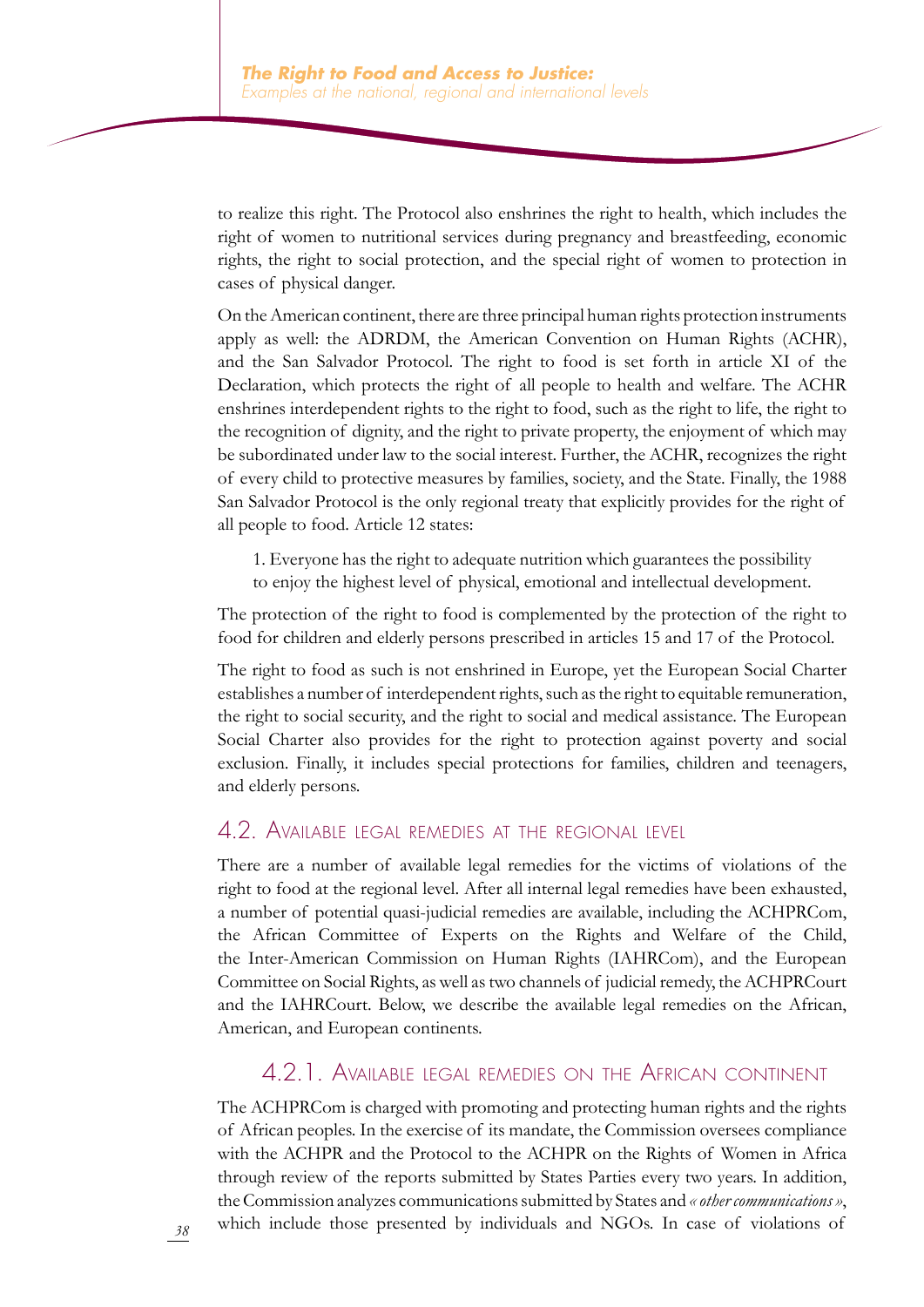to realize this right. The Protocol also enshrines the right to health, which includes the right of women to nutritional services during pregnancy and breastfeeding, economic rights, the right to social protection, and the special right of women to protection in cases of physical danger.

On the American continent, there are three principal human rights protection instruments apply as well: the ADRDM, the American Convention on Human Rights (ACHR), and the San Salvador Protocol. The right to food is set forth in article XI of the Declaration, which protects the right of all people to health and welfare. The ACHR enshrines interdependent rights to the right to food, such as the right to life, the right to the recognition of dignity, and the right to private property, the enjoyment of which may be subordinated under law to the social interest. Further, the ACHR, recognizes the right of every child to protective measures by families, society, and the State. Finally, the 1988 San Salvador Protocol is the only regional treaty that explicitly provides for the right of all people to food. Article 12 states:

> 1. Everyone has the right to adequate nutrition which guarantees the possibility to enjoy the highest level of physical, emotional and intellectual development.

The protection of the right to food is complemented by the protection of the right to food for children and elderly persons prescribed in articles 15 and 17 of the Protocol.

The right to food as such is not enshrined in Europe, yet the European Social Charter establishes a number of interdependent rights, such as the right to equitable remuneration, the right to social security, and the right to social and medical assistance. The European Social Charter also provides for the right to protection against poverty and social exclusion. Finally, it includes special protections for families, children and teenagers, and elderly persons.

## 4.2. Available legal remedies at the regional level

There are a number of available legal remedies for the victims of violations of the right to food at the regional level. After all internal legal remedies have been exhausted, a number of potential quasi-judicial remedies are available, including the ACHPRCom, the African Committee of Experts on the Rights and Welfare of the Child, the Inter-American Commission on Human Rights (IAHRCom), and the European Committee on Social Rights, as well as two channels of judicial remedy, the ACHPRCourt and the IAHRCourt. Below, we describe the available legal remedies on the African, American, and European continents.

### 4.2.1. Available legal remedies on the African continent

The ACHPRCom is charged with promoting and protecting human rights and the rights of African peoples. In the exercise of its mandate, the Commission oversees compliance with the ACHPR and the Protocol to the ACHPR on the Rights of Women in Africa through review of the reports submitted by States Parties every two years. In addition, the Commission analyzes communications submitted by States and *« other communications »*, which include those presented by individuals and NGOs. In case of violations of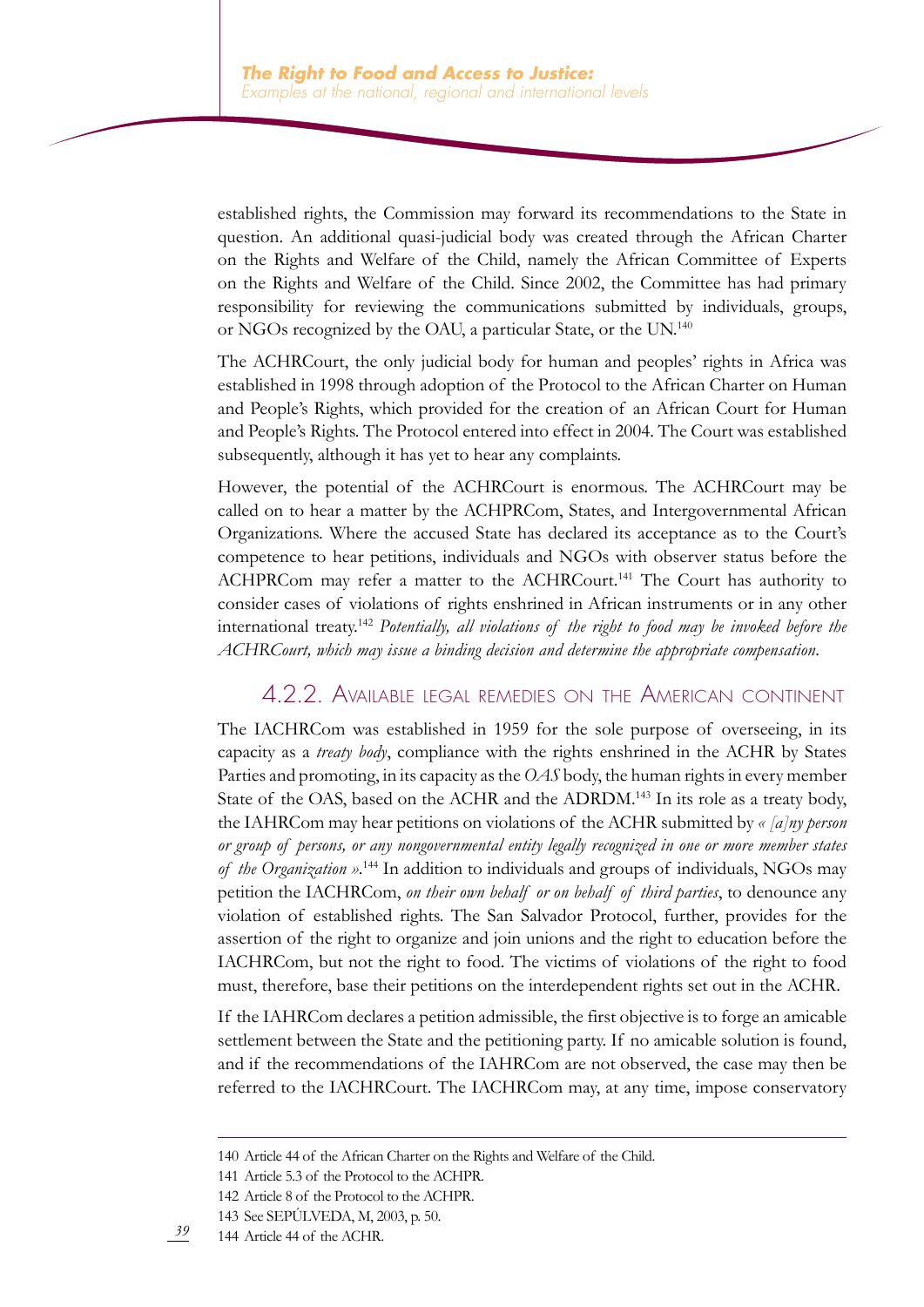established rights, the Commission may forward its recommendations to the State in question. An additional quasi-judicial body was created through the African Charter on the Rights and Welfare of the Child, namely the African Committee of Experts on the Rights and Welfare of the Child. Since 2002, the Committee has had primary responsibility for reviewing the communications submitted by individuals, groups, or NGOs recognized by the OAU, a particular State, or the UN.[140]

The ACHRCourt, the only judicial body for human and peoples' rights in Africa was established in 1998 through adoption of the Protocol to the African Charter on Human and People's Rights, which provided for the creation of an African Court for Human and People's Rights. The Protocol entered into effect in 2004. The Court was established subsequently, although it has yet to hear any complaints.

However, the potential of the ACHRCourt is enormous. The ACHRCourt may be called on to hear a matter by the ACHPRCom, States, and Intergovernmental African Organizations. Where the accused State has declared its acceptance as to the Court's competence to hear petitions, individuals and NGOs with observer status before the ACHPRCom may refer a matter to the ACHRCourt.[141] The Court has authority to consider cases of violations of rights enshrined in African instruments or in any other international treaty.[142] *Potentially, all violations of the right to food may be invoked before the ACHRCourt, which may issue a binding decision and determine the appropriate compensation.*

### 4.2.2. Available legal remedies on the American continent

The IACHRCom was established in 1959 for the sole purpose of overseeing, in its capacity as a *treaty body*, compliance with the rights enshrined in the ACHR by States Parties and promoting, in its capacity as the *OAS* body, the human rights in every member State of the OAS, based on the ACHR and the ADRDM.[143] In its role as a treaty body, the IAHRCom may hear petitions on violations of the ACHR submitted by *« [a]ny person or group of persons, or any nongovernmental entity legally recognized in one or more member states of the Organization »*.[144] In addition to individuals and groups of individuals, NGOs may petition the IACHRCom, *on their own behalf or on behalf of third parties*, to denounce any violation of established rights. The San Salvador Protocol, further, provides for the assertion of the right to organize and join unions and the right to education before the IACHRCom, but not the right to food. The victims of violations of the right to food must, therefore, base their petitions on the interdependent rights set out in the ACHR.

If the IAHRCom declares a petition admissible, the first objective is to forge an amicable settlement between the State and the petitioning party. If no amicable solution is found, and if the recommendations of the IAHRCom are not observed, the case may then be referred to the IACHRCourt. The IACHRCom may, at any time, impose conservatory

---

140 Article 44 of the African Charter on the Rights and Welfare of the Child.

141 Article 5.3 of the Protocol to the ACHPR.

142 Article 8 of the Protocol to the ACHPR.

143 See SEPÚLVEDA, M, 2003, p. 50.

144 Article 44 of the ACHR.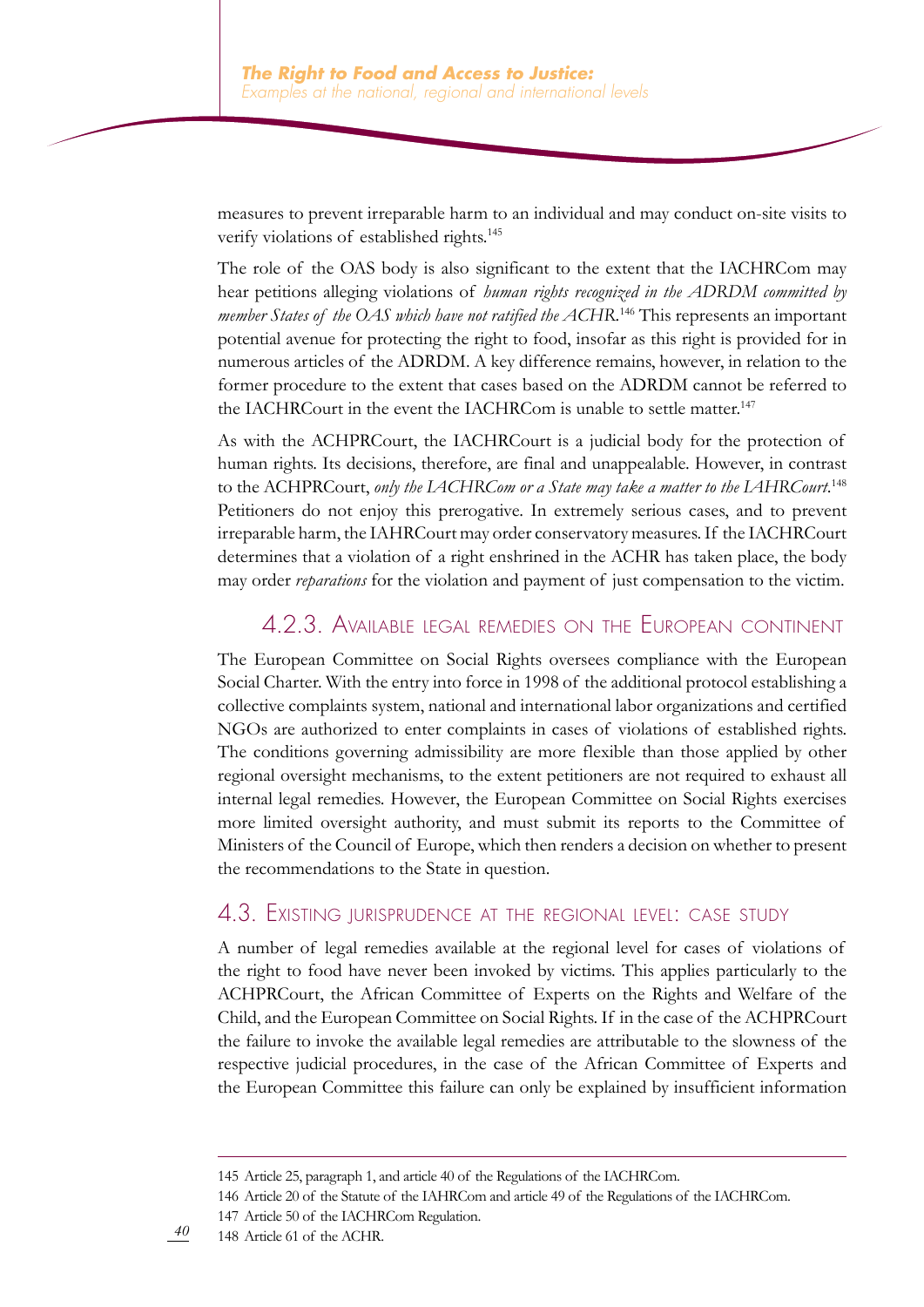measures to prevent irreparable harm to an individual and may conduct on-site visits to verify violations of established rights.[145]

The role of the OAS body is also significant to the extent that the IACHRCom may hear petitions alleging violations of *human rights recognized in the ADRDM committed by member States of the OAS which have not ratified the ACHR*.[146] This represents an important potential avenue for protecting the right to food, insofar as this right is provided for in numerous articles of the ADRDM. A key difference remains, however, in relation to the former procedure to the extent that cases based on the ADRDM cannot be referred to the IACHRCourt in the event the IACHRCom is unable to settle matter.[147]

As with the ACHPRCourt, the IACHRCourt is a judicial body for the protection of human rights. Its decisions, therefore, are final and unappealable. However, in contrast to the ACHPRCourt, *only the IACHRCom or a State may take a matter to the IAHRCourt*.[148] Petitioners do not enjoy this prerogative. In extremely serious cases, and to prevent irreparable harm, the IAHRCourt may order conservatory measures. If the IACHRCourt determines that a violation of a right enshrined in the ACHR has taken place, the body may order *reparations* for the violation and payment of just compensation to the victim.

### 4.2.3. Available legal remedies on the European continent

The European Committee on Social Rights oversees compliance with the European Social Charter. With the entry into force in 1998 of the additional protocol establishing a collective complaints system, national and international labor organizations and certified NGOs are authorized to enter complaints in cases of violations of established rights. The conditions governing admissibility are more flexible than those applied by other regional oversight mechanisms, to the extent petitioners are not required to exhaust all internal legal remedies. However, the European Committee on Social Rights exercises more limited oversight authority, and must submit its reports to the Committee of Ministers of the Council of Europe, which then renders a decision on whether to present the recommendations to the State in question.

## 4.3. Existing jurisprudence at the regional level: case study

A number of legal remedies available at the regional level for cases of violations of the right to food have never been invoked by victims. This applies particularly to the ACHPRCourt, the African Committee of Experts on the Rights and Welfare of the Child, and the European Committee on Social Rights. If in the case of the ACHPRCourt the failure to invoke the available legal remedies are attributable to the slowness of the respective judicial procedures, in the case of the African Committee of Experts and the European Committee this failure can only be explained by insufficient information

---

145 Article 25, paragraph 1, and article 40 of the Regulations of the IACHRCom.

146 Article 20 of the Statute of the IAHRCom and article 49 of the Regulations of the IACHRCom.

147 Article 50 of the IACHRCom Regulation.

148 Article 61 of the ACHR.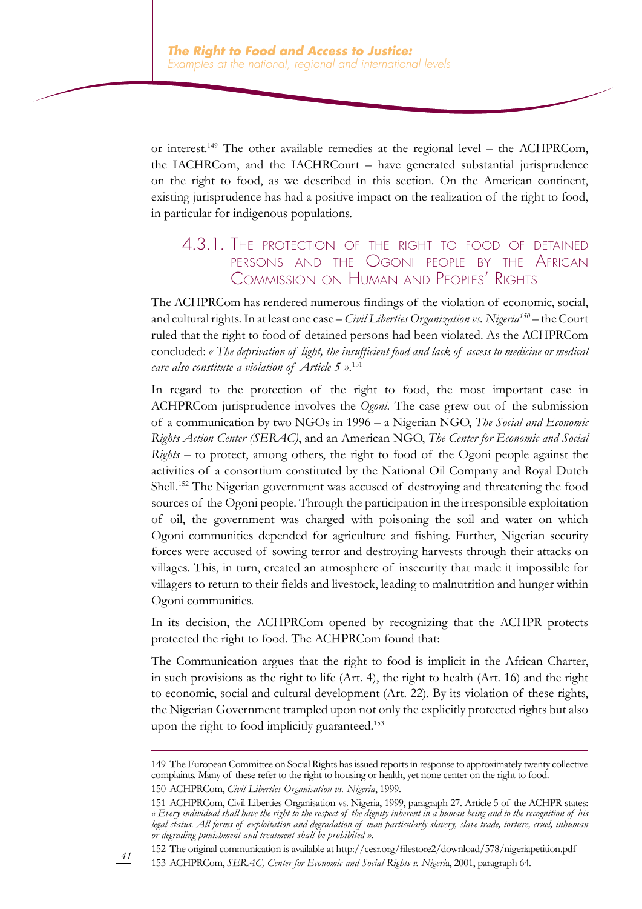or interest.[149] The other available remedies at the regional level – the ACHPRCom, the IACHRCom, and the IACHRCourt – have generated substantial jurisprudence on the right to food, as we described in this section. On the American continent, existing jurisprudence has had a positive impact on the realization of the right to food, in particular for indigenous populations.

### 4.3.1. The protection of the right to food of detained persons and the Ogoni people by the African Commission on Human and Peoples' Rights

The ACHPRCom has rendered numerous findings of the violation of economic, social, and cultural rights. In at least one case – *Civil Liberties Organization vs. Nigeria*[150] – the Court ruled that the right to food of detained persons had been violated. As the ACHPRCom concluded: *« The deprivation of light, the insufficient food and lack of access to medicine or medical care also constitute a violation of Article 5 »*.[151]

In regard to the protection of the right to food, the most important case in ACHPRCom jurisprudence involves the *Ogoni*. The case grew out of the submission of a communication by two NGOs in 1996 – a Nigerian NGO, *The Social and Economic Rights Action Center (SERAC)*, and an American NGO, *The Center for Economic and Social Rights* – to protect, among others, the right to food of the Ogoni people against the activities of a consortium constituted by the National Oil Company and Royal Dutch Shell.[152] The Nigerian government was accused of destroying and threatening the food sources of the Ogoni people. Through the participation in the irresponsible exploitation of oil, the government was charged with poisoning the soil and water on which Ogoni communities depended for agriculture and fishing. Further, Nigerian security forces were accused of sowing terror and destroying harvests through their attacks on villages. This, in turn, created an atmosphere of insecurity that made it impossible for villagers to return to their fields and livestock, leading to malnutrition and hunger within Ogoni communities.

In its decision, the ACHPRCom opened by recognizing that the ACHPR protects protected the right to food. The ACHPRCom found that:

The Communication argues that the right to food is implicit in the African Charter, in such provisions as the right to life (Art. 4), the right to health (Art. 16) and the right to economic, social and cultural development (Art. 22). By its violation of these rights, the Nigerian Government trampled upon not only the explicitly protected rights but also upon the right to food implicitly guaranteed.[153]

---

149 The European Committee on Social Rights has issued reports in response to approximately twenty collective complaints. Many of these refer to the right to housing or health, yet none center on the right to food.

150 ACHPRCom, *Civil Liberties Organisation vs. Nigeria*, 1999.

151 ACHPRCom, Civil Liberties Organisation vs. Nigeria, 1999, paragraph 27. Article 5 of the ACHPR states: *« Every individual shall have the right to the respect of the dignity inherent in a human being and to the recognition of his legal status. All forms of exploitation and degradation of man particularly slavery, slave trade, torture, cruel, inhuman or degrading punishment and treatment shall be prohibited »*.

152 The original communication is available at http://cesr.org/filestore2/download/578/nigeriapetition.pdf

153 ACHPRCom, *SERAC, Center for Economic and Social Rights v. Nigeri*a, 2001, paragraph 64.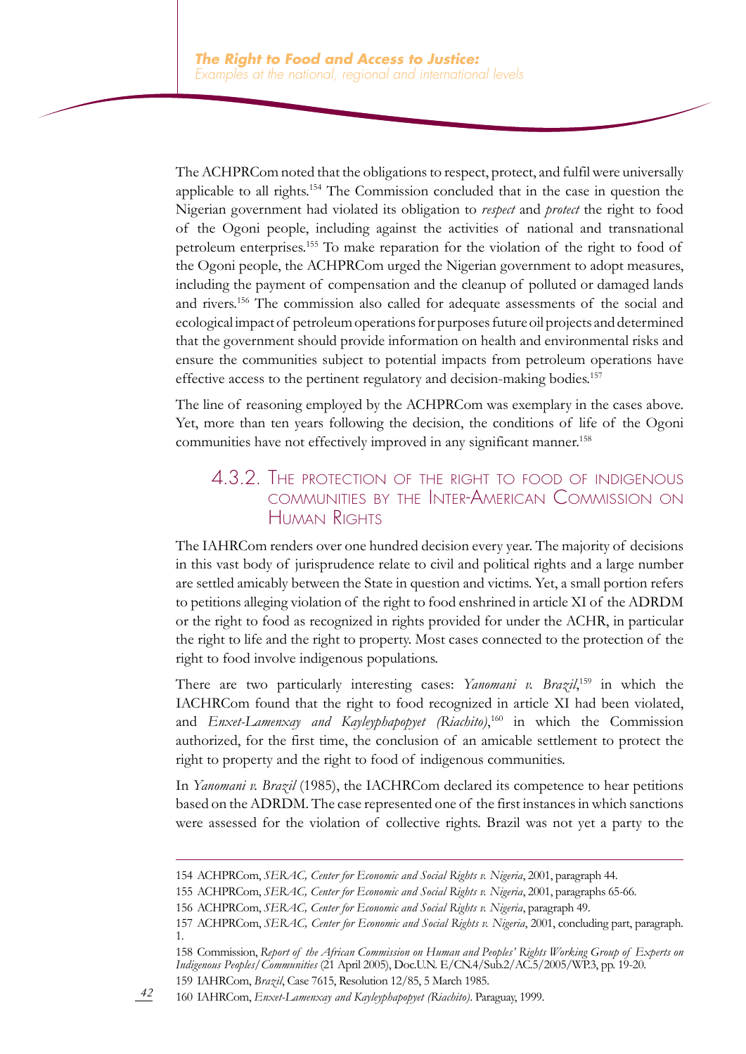The ACHPRCom noted that the obligations to respect, protect, and fulfil were universally applicable to all rights.[154] The Commission concluded that in the case in question the Nigerian government had violated its obligation to *respect* and *protect* the right to food of the Ogoni people, including against the activities of national and transnational petroleum enterprises.[155] To make reparation for the violation of the right to food of the Ogoni people, the ACHPRCom urged the Nigerian government to adopt measures, including the payment of compensation and the cleanup of polluted or damaged lands and rivers.[156] The commission also called for adequate assessments of the social and ecological impact of petroleum operations for purposes future oil projects and determined that the government should provide information on health and environmental risks and ensure the communities subject to potential impacts from petroleum operations have effective access to the pertinent regulatory and decision-making bodies.[157]

The line of reasoning employed by the ACHPRCom was exemplary in the cases above. Yet, more than ten years following the decision, the conditions of life of the Ogoni communities have not effectively improved in any significant manner.[158]

### 4.3.2. The protection of the right to food of indigenous communities by the Inter-American Commission on Human Rights

The IAHRCom renders over one hundred decision every year. The majority of decisions in this vast body of jurisprudence relate to civil and political rights and a large number are settled amicably between the State in question and victims. Yet, a small portion refers to petitions alleging violation of the right to food enshrined in article XI of the ADRDM or the right to food as recognized in rights provided for under the ACHR, in particular the right to life and the right to property. Most cases connected to the protection of the right to food involve indigenous populations.

There are two particularly interesting cases: *Yanomani v. Brazil*,[159] in which the IACHRCom found that the right to food recognized in article XI had been violated, and *Enxet-Lamenxay and Kayleyphapopyet (Riachito)*,[160] in which the Commission authorized, for the first time, the conclusion of an amicable settlement to protect the right to property and the right to food of indigenous communities.

In *Yanomani v. Brazil* (1985), the IACHRCom declared its competence to hear petitions based on the ADRDM. The case represented one of the first instances in which sanctions were assessed for the violation of collective rights. Brazil was not yet a party to the

---

154 ACHPRCom, *SERAC, Center for Economic and Social Rights v. Nigeria*, 2001, paragraph 44.

155 ACHPRCom, *SERAC, Center for Economic and Social Rights v. Nigeria*, 2001, paragraphs 65-66.

156 ACHPRCom, *SERAC, Center for Economic and Social Rights v. Nigeria*, paragraph 49.

157 ACHPRCom, *SERAC, Center for Economic and Social Rights v. Nigeria*, 2001, concluding part, paragraph. 1.

158 Commission, *Report of the African Commission on Human and Peoples' Rights Working Group of Experts on Indigenous Peoples/Communities* (21 April 2005), Doc.U.N. E/CN.4/Sub.2/AC.5/2005/WP.3, pp. 19-20.

159 IAHRCom, *Brazil*, Case 7615, Resolution 12/85, 5 March 1985.

160 IAHRCom, *Enxet-Lamenxay and Kayleyphapopyet (Riachito)*. Paraguay, 1999.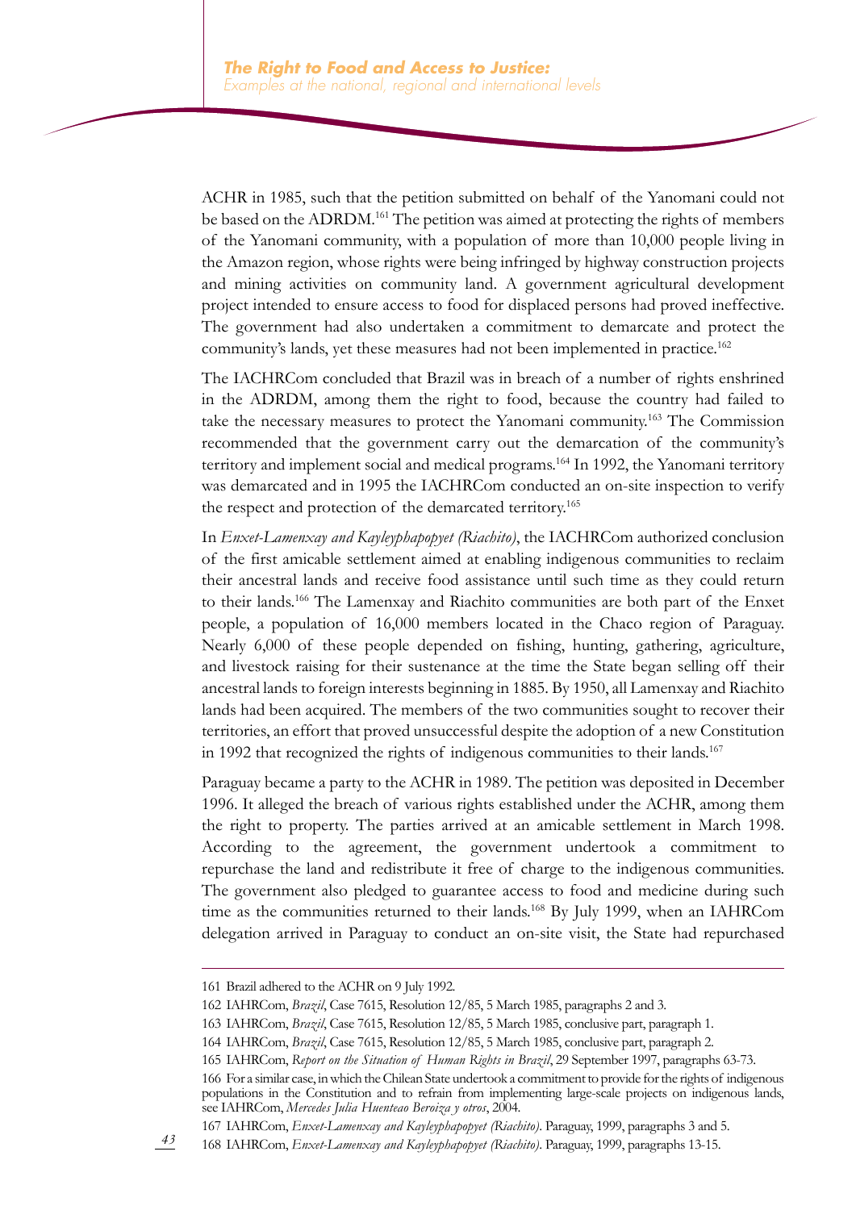ACHR in 1985, such that the petition submitted on behalf of the Yanomani could not be based on the ADRDM.[161] The petition was aimed at protecting the rights of members of the Yanomani community, with a population of more than 10,000 people living in the Amazon region, whose rights were being infringed by highway construction projects and mining activities on community land. A government agricultural development project intended to ensure access to food for displaced persons had proved ineffective. The government had also undertaken a commitment to demarcate and protect the community's lands, yet these measures had not been implemented in practice.[162]

The IACHRCom concluded that Brazil was in breach of a number of rights enshrined in the ADRDM, among them the right to food, because the country had failed to take the necessary measures to protect the Yanomani community.[163] The Commission recommended that the government carry out the demarcation of the community's territory and implement social and medical programs.[164] In 1992, the Yanomani territory was demarcated and in 1995 the IACHRCom conducted an on-site inspection to verify the respect and protection of the demarcated territory.[165]

In *Enxet-Lamenxay and Kayleyphapopyet (Riachito)*, the IACHRCom authorized conclusion of the first amicable settlement aimed at enabling indigenous communities to reclaim their ancestral lands and receive food assistance until such time as they could return to their lands.[166] The Lamenxay and Riachito communities are both part of the Enxet people, a population of 16,000 members located in the Chaco region of Paraguay. Nearly 6,000 of these people depended on fishing, hunting, gathering, agriculture, and livestock raising for their sustenance at the time the State began selling off their ancestral lands to foreign interests beginning in 1885. By 1950, all Lamenxay and Riachito lands had been acquired. The members of the two communities sought to recover their territories, an effort that proved unsuccessful despite the adoption of a new Constitution in 1992 that recognized the rights of indigenous communities to their lands.[167]

Paraguay became a party to the ACHR in 1989. The petition was deposited in December 1996. It alleged the breach of various rights established under the ACHR, among them the right to property. The parties arrived at an amicable settlement in March 1998. According to the agreement, the government undertook a commitment to repurchase the land and redistribute it free of charge to the indigenous communities. The government also pledged to guarantee access to food and medicine during such time as the communities returned to their lands.[168] By July 1999, when an IAHRCom delegation arrived in Paraguay to conduct an on-site visit, the State had repurchased

---

161 Brazil adhered to the ACHR on 9 July 1992.

162 IAHRCom, *Brazil*, Case 7615, Resolution 12/85, 5 March 1985, paragraphs 2 and 3.

163 IAHRCom, *Brazil*, Case 7615, Resolution 12/85, 5 March 1985, conclusive part, paragraph 1.

164 IAHRCom, *Brazil*, Case 7615, Resolution 12/85, 5 March 1985, conclusive part, paragraph 2.

165 IAHRCom, *Report on the Situation of Human Rights in Brazil*, 29 September 1997, paragraphs 63-73.

166 For a similar case, in which the Chilean State undertook a commitment to provide for the rights of indigenous populations in the Constitution and to refrain from implementing large-scale projects on indigenous lands, see IAHRCom, *Mercedes Julia Huenteao Beroiza y otros*, 2004.

167 IAHRCom, *Enxet-Lamenxay and Kayleyphapopyet (Riachito)*. Paraguay, 1999, paragraphs 3 and 5.

168 IAHRCom, *Enxet-Lamenxay and Kayleyphapopyet (Riachito)*. Paraguay, 1999, paragraphs 13-15.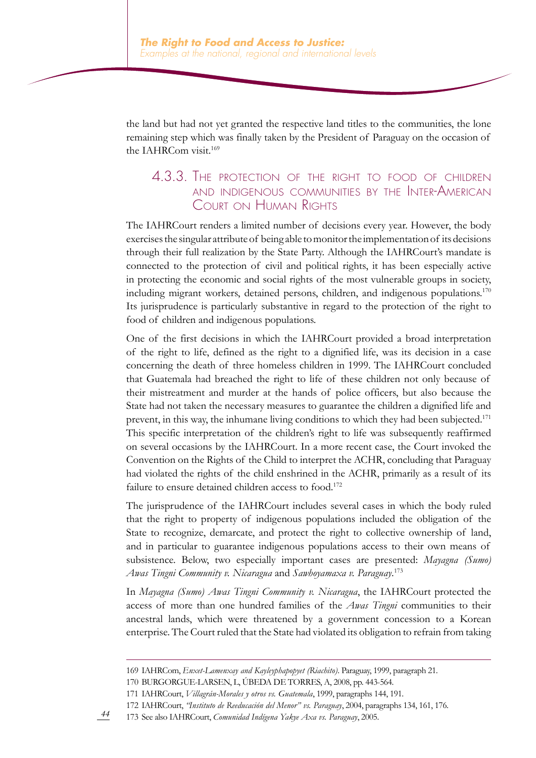the land but had not yet granted the respective land titles to the communities, the lone remaining step which was finally taken by the President of Paraguay on the occasion of the IAHRCom visit.[169]

### 4.3.3. The protection of the right to food of children and indigenous communities by the Inter-American Court on Human Rights

The IAHRCourt renders a limited number of decisions every year. However, the body exercises the singular attribute of being able to monitor the implementation of its decisions through their full realization by the State Party. Although the IAHRCourt's mandate is connected to the protection of civil and political rights, it has been especially active in protecting the economic and social rights of the most vulnerable groups in society, including migrant workers, detained persons, children, and indigenous populations.[170] Its jurisprudence is particularly substantive in regard to the protection of the right to food of children and indigenous populations.

One of the first decisions in which the IAHRCourt provided a broad interpretation of the right to life, defined as the right to a dignified life, was its decision in a case concerning the death of three homeless children in 1999. The IAHRCourt concluded that Guatemala had breached the right to life of these children not only because of their mistreatment and murder at the hands of police officers, but also because the State had not taken the necessary measures to guarantee the children a dignified life and prevent, in this way, the inhumane living conditions to which they had been subjected.[171] This specific interpretation of the children's right to life was subsequently reaffirmed on several occasions by the IAHRCourt. In a more recent case, the Court invoked the Convention on the Rights of the Child to interpret the ACHR, concluding that Paraguay had violated the rights of the child enshrined in the ACHR, primarily as a result of its failure to ensure detained children access to food.[172]

The jurisprudence of the IAHRCourt includes several cases in which the body ruled that the right to property of indigenous populations included the obligation of the State to recognize, demarcate, and protect the right to collective ownership of land, and in particular to guarantee indigenous populations access to their own means of subsistence. Below, two especially important cases are presented: *Mayagna (Sumo) Awas Tingni Community v. Nicaragua* and *Sawhoyamaxa v. Paraguay*.[173]

In *Mayagna (Sumo) Awas Tingni Community v. Nicaragua*, the IAHRCourt protected the access of more than one hundred families of the *Awas Tingni* communities to their ancestral lands, which were threatened by a government concession to a Korean enterprise. The Court ruled that the State had violated its obligation to refrain from taking

---

169 IAHRCom, *Enxet-Lamenxay and Kayleyphapopyet (Riachito)*. Paraguay, 1999, paragraph 21.

170 BURGORGUE-LARSEN, L, ÚBEDA DE TORRES, A, 2008, pp. 443-564.

171 IAHRCourt, *Villagrán-Morales y otros vs. Guatemala*, 1999, paragraphs 144, 191.

172 IAHRCourt, *"Instituto de Reeducación del Menor" vs. Paraguay*, 2004, paragraphs 134, 161, 176.

173 See also IAHRCourt, *Comunidad Indígena Yakye Axa vs. Paraguay*, 2005.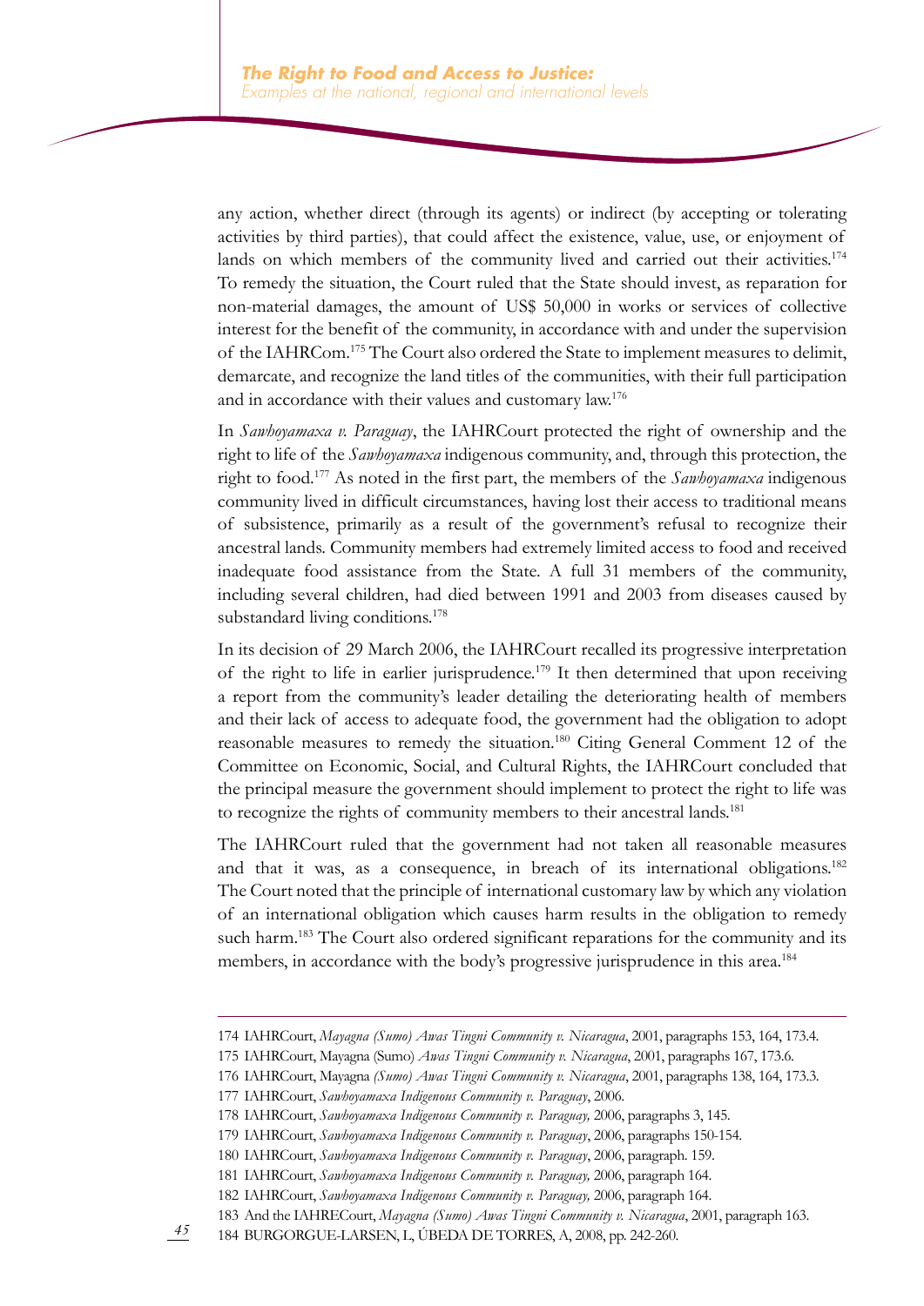any action, whether direct (through its agents) or indirect (by accepting or tolerating activities by third parties), that could affect the existence, value, use, or enjoyment of lands on which members of the community lived and carried out their activities.[174] To remedy the situation, the Court ruled that the State should invest, as reparation for non-material damages, the amount of US$ 50,000 in works or services of collective interest for the benefit of the community, in accordance with and under the supervision of the IAHRCom.[175] The Court also ordered the State to implement measures to delimit, demarcate, and recognize the land titles of the communities, with their full participation and in accordance with their values and customary law.[176]

In *Sawhoyamaxa v. Paraguay*, the IAHRCourt protected the right of ownership and the right to life of the *Sawhoyamaxa* indigenous community, and, through this protection, the right to food.[177] As noted in the first part, the members of the *Sawhoyamaxa* indigenous community lived in difficult circumstances, having lost their access to traditional means of subsistence, primarily as a result of the government's refusal to recognize their ancestral lands. Community members had extremely limited access to food and received inadequate food assistance from the State. A full 31 members of the community, including several children, had died between 1991 and 2003 from diseases caused by substandard living conditions.[178]

In its decision of 29 March 2006, the IAHRCourt recalled its progressive interpretation of the right to life in earlier jurisprudence.[179] It then determined that upon receiving a report from the community's leader detailing the deteriorating health of members and their lack of access to adequate food, the government had the obligation to adopt reasonable measures to remedy the situation.[180] Citing General Comment 12 of the Committee on Economic, Social, and Cultural Rights, the IAHRCourt concluded that the principal measure the government should implement to protect the right to life was to recognize the rights of community members to their ancestral lands.[181]

The IAHRCourt ruled that the government had not taken all reasonable measures and that it was, as a consequence, in breach of its international obligations.[182] The Court noted that the principle of international customary law by which any violation of an international obligation which causes harm results in the obligation to remedy such harm.[183] The Court also ordered significant reparations for the community and its members, in accordance with the body's progressive jurisprudence in this area.[184]

---

174 IAHRCourt, *Mayagna (Sumo) Awas Tingni Community v. Nicaragua*, 2001, paragraphs 153, 164, 173.4.

175 IAHRCourt, Mayagna (Sumo) *Awas Tingni Community v. Nicaragua*, 2001, paragraphs 167, 173.6.

176 IAHRCourt, Mayagna *(Sumo) Awas Tingni Community v. Nicaragua*, 2001, paragraphs 138, 164, 173.3.

177 IAHRCourt, *Sawhoyamaxa Indigenous Community v. Paraguay*, 2006.

178 IAHRCourt, *Sawhoyamaxa Indigenous Community v. Paraguay,* 2006, paragraphs 3, 145.

179 IAHRCourt, *Sawhoyamaxa Indigenous Community v. Paraguay*, 2006, paragraphs 150-154.

180 IAHRCourt, *Sawhoyamaxa Indigenous Community v. Paraguay*, 2006, paragraph. 159.

181 IAHRCourt, *Sawhoyamaxa Indigenous Community v. Paraguay,* 2006, paragraph 164.

182 IAHRCourt, *Sawhoyamaxa Indigenous Community v. Paraguay,* 2006, paragraph 164.

183 And the IAHRECourt, *Mayagna (Sumo) Awas Tingni Community v. Nicaragua*, 2001, paragraph 163.

184 BURGORGUE-LARSEN, L, ÚBEDA DE TORRES, A, 2008, pp. 242-260.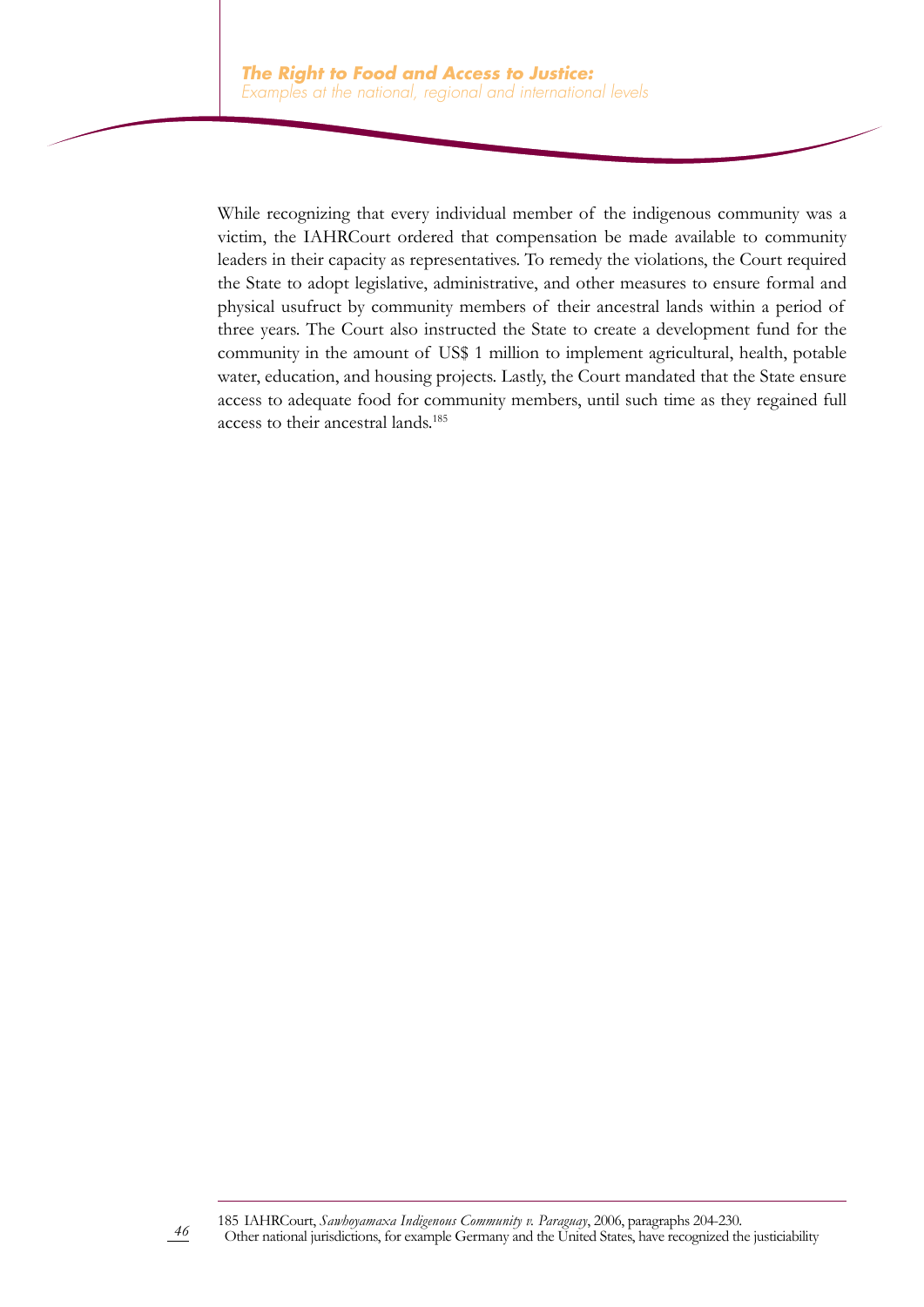While recognizing that every individual member of the indigenous community was a victim, the IAHRCourt ordered that compensation be made available to community leaders in their capacity as representatives. To remedy the violations, the Court required the State to adopt legislative, administrative, and other measures to ensure formal and physical usufruct by community members of their ancestral lands within a period of three years. The Court also instructed the State to create a development fund for the community in the amount of US$ 1 million to implement agricultural, health, potable water, education, and housing projects. Lastly, the Court mandated that the State ensure access to adequate food for community members, until such time as they regained full access to their ancestral lands.[185]

---

185 IAHRCourt, *Sawhoyamaxa Indigenous Community v. Paraguay*, 2006, paragraphs 204-230.
Other national jurisdictions, for example Germany and the United States, have recognized the justiciability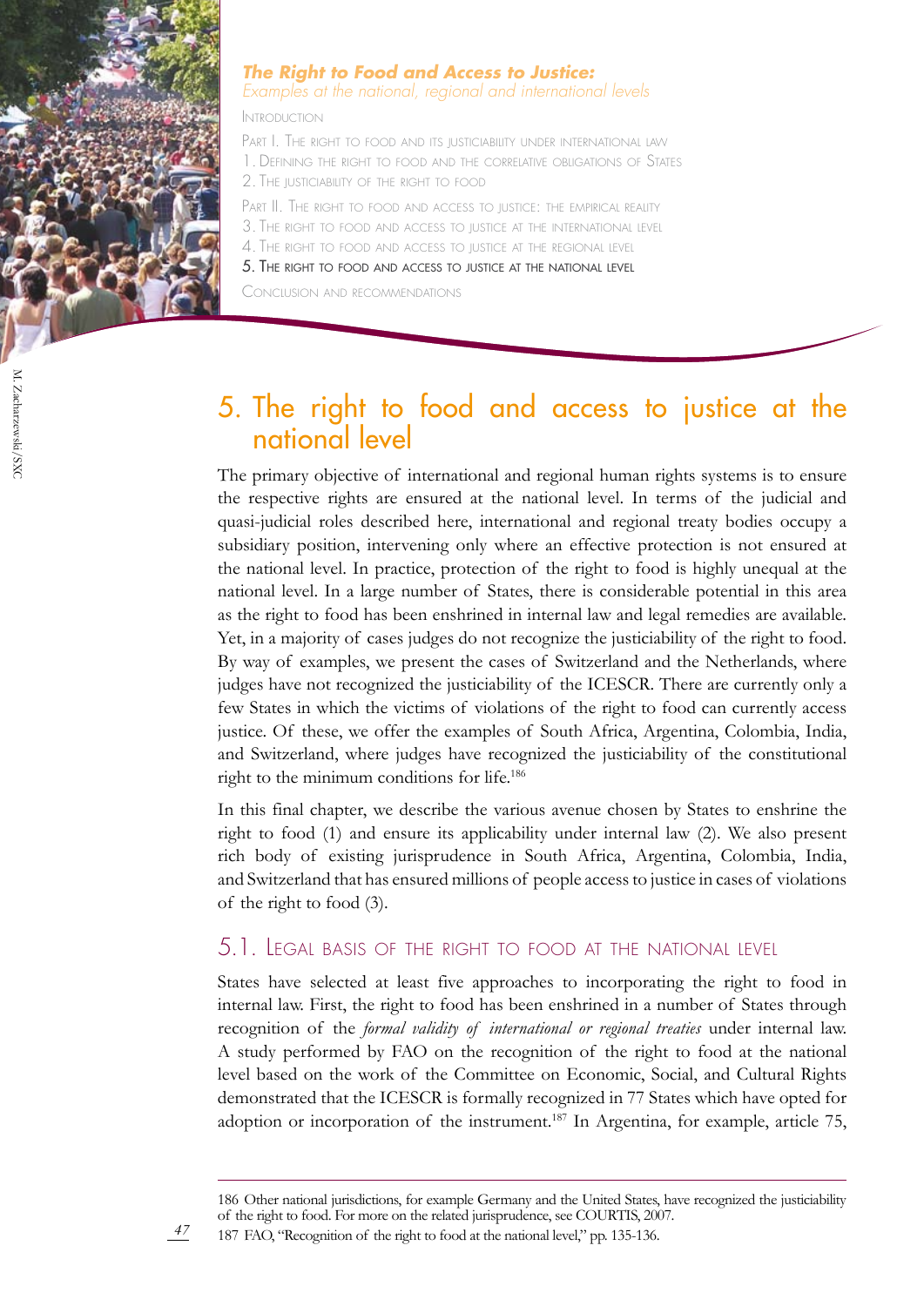## 5. The right to food and access to justice at the national level

The primary objective of international and regional human rights systems is to ensure the respective rights are ensured at the national level. In terms of the judicial and quasi-judicial roles described here, international and regional treaty bodies occupy a subsidiary position, intervening only where an effective protection is not ensured at the national level. In practice, protection of the right to food is highly unequal at the national level. In a large number of States, there is considerable potential in this area as the right to food has been enshrined in internal law and legal remedies are available. Yet, in a majority of cases judges do not recognize the justiciability of the right to food. By way of examples, we present the cases of Switzerland and the Netherlands, where judges have not recognized the justiciability of the ICESCR. There are currently only a few States in which the victims of violations of the right to food can currently access justice. Of these, we offer the examples of South Africa, Argentina, Colombia, India, and Switzerland, where judges have recognized the justiciability of the constitutional right to the minimum conditions for life.[186]

In this final chapter, we describe the various avenue chosen by States to enshrine the right to food (1) and ensure its applicability under internal law (2). We also present rich body of existing jurisprudence in South Africa, Argentina, Colombia, India, and Switzerland that has ensured millions of people access to justice in cases of violations of the right to food (3).

### 5.1. Legal basis of the right to food at the national level

States have selected at least five approaches to incorporating the right to food in internal law. First, the right to food has been enshrined in a number of States through recognition of the *formal validity of international or regional treaties* under internal law. A study performed by FAO on the recognition of the right to food at the national level based on the work of the Committee on Economic, Social, and Cultural Rights demonstrated that the ICESCR is formally recognized in 77 States which have opted for adoption or incorporation of the instrument.[187] In Argentina, for example, article 75,

---

186 Other national jurisdictions, for example Germany and the United States, have recognized the justiciability of the right to food. For more on the related jurisprudence, see COURTIS, 2007.

187 FAO, "Recognition of the right to food at the national level," pp. 135-136.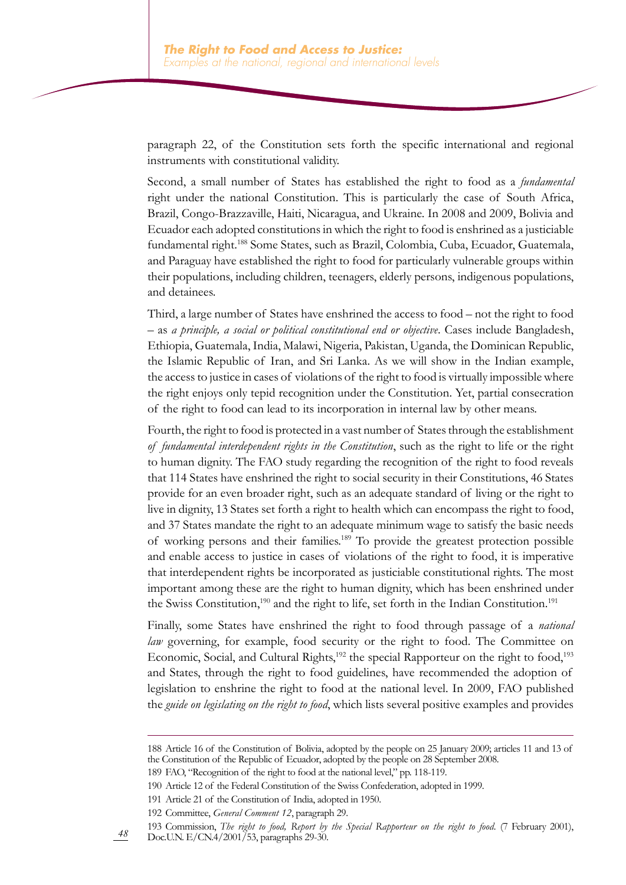paragraph 22, of the Constitution sets forth the specific international and regional instruments with constitutional validity.

Second, a small number of States has established the right to food as a *fundamental* right under the national Constitution. This is particularly the case of South Africa, Brazil, Congo-Brazzaville, Haiti, Nicaragua, and Ukraine. In 2008 and 2009, Bolivia and Ecuador each adopted constitutions in which the right to food is enshrined as a justiciable fundamental right.[188] Some States, such as Brazil, Colombia, Cuba, Ecuador, Guatemala, and Paraguay have established the right to food for particularly vulnerable groups within their populations, including children, teenagers, elderly persons, indigenous populations, and detainees.

Third, a large number of States have enshrined the access to food – not the right to food – as *a principle, a social or political constitutional end or objective*. Cases include Bangladesh, Ethiopia, Guatemala, India, Malawi, Nigeria, Pakistan, Uganda, the Dominican Republic, the Islamic Republic of Iran, and Sri Lanka. As we will show in the Indian example, the access to justice in cases of violations of the right to food is virtually impossible where the right enjoys only tepid recognition under the Constitution. Yet, partial consecration of the right to food can lead to its incorporation in internal law by other means.

Fourth, the right to food is protected in a vast number of States through the establishment *of fundamental interdependent rights in the Constitution*, such as the right to life or the right to human dignity. The FAO study regarding the recognition of the right to food reveals that 114 States have enshrined the right to social security in their Constitutions, 46 States provide for an even broader right, such as an adequate standard of living or the right to live in dignity, 13 States set forth a right to health which can encompass the right to food, and 37 States mandate the right to an adequate minimum wage to satisfy the basic needs of working persons and their families.[189] To provide the greatest protection possible and enable access to justice in cases of violations of the right to food, it is imperative that interdependent rights be incorporated as justiciable constitutional rights. The most important among these are the right to human dignity, which has been enshrined under the Swiss Constitution,[190] and the right to life, set forth in the Indian Constitution.[191]

Finally, some States have enshrined the right to food through passage of a *national law* governing, for example, food security or the right to food. The Committee on Economic, Social, and Cultural Rights,[192] the special Rapporteur on the right to food,[193] and States, through the right to food guidelines, have recommended the adoption of legislation to enshrine the right to food at the national level. In 2009, FAO published the *guide on legislating on the right to food*, which lists several positive examples and provides

---

188 Article 16 of the Constitution of Bolivia, adopted by the people on 25 January 2009; articles 11 and 13 of the Constitution of the Republic of Ecuador, adopted by the people on 28 September 2008.

189 FAO, "Recognition of the right to food at the national level," pp. 118-119.

190 Article 12 of the Federal Constitution of the Swiss Confederation, adopted in 1999.

191 Article 21 of the Constitution of India, adopted in 1950.

192 Committee, *General Comment 12*, paragraph 29.

193 Commission, *The right to food, Report by the Special Rapporteur on the right to food*. (7 February 2001), Doc.U.N. E/CN.4/2001/53, paragraphs 29-30.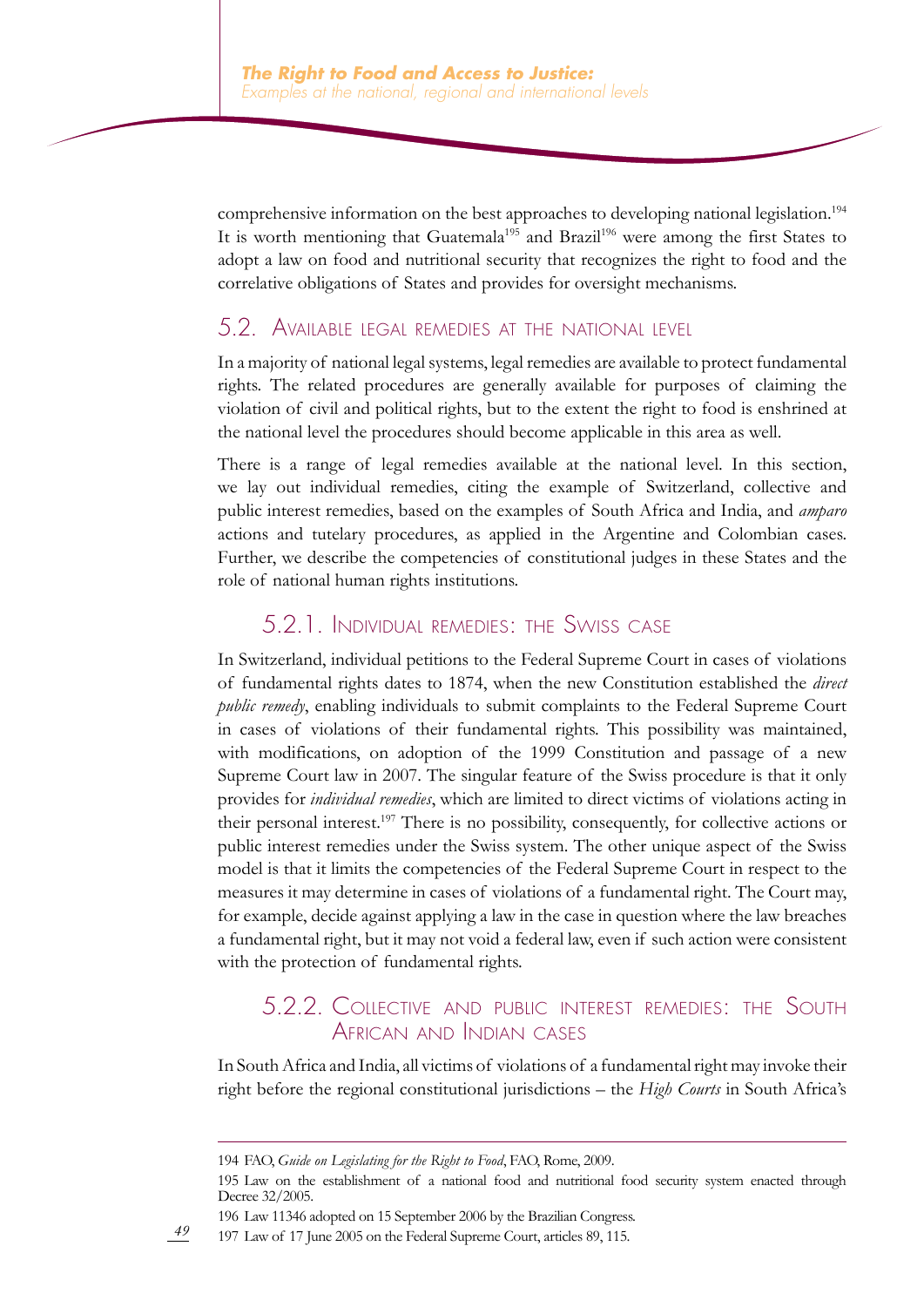comprehensive information on the best approaches to developing national legislation.[194] It is worth mentioning that Guatemala[195] and Brazil[196] were among the first States to adopt a law on food and nutritional security that recognizes the right to food and the correlative obligations of States and provides for oversight mechanisms.

## 5.2. Available legal remedies at the national level

In a majority of national legal systems, legal remedies are available to protect fundamental rights. The related procedures are generally available for purposes of claiming the violation of civil and political rights, but to the extent the right to food is enshrined at the national level the procedures should become applicable in this area as well.

There is a range of legal remedies available at the national level. In this section, we lay out individual remedies, citing the example of Switzerland, collective and public interest remedies, based on the examples of South Africa and India, and *amparo* actions and tutelary procedures, as applied in the Argentine and Colombian cases. Further, we describe the competencies of constitutional judges in these States and the role of national human rights institutions.

### 5.2.1. Individual remedies: the Swiss case

In Switzerland, individual petitions to the Federal Supreme Court in cases of violations of fundamental rights dates to 1874, when the new Constitution established the *direct public remedy*, enabling individuals to submit complaints to the Federal Supreme Court in cases of violations of their fundamental rights. This possibility was maintained, with modifications, on adoption of the 1999 Constitution and passage of a new Supreme Court law in 2007. The singular feature of the Swiss procedure is that it only provides for *individual remedies*, which are limited to direct victims of violations acting in their personal interest.[197] There is no possibility, consequently, for collective actions or public interest remedies under the Swiss system. The other unique aspect of the Swiss model is that it limits the competencies of the Federal Supreme Court in respect to the measures it may determine in cases of violations of a fundamental right. The Court may, for example, decide against applying a law in the case in question where the law breaches a fundamental right, but it may not void a federal law, even if such action were consistent with the protection of fundamental rights.

### 5.2.2. Collective and public interest remedies: the South African and Indian cases

In South Africa and India, all victims of violations of a fundamental right may invoke their right before the regional constitutional jurisdictions – the *High Courts* in South Africa's

---

194 FAO, *Guide on Legislating for the Right to Food*, FAO, Rome, 2009.

195 Law on the establishment of a national food and nutritional food security system enacted through Decree 32/2005.

196 Law 11346 adopted on 15 September 2006 by the Brazilian Congress.

197 Law of 17 June 2005 on the Federal Supreme Court, articles 89, 115.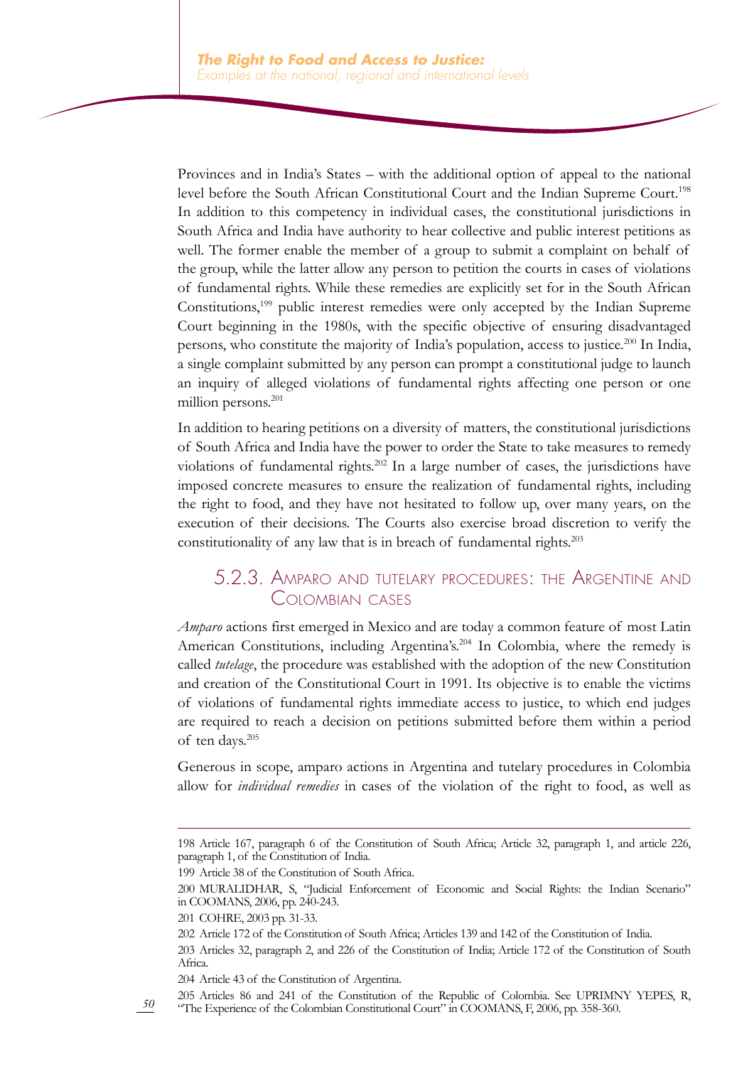Provinces and in India's States – with the additional option of appeal to the national level before the South African Constitutional Court and the Indian Supreme Court.[198] In addition to this competency in individual cases, the constitutional jurisdictions in South Africa and India have authority to hear collective and public interest petitions as well. The former enable the member of a group to submit a complaint on behalf of the group, while the latter allow any person to petition the courts in cases of violations of fundamental rights. While these remedies are explicitly set for in the South African Constitutions,[199] public interest remedies were only accepted by the Indian Supreme Court beginning in the 1980s, with the specific objective of ensuring disadvantaged persons, who constitute the majority of India's population, access to justice.[200] In India, a single complaint submitted by any person can prompt a constitutional judge to launch an inquiry of alleged violations of fundamental rights affecting one person or one million persons.[201]

In addition to hearing petitions on a diversity of matters, the constitutional jurisdictions of South Africa and India have the power to order the State to take measures to remedy violations of fundamental rights.[202] In a large number of cases, the jurisdictions have imposed concrete measures to ensure the realization of fundamental rights, including the right to food, and they have not hesitated to follow up, over many years, on the execution of their decisions. The Courts also exercise broad discretion to verify the constitutionality of any law that is in breach of fundamental rights.[203]

### 5.2.3. Amparo and tutelary procedures: the Argentine and Colombian cases

*Amparo* actions first emerged in Mexico and are today a common feature of most Latin American Constitutions, including Argentina's.[204] In Colombia, where the remedy is called *tutelage*, the procedure was established with the adoption of the new Constitution and creation of the Constitutional Court in 1991. Its objective is to enable the victims of violations of fundamental rights immediate access to justice, to which end judges are required to reach a decision on petitions submitted before them within a period of ten days.[205]

Generous in scope, amparo actions in Argentina and tutelary procedures in Colombia allow for *individual remedies* in cases of the violation of the right to food, as well as

---

198 Article 167, paragraph 6 of the Constitution of South Africa; Article 32, paragraph 1, and article 226, paragraph 1, of the Constitution of India.

199 Article 38 of the Constitution of South Africa.

200 MURALIDHAR, S, "Judicial Enforcement of Economic and Social Rights: the Indian Scenario" in COOMANS, 2006, pp. 240-243.

201 COHRE, 2003 pp. 31-33.

202 Article 172 of the Constitution of South Africa; Articles 139 and 142 of the Constitution of India.

203 Articles 32, paragraph 2, and 226 of the Constitution of India; Article 172 of the Constitution of South Africa.

204 Article 43 of the Constitution of Argentina.

205 Articles 86 and 241 of the Constitution of the Republic of Colombia. See UPRIMNY YEPES, R, "The Experience of the Colombian Constitutional Court" in COOMANS, F, 2006, pp. 358-360.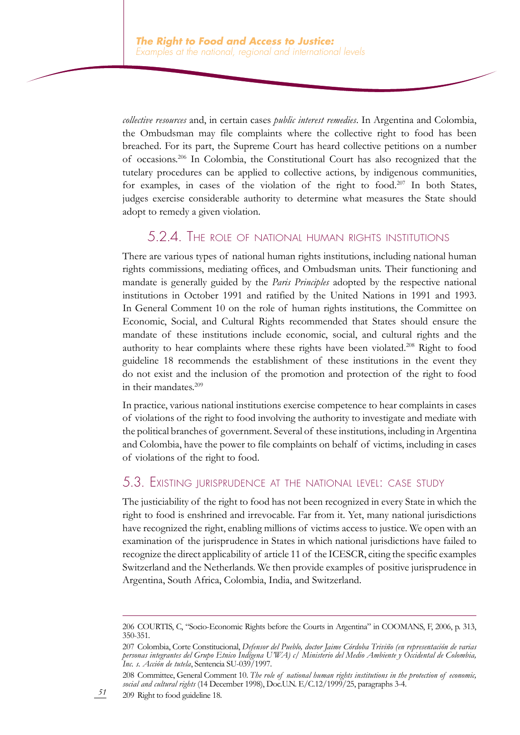*collective resources* and, in certain cases *public interest remedies*. In Argentina and Colombia, the Ombudsman may file complaints where the collective right to food has been breached. For its part, the Supreme Court has heard collective petitions on a number of occasions.[206] In Colombia, the Constitutional Court has also recognized that the tutelary procedures can be applied to collective actions, by indigenous communities, for examples, in cases of the violation of the right to food.[207] In both States, judges exercise considerable authority to determine what measures the State should adopt to remedy a given violation.

### 5.2.4. The role of national human rights institutions

There are various types of national human rights institutions, including national human rights commissions, mediating offices, and Ombudsman units. Their functioning and mandate is generally guided by the *Paris Principles* adopted by the respective national institutions in October 1991 and ratified by the United Nations in 1991 and 1993. In General Comment 10 on the role of human rights institutions, the Committee on Economic, Social, and Cultural Rights recommended that States should ensure the mandate of these institutions include economic, social, and cultural rights and the authority to hear complaints where these rights have been violated.[208] Right to food guideline 18 recommends the establishment of these institutions in the event they do not exist and the inclusion of the promotion and protection of the right to food in their mandates.[209]

In practice, various national institutions exercise competence to hear complaints in cases of violations of the right to food involving the authority to investigate and mediate with the political branches of government. Several of these institutions, including in Argentina and Colombia, have the power to file complaints on behalf of victims, including in cases of violations of the right to food.

## 5.3. Existing jurisprudence at the national level: case study

The justiciability of the right to food has not been recognized in every State in which the right to food is enshrined and irrevocable. Far from it. Yet, many national jurisdictions have recognized the right, enabling millions of victims access to justice. We open with an examination of the jurisprudence in States in which national jurisdictions have failed to recognize the direct applicability of article 11 of the ICESCR, citing the specific examples Switzerland and the Netherlands. We then provide examples of positive jurisprudence in Argentina, South Africa, Colombia, India, and Switzerland.

---

206 COURTIS, C, "Socio-Economic Rights before the Courts in Argentina" in COOMANS, F, 2006, p. 313, 350-351.

207 Colombia, Corte Constitucional, *Defensor del Pueblo, doctor Jaime Córdoba Triviño (en representación de varias personas integrantes del Grupo Etnico Indígena U'WA) c/ Ministerio del Medio Ambiente y Occidental de Colombia, Inc. s. Acción de tutela*, Sentencia SU-039/1997.

208 Committee, General Comment 10. *The role of national human rights institutions in the protection of economic, social and cultural rights* (14 December 1998), Doc.U.N. E/C.12/1999/25, paragraphs 3-4.

209 Right to food guideline 18.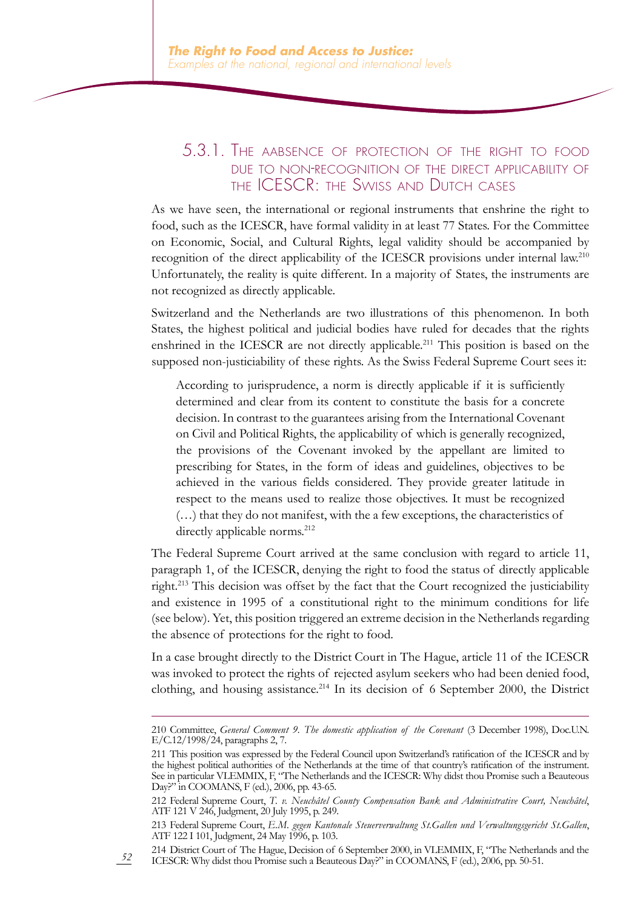### 5.3.1. The aabsence of protection of the right to food due to non-recognition of the direct applicability of the ICESCR: the Swiss and Dutch cases

As we have seen, the international or regional instruments that enshrine the right to food, such as the ICESCR, have formal validity in at least 77 States. For the Committee on Economic, Social, and Cultural Rights, legal validity should be accompanied by recognition of the direct applicability of the ICESCR provisions under internal law.[210] Unfortunately, the reality is quite different. In a majority of States, the instruments are not recognized as directly applicable.

Switzerland and the Netherlands are two illustrations of this phenomenon. In both States, the highest political and judicial bodies have ruled for decades that the rights enshrined in the ICESCR are not directly applicable.[211] This position is based on the supposed non-justiciability of these rights. As the Swiss Federal Supreme Court sees it:

> According to jurisprudence, a norm is directly applicable if it is sufficiently determined and clear from its content to constitute the basis for a concrete decision. In contrast to the guarantees arising from the International Covenant on Civil and Political Rights, the applicability of which is generally recognized, the provisions of the Covenant invoked by the appellant are limited to prescribing for States, in the form of ideas and guidelines, objectives to be achieved in the various fields considered. They provide greater latitude in respect to the means used to realize those objectives. It must be recognized (…) that they do not manifest, with the a few exceptions, the characteristics of directly applicable norms.[212]

The Federal Supreme Court arrived at the same conclusion with regard to article 11, paragraph 1, of the ICESCR, denying the right to food the status of directly applicable right.[213] This decision was offset by the fact that the Court recognized the justiciability and existence in 1995 of a constitutional right to the minimum conditions for life (see below). Yet, this position triggered an extreme decision in the Netherlands regarding the absence of protections for the right to food.

In a case brought directly to the District Court in The Hague, article 11 of the ICESCR was invoked to protect the rights of rejected asylum seekers who had been denied food, clothing, and housing assistance.[214] In its decision of 6 September 2000, the District

---

210 Committee, *General Comment 9. The domestic application of the Covenant* (3 December 1998), Doc.U.N. E/C.12/1998/24, paragraphs 2, 7.

211 This position was expressed by the Federal Council upon Switzerland's ratification of the ICESCR and by the highest political authorities of the Netherlands at the time of that country's ratification of the instrument. See in particular VLEMMIX, F, "The Netherlands and the ICESCR: Why didst thou Promise such a Beauteous Day?" in COOMANS, F (ed.), 2006, pp. 43-65.

212 Federal Supreme Court, *T. v. Neuchâtel County Compensation Bank and Administrative Court, Neuchâtel*, ATF 121 V 246, Judgment, 20 July 1995, p. 249.

213 Federal Supreme Court, *E.M. gegen Kantonale Steuerverwaltung St.Gallen und Verwaltungsgericht St.Gallen*, ATF 122 I 101, Judgment, 24 May 1996, p. 103.

214 District Court of The Hague, Decision of 6 September 2000, in VLEMMIX, F, "The Netherlands and the ICESCR: Why didst thou Promise such a Beauteous Day?" in COOMANS, F (ed.), 2006, pp. 50-51.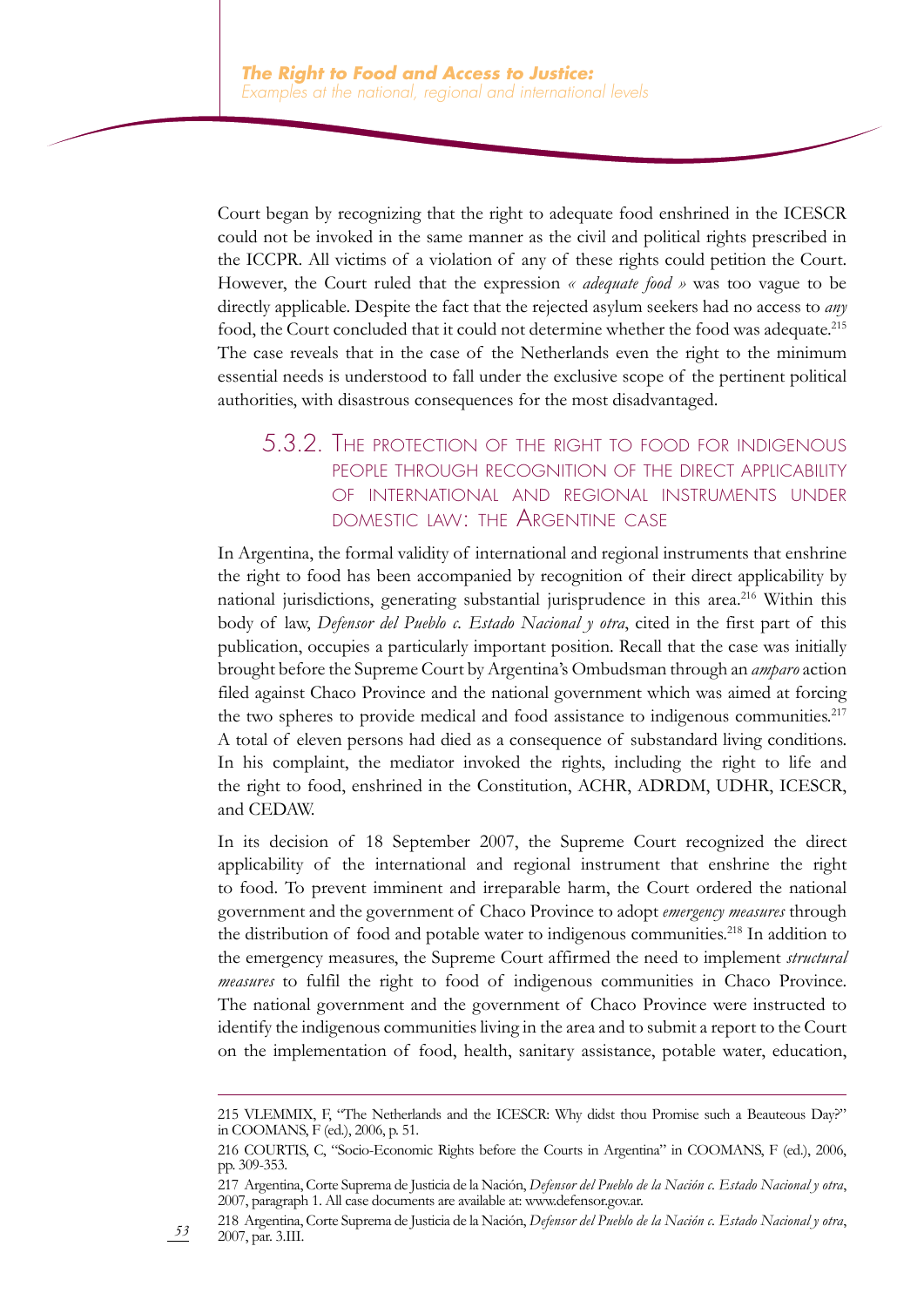Court began by recognizing that the right to adequate food enshrined in the ICESCR could not be invoked in the same manner as the civil and political rights prescribed in the ICCPR. All victims of a violation of any of these rights could petition the Court. However, the Court ruled that the expression *« adequate food »* was too vague to be directly applicable. Despite the fact that the rejected asylum seekers had no access to *any* food, the Court concluded that it could not determine whether the food was adequate.[215] The case reveals that in the case of the Netherlands even the right to the minimum essential needs is understood to fall under the exclusive scope of the pertinent political authorities, with disastrous consequences for the most disadvantaged.

### 5.3.2. The protection of the right to food for indigenous people through recognition of the direct applicability of international and regional instruments under domestic law: the Argentine case

In Argentina, the formal validity of international and regional instruments that enshrine the right to food has been accompanied by recognition of their direct applicability by national jurisdictions, generating substantial jurisprudence in this area.[216] Within this body of law, *Defensor del Pueblo c. Estado Nacional y otra*, cited in the first part of this publication, occupies a particularly important position. Recall that the case was initially brought before the Supreme Court by Argentina's Ombudsman through an *amparo* action filed against Chaco Province and the national government which was aimed at forcing the two spheres to provide medical and food assistance to indigenous communities.[217] A total of eleven persons had died as a consequence of substandard living conditions. In his complaint, the mediator invoked the rights, including the right to life and the right to food, enshrined in the Constitution, ACHR, ADRDM, UDHR, ICESCR, and CEDAW.

In its decision of 18 September 2007, the Supreme Court recognized the direct applicability of the international and regional instrument that enshrine the right to food. To prevent imminent and irreparable harm, the Court ordered the national government and the government of Chaco Province to adopt *emergency measures* through the distribution of food and potable water to indigenous communities.[218] In addition to the emergency measures, the Supreme Court affirmed the need to implement *structural measures* to fulfil the right to food of indigenous communities in Chaco Province. The national government and the government of Chaco Province were instructed to identify the indigenous communities living in the area and to submit a report to the Court on the implementation of food, health, sanitary assistance, potable water, education,

---

215 VLEMMIX, F, "The Netherlands and the ICESCR: Why didst thou Promise such a Beauteous Day?" in COOMANS, F (ed.), 2006, p. 51.

216 COURTIS, C, "Socio-Economic Rights before the Courts in Argentina" in COOMANS, F (ed.), 2006, pp. 309-353.

217 Argentina, Corte Suprema de Justicia de la Nación, *Defensor del Pueblo de la Nación c. Estado Nacional y otra*, 2007, paragraph 1. All case documents are available at: www.defensor.gov.ar.

218 Argentina, Corte Suprema de Justicia de la Nación, *Defensor del Pueblo de la Nación c. Estado Nacional y otra*, 2007, par. 3.III.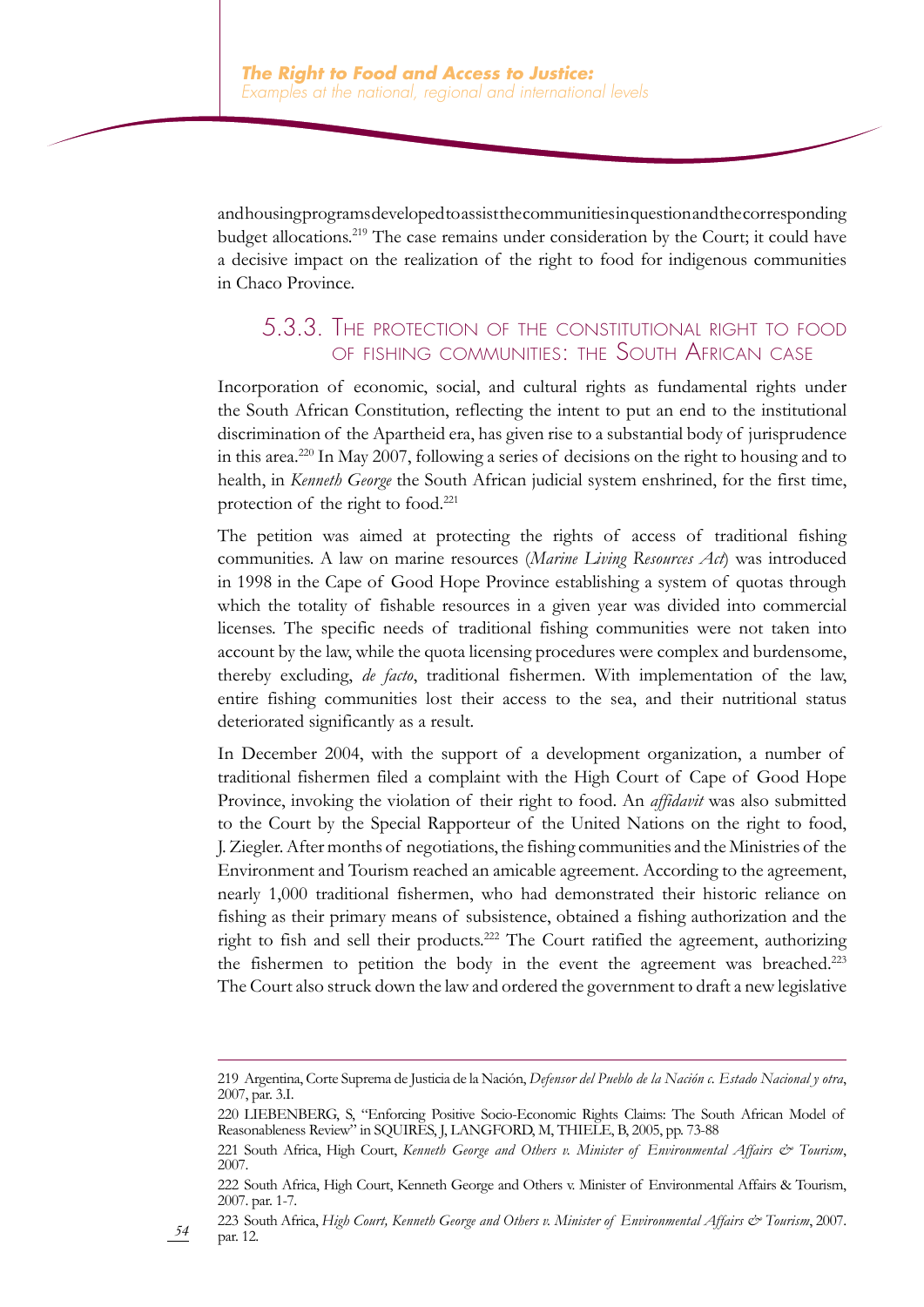and housing programs developed to assist the communities in question and the corresponding budget allocations.[219] The case remains under consideration by the Court; it could have a decisive impact on the realization of the right to food for indigenous communities in Chaco Province.

### 5.3.3. The protection of the constitutional right to food of fishing communities: the South African case

Incorporation of economic, social, and cultural rights as fundamental rights under the South African Constitution, reflecting the intent to put an end to the institutional discrimination of the Apartheid era, has given rise to a substantial body of jurisprudence in this area.[220] In May 2007, following a series of decisions on the right to housing and to health, in *Kenneth George* the South African judicial system enshrined, for the first time, protection of the right to food.[221]

The petition was aimed at protecting the rights of access of traditional fishing communities. A law on marine resources (*Marine Living Resources Act*) was introduced in 1998 in the Cape of Good Hope Province establishing a system of quotas through which the totality of fishable resources in a given year was divided into commercial licenses. The specific needs of traditional fishing communities were not taken into account by the law, while the quota licensing procedures were complex and burdensome, thereby excluding, *de facto*, traditional fishermen. With implementation of the law, entire fishing communities lost their access to the sea, and their nutritional status deteriorated significantly as a result.

In December 2004, with the support of a development organization, a number of traditional fishermen filed a complaint with the High Court of Cape of Good Hope Province, invoking the violation of their right to food. An *affidavit* was also submitted to the Court by the Special Rapporteur of the United Nations on the right to food, J. Ziegler. After months of negotiations, the fishing communities and the Ministries of the Environment and Tourism reached an amicable agreement. According to the agreement, nearly 1,000 traditional fishermen, who had demonstrated their historic reliance on fishing as their primary means of subsistence, obtained a fishing authorization and the right to fish and sell their products.[222] The Court ratified the agreement, authorizing the fishermen to petition the body in the event the agreement was breached.[223] The Court also struck down the law and ordered the government to draft a new legislative

---

219 Argentina, Corte Suprema de Justicia de la Nación, *Defensor del Pueblo de la Nación c. Estado Nacional y otra*, 2007, par. 3.I.

220 LIEBENBERG, S, "Enforcing Positive Socio-Economic Rights Claims: The South African Model of Reasonableness Review" in SQUIRES, J, LANGFORD, M, THIELE, B, 2005, pp. 73-88

221 South Africa, High Court, *Kenneth George and Others v. Minister of Environmental Affairs & Tourism*, 2007.

222 South Africa, High Court, Kenneth George and Others v. Minister of Environmental Affairs & Tourism, 2007. par. 1-7.

223 South Africa, *High Court, Kenneth George and Others v. Minister of Environmental Affairs & Tourism*, 2007. par. 12.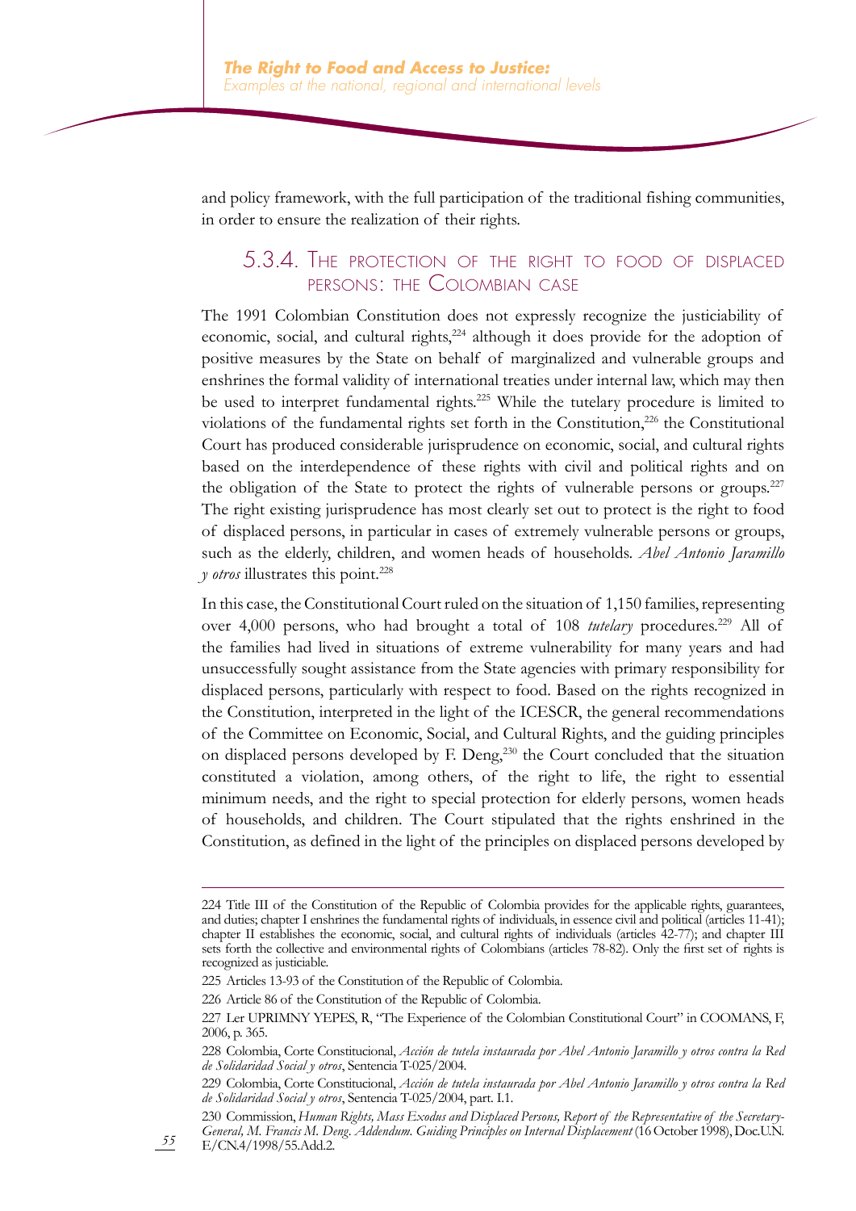and policy framework, with the full participation of the traditional fishing communities, in order to ensure the realization of their rights.

### 5.3.4. The protection of the right to food of displaced persons: the Colombian case

The 1991 Colombian Constitution does not expressly recognize the justiciability of economic, social, and cultural rights,[224] although it does provide for the adoption of positive measures by the State on behalf of marginalized and vulnerable groups and enshrines the formal validity of international treaties under internal law, which may then be used to interpret fundamental rights.[225] While the tutelary procedure is limited to violations of the fundamental rights set forth in the Constitution,[226] the Constitutional Court has produced considerable jurisprudence on economic, social, and cultural rights based on the interdependence of these rights with civil and political rights and on the obligation of the State to protect the rights of vulnerable persons or groups.[227] The right existing jurisprudence has most clearly set out to protect is the right to food of displaced persons, in particular in cases of extremely vulnerable persons or groups, such as the elderly, children, and women heads of households. *Abel Antonio Jaramillo y otros* illustrates this point.[228]

In this case, the Constitutional Court ruled on the situation of 1,150 families, representing over 4,000 persons, who had brought a total of 108 *tutelary* procedures.[229] All of the families had lived in situations of extreme vulnerability for many years and had unsuccessfully sought assistance from the State agencies with primary responsibility for displaced persons, particularly with respect to food. Based on the rights recognized in the Constitution, interpreted in the light of the ICESCR, the general recommendations of the Committee on Economic, Social, and Cultural Rights, and the guiding principles on displaced persons developed by F. Deng,[230] the Court concluded that the situation constituted a violation, among others, of the right to life, the right to essential minimum needs, and the right to special protection for elderly persons, women heads of households, and children. The Court stipulated that the rights enshrined in the Constitution, as defined in the light of the principles on displaced persons developed by

---

224 Title III of the Constitution of the Republic of Colombia provides for the applicable rights, guarantees, and duties; chapter I enshrines the fundamental rights of individuals, in essence civil and political (articles 11-41); chapter II establishes the economic, social, and cultural rights of individuals (articles 42-77); and chapter III sets forth the collective and environmental rights of Colombians (articles 78-82). Only the first set of rights is recognized as justiciable.

225 Articles 13-93 of the Constitution of the Republic of Colombia.

226 Article 86 of the Constitution of the Republic of Colombia.

227 Ler UPRIMNY YEPES, R, "The Experience of the Colombian Constitutional Court" in COOMANS, F, 2006, p. 365.

228 Colombia, Corte Constitucional, *Acción de tutela instaurada por Abel Antonio Jaramillo y otros contra la Red de Solidaridad Social y otros*, Sentencia T-025/2004.

229 Colombia, Corte Constitucional, *Acción de tutela instaurada por Abel Antonio Jaramillo y otros contra la Red de Solidaridad Social y otros*, Sentencia T-025/2004, part. I.1.

230 Commission, *Human Rights, Mass Exodus and Displaced Persons, Report of the Representative of the Secretary-General, M. Francis M. Deng. Addendum. Guiding Principles on Internal Displacement* (16 October 1998), Doc.U.N. E/CN.4/1998/55.Add.2.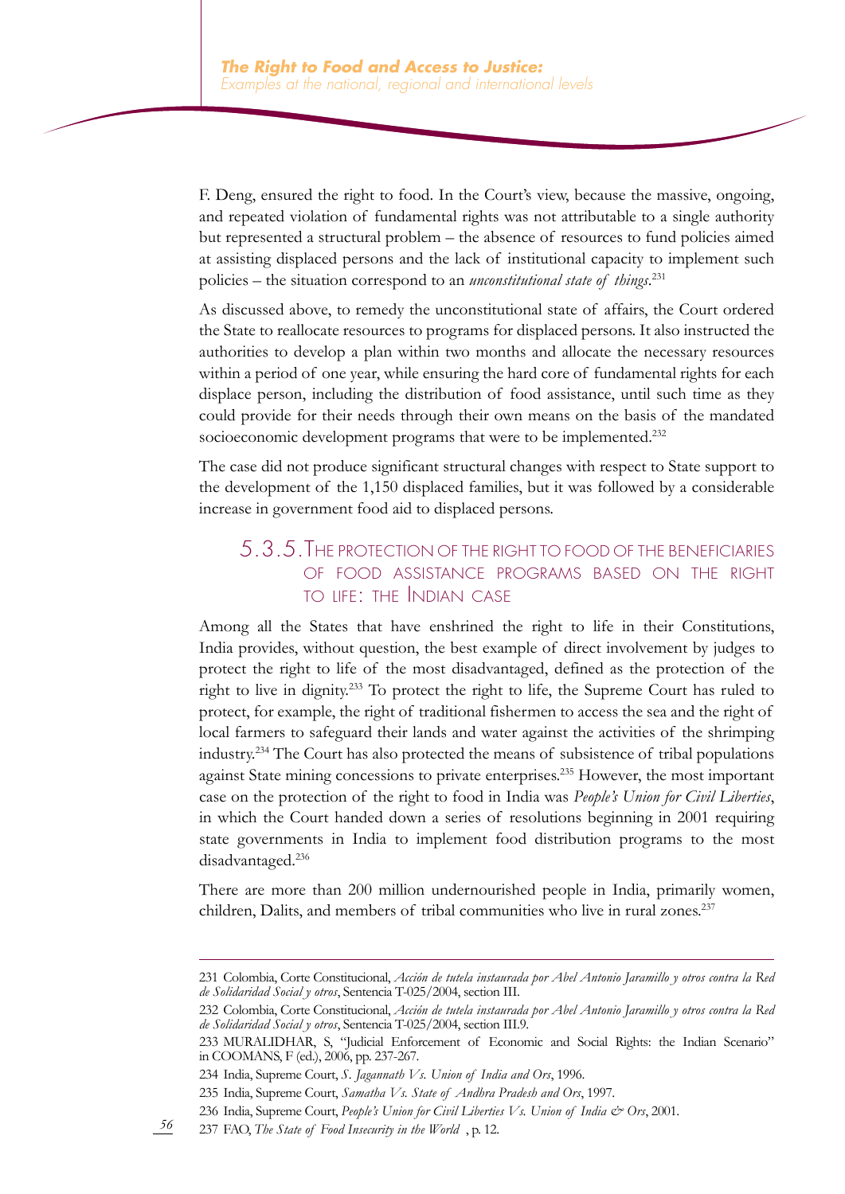F. Deng, ensured the right to food. In the Court's view, because the massive, ongoing, and repeated violation of fundamental rights was not attributable to a single authority but represented a structural problem – the absence of resources to fund policies aimed at assisting displaced persons and the lack of institutional capacity to implement such policies – the situation correspond to an *unconstitutional state of things*.[231]

As discussed above, to remedy the unconstitutional state of affairs, the Court ordered the State to reallocate resources to programs for displaced persons. It also instructed the authorities to develop a plan within two months and allocate the necessary resources within a period of one year, while ensuring the hard core of fundamental rights for each displace person, including the distribution of food assistance, until such time as they could provide for their needs through their own means on the basis of the mandated socioeconomic development programs that were to be implemented.[232]

The case did not produce significant structural changes with respect to State support to the development of the 1,150 displaced families, but it was followed by a considerable increase in government food aid to displaced persons.

### 5.3.5. The protection of the right to food of the beneficiaries of food assistance programs based on the right to life: the Indian case

Among all the States that have enshrined the right to life in their Constitutions, India provides, without question, the best example of direct involvement by judges to protect the right to life of the most disadvantaged, defined as the protection of the right to live in dignity.[233] To protect the right to life, the Supreme Court has ruled to protect, for example, the right of traditional fishermen to access the sea and the right of local farmers to safeguard their lands and water against the activities of the shrimping industry.[234] The Court has also protected the means of subsistence of tribal populations against State mining concessions to private enterprises.[235] However, the most important case on the protection of the right to food in India was *People's Union for Civil Liberties*, in which the Court handed down a series of resolutions beginning in 2001 requiring state governments in India to implement food distribution programs to the most disadvantaged.[236]

There are more than 200 million undernourished people in India, primarily women, children, Dalits, and members of tribal communities who live in rural zones.[237]

---

231 Colombia, Corte Constitucional, *Acción de tutela instaurada por Abel Antonio Jaramillo y otros contra la Red de Solidaridad Social y otros*, Sentencia T-025/2004, section III.

232 Colombia, Corte Constitucional, *Acción de tutela instaurada por Abel Antonio Jaramillo y otros contra la Red de Solidaridad Social y otros*, Sentencia T-025/2004, section III.9.

233 MURALIDHAR, S, "Judicial Enforcement of Economic and Social Rights: the Indian Scenario" in COOMANS, F (ed.), 2006, pp. 237-267.

234 India, Supreme Court, *S. Jagannath Vs. Union of India and Ors*, 1996.

235 India, Supreme Court, *Samatha Vs. State of Andhra Pradesh and Ors*, 1997.

236 India, Supreme Court, *People's Union for Civil Liberties Vs. Union of India & Ors*, 2001.

237 FAO, *The State of Food Insecurity in the World* , p. 12.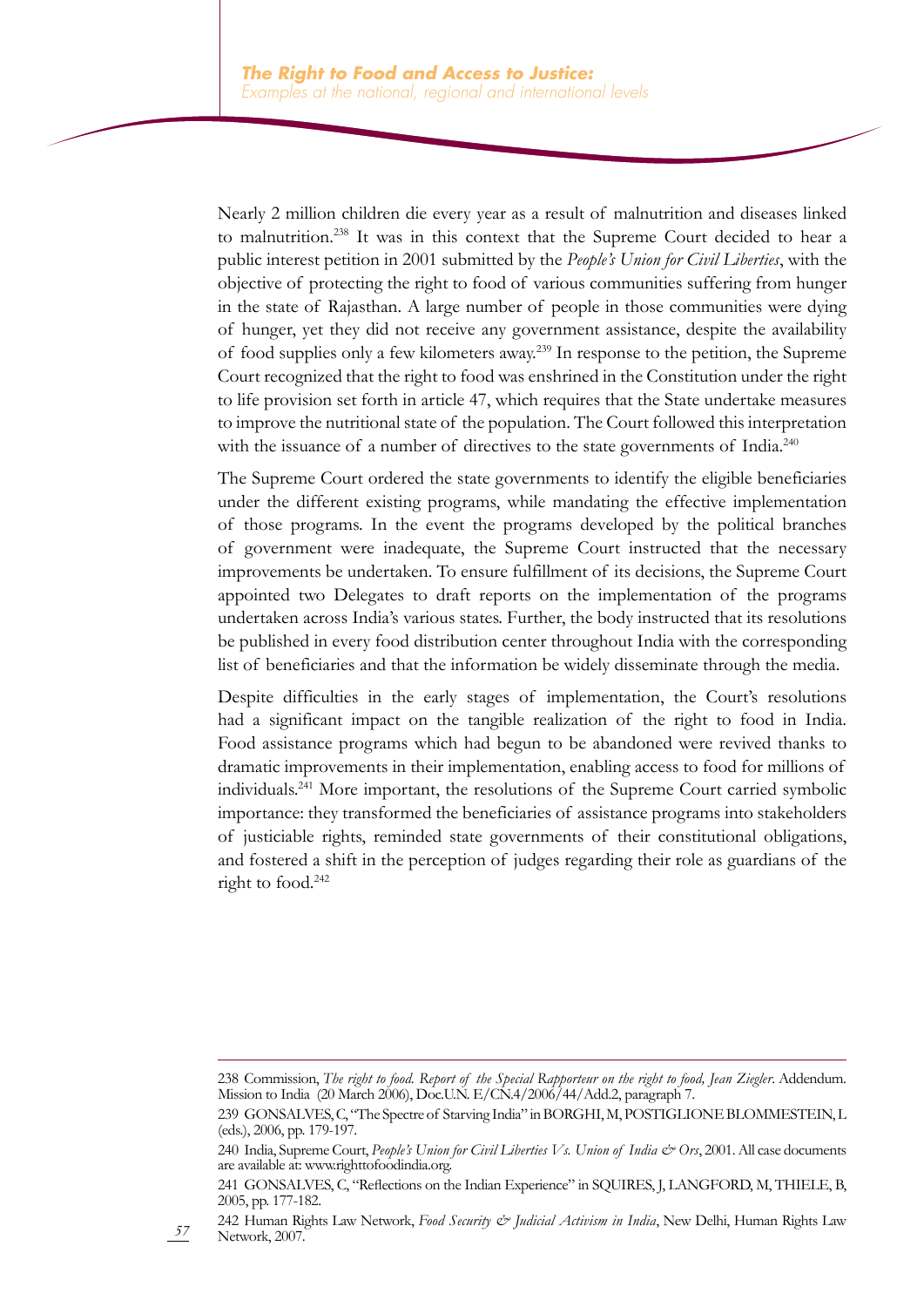Nearly 2 million children die every year as a result of malnutrition and diseases linked to malnutrition.[238] It was in this context that the Supreme Court decided to hear a public interest petition in 2001 submitted by the *People's Union for Civil Liberties*, with the objective of protecting the right to food of various communities suffering from hunger in the state of Rajasthan. A large number of people in those communities were dying of hunger, yet they did not receive any government assistance, despite the availability of food supplies only a few kilometers away.[239] In response to the petition, the Supreme Court recognized that the right to food was enshrined in the Constitution under the right to life provision set forth in article 47, which requires that the State undertake measures to improve the nutritional state of the population. The Court followed this interpretation with the issuance of a number of directives to the state governments of India.[240]

The Supreme Court ordered the state governments to identify the eligible beneficiaries under the different existing programs, while mandating the effective implementation of those programs. In the event the programs developed by the political branches of government were inadequate, the Supreme Court instructed that the necessary improvements be undertaken. To ensure fulfillment of its decisions, the Supreme Court appointed two Delegates to draft reports on the implementation of the programs undertaken across India's various states. Further, the body instructed that its resolutions be published in every food distribution center throughout India with the corresponding list of beneficiaries and that the information be widely disseminate through the media.

Despite difficulties in the early stages of implementation, the Court's resolutions had a significant impact on the tangible realization of the right to food in India. Food assistance programs which had begun to be abandoned were revived thanks to dramatic improvements in their implementation, enabling access to food for millions of individuals.[241] More important, the resolutions of the Supreme Court carried symbolic importance: they transformed the beneficiaries of assistance programs into stakeholders of justiciable rights, reminded state governments of their constitutional obligations, and fostered a shift in the perception of judges regarding their role as guardians of the right to food.[242]

---

238 Commission, *The right to food. Report of the Special Rapporteur on the right to food, Jean Ziegler*. Addendum. Mission to India (20 March 2006), Doc.U.N. E/CN.4/2006/44/Add.2, paragraph 7.

239 GONSALVES, C, "The Spectre of Starving India" in BORGHI, M, POSTIGLIONE BLOMMESTEIN, L (eds.), 2006, pp. 179-197.

240 India, Supreme Court, *People's Union for Civil Liberties Vs. Union of India & Ors*, 2001. All case documents are available at: www.righttofoodindia.org.

241 GONSALVES, C, "Reflections on the Indian Experience" in SQUIRES, J, LANGFORD, M, THIELE, B, 2005, pp. 177-182.

242 Human Rights Law Network, *Food Security & Judicial Activism in India*, New Delhi, Human Rights Law Network, 2007.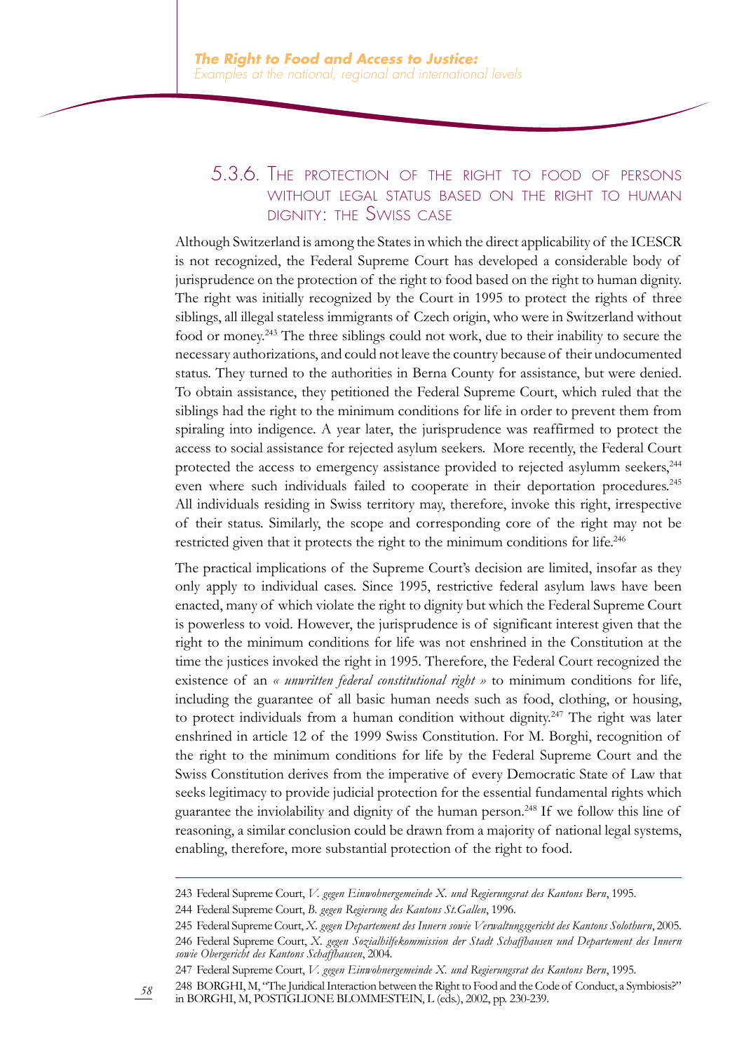### 5.3.6. The protection of the right to food of persons without legal status based on the right to human dignity: the Swiss case

Although Switzerland is among the States in which the direct applicability of the ICESCR is not recognized, the Federal Supreme Court has developed a considerable body of jurisprudence on the protection of the right to food based on the right to human dignity. The right was initially recognized by the Court in 1995 to protect the rights of three siblings, all illegal stateless immigrants of Czech origin, who were in Switzerland without food or money.[243] The three siblings could not work, due to their inability to secure the necessary authorizations, and could not leave the country because of their undocumented status. They turned to the authorities in Berna County for assistance, but were denied. To obtain assistance, they petitioned the Federal Supreme Court, which ruled that the siblings had the right to the minimum conditions for life in order to prevent them from spiraling into indigence. A year later, the jurisprudence was reaffirmed to protect the access to social assistance for rejected asylum seekers. More recently, the Federal Court protected the access to emergency assistance provided to rejected asylumm seekers,[244] even where such individuals failed to cooperate in their deportation procedures.[245] All individuals residing in Swiss territory may, therefore, invoke this right, irrespective of their status. Similarly, the scope and corresponding core of the right may not be restricted given that it protects the right to the minimum conditions for life.[246]

The practical implications of the Supreme Court's decision are limited, insofar as they only apply to individual cases. Since 1995, restrictive federal asylum laws have been enacted, many of which violate the right to dignity but which the Federal Supreme Court is powerless to void. However, the jurisprudence is of significant interest given that the right to the minimum conditions for life was not enshrined in the Constitution at the time the justices invoked the right in 1995. Therefore, the Federal Court recognized the existence of an *« unwritten federal constitutional right »* to minimum conditions for life, including the guarantee of all basic human needs such as food, clothing, or housing, to protect individuals from a human condition without dignity.[247] The right was later enshrined in article 12 of the 1999 Swiss Constitution. For M. Borghi, recognition of the right to the minimum conditions for life by the Federal Supreme Court and the Swiss Constitution derives from the imperative of every Democratic State of Law that seeks legitimacy to provide judicial protection for the essential fundamental rights which guarantee the inviolability and dignity of the human person.[248] If we follow this line of reasoning, a similar conclusion could be drawn from a majority of national legal systems, enabling, therefore, more substantial protection of the right to food.

---

243 Federal Supreme Court, *V. gegen Einwohnergemeinde X. und Regierungsrat des Kantons Bern*, 1995.

244 Federal Supreme Court, *B. gegen Regierung des Kantons St.Gallen*, 1996.

245 Federal Supreme Court, *X. gegen Departement des Innern sowie Verwaltungsgericht des Kantons Solothurn*, 2005.

246 Federal Supreme Court, *X. gegen Sozialhilfekommission der Stadt Schaffhausen und Departement des Innern sowie Obergericht des Kantons Schaffhausen*, 2004.

247 Federal Supreme Court, *V. gegen Einwohnergemeinde X. und Regierungsrat des Kantons Bern*, 1995.

248 BORGHI, M, "The Juridical Interaction between the Right to Food and the Code of Conduct, a Symbiosis?" in BORGHI, M, POSTIGLIONE BLOMMESTEIN, L (eds.), 2002, pp. 230-239.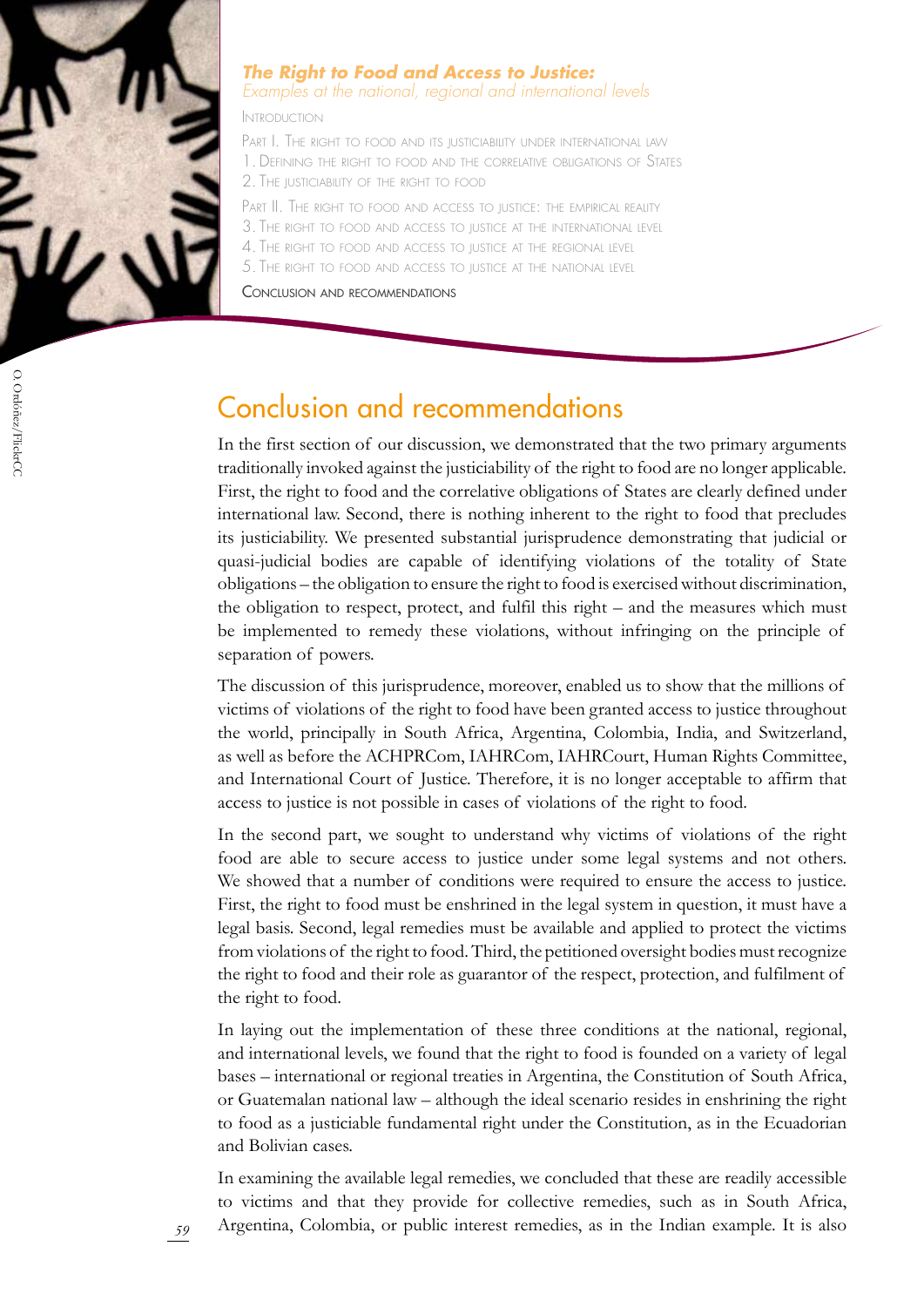# Conclusion and recommendations

In the first section of our discussion, we demonstrated that the two primary arguments traditionally invoked against the justiciability of the right to food are no longer applicable. First, the right to food and the correlative obligations of States are clearly defined under international law. Second, there is nothing inherent to the right to food that precludes its justiciability. We presented substantial jurisprudence demonstrating that judicial or quasi-judicial bodies are capable of identifying violations of the totality of State obligations – the obligation to ensure the right to food is exercised without discrimination, the obligation to respect, protect, and fulfil this right – and the measures which must be implemented to remedy these violations, without infringing on the principle of separation of powers.

The discussion of this jurisprudence, moreover, enabled us to show that the millions of victims of violations of the right to food have been granted access to justice throughout the world, principally in South Africa, Argentina, Colombia, India, and Switzerland, as well as before the ACHPRCom, IAHRCom, IAHRCourt, Human Rights Committee, and International Court of Justice. Therefore, it is no longer acceptable to affirm that access to justice is not possible in cases of violations of the right to food.

In the second part, we sought to understand why victims of violations of the right food are able to secure access to justice under some legal systems and not others. We showed that a number of conditions were required to ensure the access to justice. First, the right to food must be enshrined in the legal system in question, it must have a legal basis. Second, legal remedies must be available and applied to protect the victims from violations of the right to food. Third, the petitioned oversight bodies must recognize the right to food and their role as guarantor of the respect, protection, and fulfilment of the right to food.

In laying out the implementation of these three conditions at the national, regional, and international levels, we found that the right to food is founded on a variety of legal bases – international or regional treaties in Argentina, the Constitution of South Africa, or Guatemalan national law – although the ideal scenario resides in enshrining the right to food as a justiciable fundamental right under the Constitution, as in the Ecuadorian and Bolivian cases.

In examining the available legal remedies, we concluded that these are readily accessible to victims and that they provide for collective remedies, such as in South Africa, Argentina, Colombia, or public interest remedies, as in the Indian example. It is also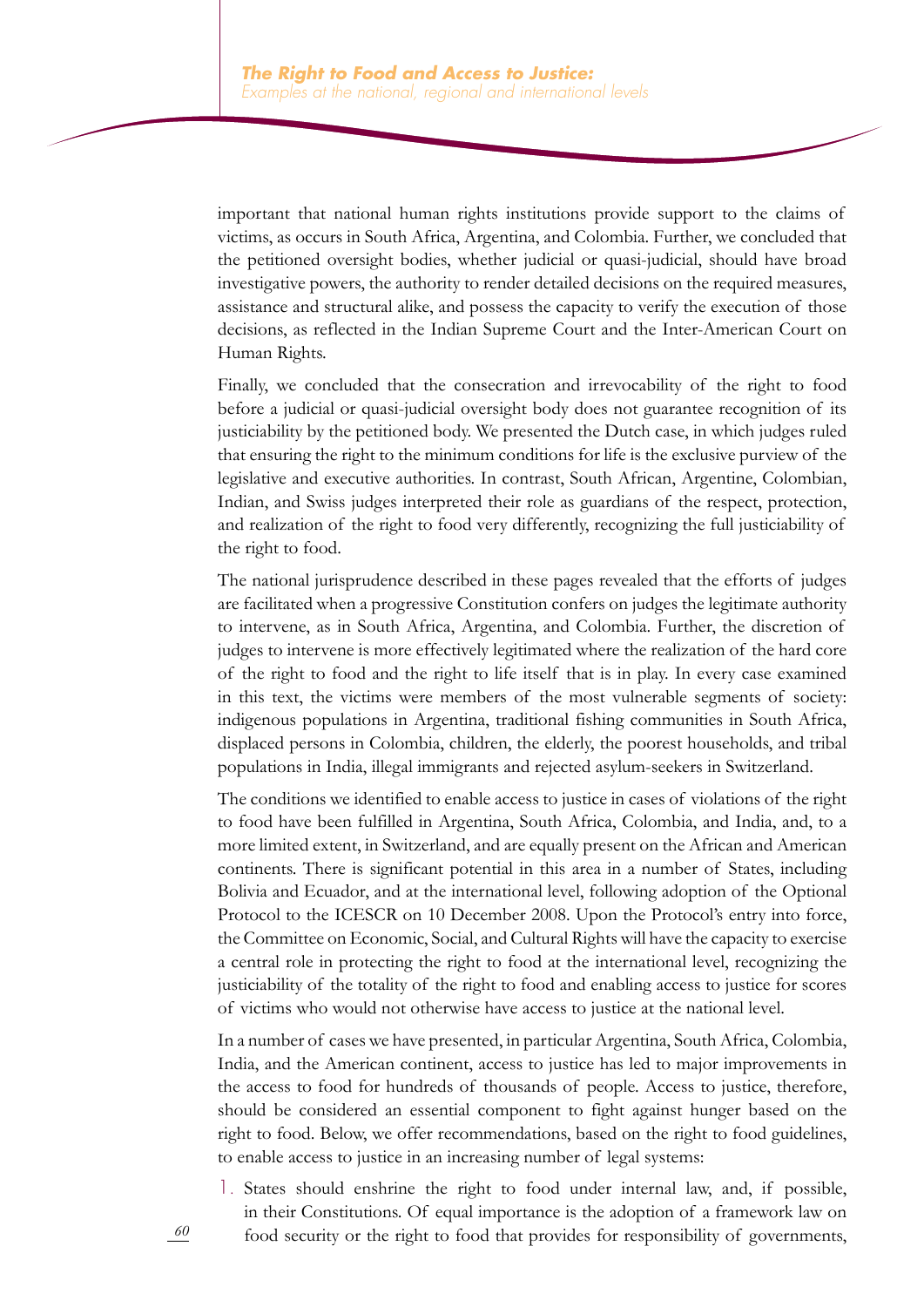important that national human rights institutions provide support to the claims of victims, as occurs in South Africa, Argentina, and Colombia. Further, we concluded that the petitioned oversight bodies, whether judicial or quasi-judicial, should have broad investigative powers, the authority to render detailed decisions on the required measures, assistance and structural alike, and possess the capacity to verify the execution of those decisions, as reflected in the Indian Supreme Court and the Inter-American Court on Human Rights.

Finally, we concluded that the consecration and irrevocability of the right to food before a judicial or quasi-judicial oversight body does not guarantee recognition of its justiciability by the petitioned body. We presented the Dutch case, in which judges ruled that ensuring the right to the minimum conditions for life is the exclusive purview of the legislative and executive authorities. In contrast, South African, Argentine, Colombian, Indian, and Swiss judges interpreted their role as guardians of the respect, protection, and realization of the right to food very differently, recognizing the full justiciability of the right to food.

The national jurisprudence described in these pages revealed that the efforts of judges are facilitated when a progressive Constitution confers on judges the legitimate authority to intervene, as in South Africa, Argentina, and Colombia. Further, the discretion of judges to intervene is more effectively legitimated where the realization of the hard core of the right to food and the right to life itself that is in play. In every case examined in this text, the victims were members of the most vulnerable segments of society: indigenous populations in Argentina, traditional fishing communities in South Africa, displaced persons in Colombia, children, the elderly, the poorest households, and tribal populations in India, illegal immigrants and rejected asylum-seekers in Switzerland.

The conditions we identified to enable access to justice in cases of violations of the right to food have been fulfilled in Argentina, South Africa, Colombia, and India, and, to a more limited extent, in Switzerland, and are equally present on the African and American continents. There is significant potential in this area in a number of States, including Bolivia and Ecuador, and at the international level, following adoption of the Optional Protocol to the ICESCR on 10 December 2008. Upon the Protocol's entry into force, the Committee on Economic, Social, and Cultural Rights will have the capacity to exercise a central role in protecting the right to food at the international level, recognizing the justiciability of the totality of the right to food and enabling access to justice for scores of victims who would not otherwise have access to justice at the national level.

In a number of cases we have presented, in particular Argentina, South Africa, Colombia, India, and the American continent, access to justice has led to major improvements in the access to food for hundreds of thousands of people. Access to justice, therefore, should be considered an essential component to fight against hunger based on the right to food. Below, we offer recommendations, based on the right to food guidelines, to enable access to justice in an increasing number of legal systems:

1. States should enshrine the right to food under internal law, and, if possible, in their Constitutions. Of equal importance is the adoption of a framework law on food security or the right to food that provides for responsibility of governments,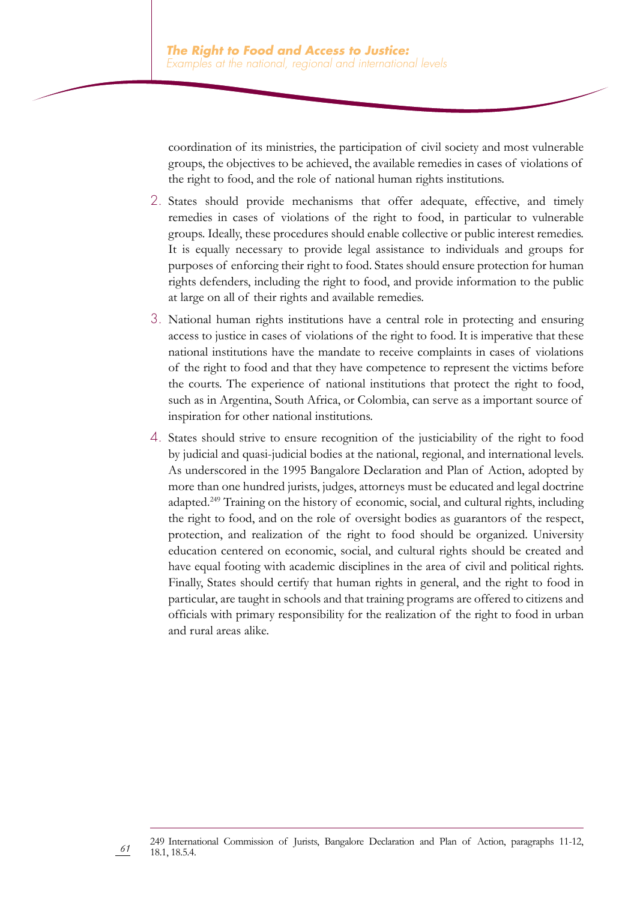coordination of its ministries, the participation of civil society and most vulnerable groups, the objectives to be achieved, the available remedies in cases of violations of the right to food, and the role of national human rights institutions.

2. States should provide mechanisms that offer adequate, effective, and timely remedies in cases of violations of the right to food, in particular to vulnerable groups. Ideally, these procedures should enable collective or public interest remedies. It is equally necessary to provide legal assistance to individuals and groups for purposes of enforcing their right to food. States should ensure protection for human rights defenders, including the right to food, and provide information to the public at large on all of their rights and available remedies.

3. National human rights institutions have a central role in protecting and ensuring access to justice in cases of violations of the right to food. It is imperative that these national institutions have the mandate to receive complaints in cases of violations of the right to food and that they have competence to represent the victims before the courts. The experience of national institutions that protect the right to food, such as in Argentina, South Africa, or Colombia, can serve as a important source of inspiration for other national institutions.

4. States should strive to ensure recognition of the justiciability of the right to food by judicial and quasi-judicial bodies at the national, regional, and international levels. As underscored in the 1995 Bangalore Declaration and Plan of Action, adopted by more than one hundred jurists, judges, attorneys must be educated and legal doctrine adapted.[249] Training on the history of economic, social, and cultural rights, including the right to food, and on the role of oversight bodies as guarantors of the respect, protection, and realization of the right to food should be organized. University education centered on economic, social, and cultural rights should be created and have equal footing with academic disciplines in the area of civil and political rights. Finally, States should certify that human rights in general, and the right to food in particular, are taught in schools and that training programs are offered to citizens and officials with primary responsibility for the realization of the right to food in urban and rural areas alike.

---

249 International Commission of Jurists, Bangalore Declaration and Plan of Action, paragraphs 11-12, 18.1, 18.5.4.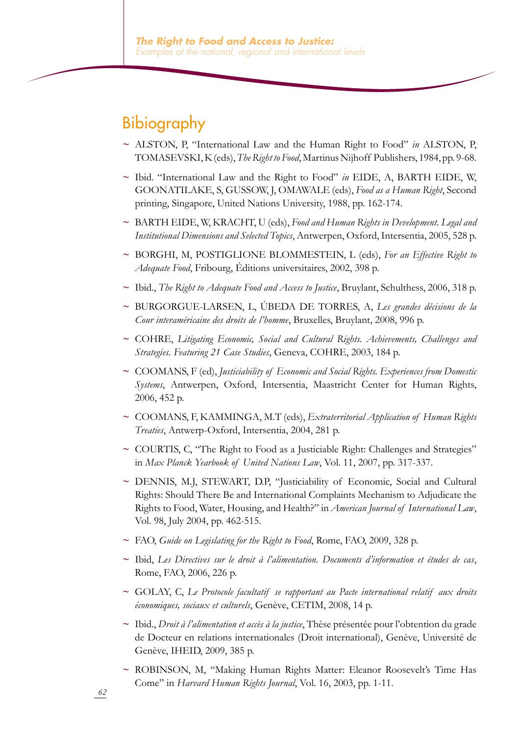## Bibiography

- ALSTON, P, "International Law and the Human Right to Food" *in* ALSTON, P, TOMASEVSKI, K (eds), *The Right to Food*, Martinus Nijhoff Publishers, 1984, pp. 9-68.
- Ibid. "International Law and the Right to Food" *in* EIDE, A, BARTH EIDE, W, GOONATILAKE, S, GUSSOW, J, OMAWALE (eds), *Food as a Human Right*, Second printing, Singapore, United Nations University, 1988, pp. 162-174.
- BARTH EIDE, W, KRACHT, U (eds), *Food and Human Rights in Development. Legal and Institutional Dimensions and Selected Topics*, Antwerpen, Oxford, Intersentia, 2005, 528 p.
- BORGHI, M, POSTIGLIONE BLOMMESTEIN, L (eds), *For an Effective Right to Adequate Food*, Fribourg, Éditions universitaires, 2002, 398 p.
- Ibid., *The Right to Adequate Food and Access to Justice*, Bruylant, Schulthess, 2006, 318 p.
- BURGORGUE-LARSEN, L, ÚBEDA DE TORRES, A, *Les grandes décisions de la Cour interaméricaine des droits de l'homme*, Bruxelles, Bruylant, 2008, 996 p.
- COHRE, *Litigating Economic, Social and Cultural Rights. Achievements, Challenges and Strategies. Featuring 21 Case Studies*, Geneva, COHRE, 2003, 184 p.
- COOMANS, F (ed), *Justiciability of Economic and Social Rights. Experiences from Domestic Systems*, Antwerpen, Oxford, Intersentia, Maastricht Center for Human Rights, 2006, 452 p.
- COOMANS, F, KAMMINGA, M.T (eds), *Extraterritorial Application of Human Rights Treaties*, Antwerp-Oxford, Intersentia, 2004, 281 p.
- COURTIS, C, "The Right to Food as a Justiciable Right: Challenges and Strategies" in *Max Planck Yearbook of United Nations Law*, Vol. 11, 2007, pp. 317-337.
- DENNIS, M.J, STEWART, D.P, "Justiciability of Economic, Social and Cultural Rights: Should There Be and International Complaints Mechanism to Adjudicate the Rights to Food, Water, Housing, and Health?" in *American Journal of International Law*, Vol. 98, July 2004, pp. 462-515.
- FAO, *Guide on Legislating for the Right to Food*, Rome, FAO, 2009, 328 p.
- Ibid, *Les Directives sur le droit à l'alimentation. Documents d'information et études de cas*, Rome, FAO, 2006, 226 p.
- GOLAY, C, *Le Protocole facultatif se rapportant au Pacte international relatif aux droits économiques, sociaux et culturels*, Genève, CETIM, 2008, 14 p.
- Ibid., *Droit à l'alimentation et accès à la justice*, Thèse présentée pour l'obtention du grade de Docteur en relations internationales (Droit international), Genève, Université de Genève, IHEID, 2009, 385 p.
- ROBINSON, M, "Making Human Rights Matter: Eleanor Roosevelt's Time Has Come" in *Harvard Human Rights Journal*, Vol. 16, 2003, pp. 1-11.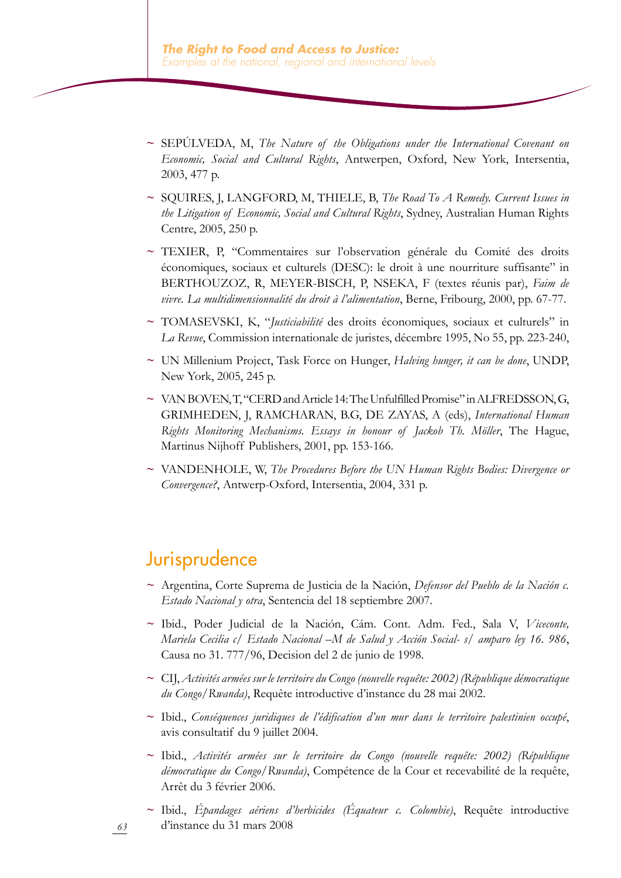- SEPÚLVEDA, M, *The Nature of the Obligations under the International Covenant on Economic, Social and Cultural Rights*, Antwerpen, Oxford, New York, Intersentia, 2003, 477 p.

- SQUIRES, J, LANGFORD, M, THIELE, B, *The Road To A Remedy. Current Issues in the Litigation of Economic, Social and Cultural Rights*, Sydney, Australian Human Rights Centre, 2005, 250 p.

- TEXIER, P, "Commentaires sur l'observation générale du Comité des droits économiques, sociaux et culturels (DESC): le droit à une nourriture suffisante" in BERTHOUZOZ, R, MEYER-BISCH, P, NSEKA, F (textes réunis par), *Faim de vivre. La multidimensionnalité du droit à l'alimentation*, Berne, Fribourg, 2000, pp. 67-77.

- TOMASEVSKI, K, "*Justiciabilité* des droits économiques, sociaux et culturels" in *La Revue*, Commission internationale de juristes, décembre 1995, No 55, pp. 223-240,

- UN Millenium Project, Task Force on Hunger, *Halving hunger, it can be done*, UNDP, New York, 2005, 245 p.

- VAN BOVEN, T, "CERD and Article 14: The Unfulfilled Promise" in ALFREDSSON, G, GRIMHEDEN, J, RAMCHARAN, B.G, DE ZAYAS, A (eds), *International Human Rights Monitoring Mechanisms. Essays in honour of Jackob Th. Möller*, The Hague, Martinus Nijhoff Publishers, 2001, pp. 153-166.

- VANDENHOLE, W, *The Procedures Before the UN Human Rights Bodies: Divergence or Convergence?*, Antwerp-Oxford, Intersentia, 2004, 331 p.

## Jurisprudence

- Argentina, Corte Suprema de Justicia de la Nación, *Defensor del Pueblo de la Nación c. Estado Nacional y otra*, Sentencia del 18 septiembre 2007.

- Ibid., Poder Judicial de la Nación, Cám. Cont. Adm. Fed., Sala V, *Viceconte, Mariela Cecilia c/ Estado Nacional –M de Salud y Acción Social- s/ amparo ley 16. 986*, Causa no 31. 777/96, Decision del 2 de junio de 1998.

- CIJ, *Activités armées sur le territoire du Congo (nouvelle requête: 2002) (République démocratique du Congo/Rwanda)*, Requête introductive d'instance du 28 mai 2002.

- Ibid., *Conséquences juridiques de l'édification d'un mur dans le territoire palestinien occupé*, avis consultatif du 9 juillet 2004.

- Ibid., *Activités armées sur le territoire du Congo (nouvelle requête: 2002) (République démocratique du Congo/Rwanda)*, Compétence de la Cour et recevabilité de la requête, Arrêt du 3 février 2006.

- Ibid., *Épandages aériens d'herbicides (Équateur c. Colombie)*, Requête introductive d'instance du 31 mars 2008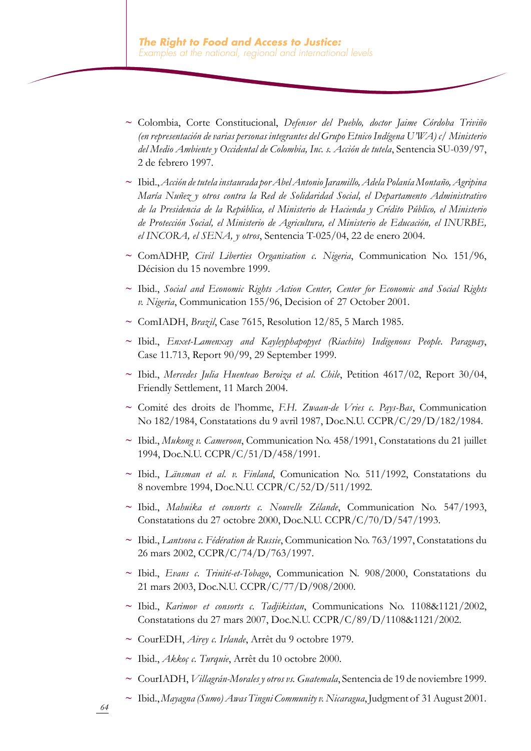- Colombia, Corte Constitucional, *Defensor del Pueblo, doctor Jaime Córdoba Triviño (en representación de varias personas integrantes del Grupo Etnico Indígena U'WA) c/ Ministerio del Medio Ambiente y Occidental de Colombia, Inc. s. Acción de tutela*, Sentencia SU-039/97, 2 de febrero 1997.
- Ibid., *Acción de tutela instaurada por Abel Antonio Jaramillo, Adela Polanía Montaño, Agripina María Nuñez y otros contra la Red de Solidaridad Social, el Departamento Administrativo de la Presidencia de la República, el Ministerio de Hacienda y Crédito Público, el Ministerio de Protección Social, el Ministerio de Agricultura, el Ministerio de Educación, el INURBE, el INCORA, el SENA, y otros*, Sentencia T-025/04, 22 de enero 2004.
- ComADHP, *Civil Liberties Organisation c. Nigeria*, Communication No. 151/96, Décision du 15 novembre 1999.
- Ibid., *Social and Economic Rights Action Center, Center for Economic and Social Rights v. Nigeria*, Communication 155/96, Decision of 27 October 2001.
- ComIADH, *Brazil*, Case 7615, Resolution 12/85, 5 March 1985.
- Ibid., *Enxet-Lamenxay and Kayleyphapopyet (Riachito) Indigenous People. Paraguay*, Case 11.713, Report 90/99, 29 September 1999.
- Ibid., *Mercedes Julia Huenteao Beroiza et al. Chile*, Petition 4617/02, Report 30/04, Friendly Settlement, 11 March 2004.
- Comité des droits de l'homme, *F.H. Zwaan-de Vries c. Pays-Bas*, Communication No 182/1984, Constatations du 9 avril 1987, Doc.N.U. CCPR/C/29/D/182/1984.
- Ibid., *Mukong v. Cameroon*, Communication No. 458/1991, Constatations du 21 juillet 1994, Doc.N.U. CCPR/C/51/D/458/1991.
- Ibid., *Länsman et al. v. Finland*, Comunication No. 511/1992, Constatations du 8 novembre 1994, Doc.N.U. CCPR/C/52/D/511/1992.
- Ibid., *Mahuika et consorts c. Nouvelle Zélande*, Communication No. 547/1993, Constatations du 27 octobre 2000, Doc.N.U. CCPR/C/70/D/547/1993.
- Ibid., *Lantsova c. Fédération de Russie*, Communication No. 763/1997, Constatations du 26 mars 2002, CCPR/C/74/D/763/1997.
- Ibid., *Evans c. Trinité-et-Tobago*, Communication N. 908/2000, Constatations du 21 mars 2003, Doc.N.U. CCPR/C/77/D/908/2000.
- Ibid., *Karimov et consorts c. Tadjikistan*, Communications No. 1108&1121/2002, Constatations du 27 mars 2007, Doc.N.U. CCPR/C/89/D/1108&1121/2002.
- CourEDH, *Airey c. Irlande*, Arrêt du 9 octobre 1979.
- Ibid., *Akkoç c. Turquie*, Arrêt du 10 octobre 2000.
- CourIADH, *Villagrán-Morales y otros vs. Guatemala*, Sentencia de 19 de noviembre 1999.
- Ibid., *Mayagna (Sumo) Awas Tingni Community v. Nicaragua*, Judgment of 31 August 2001.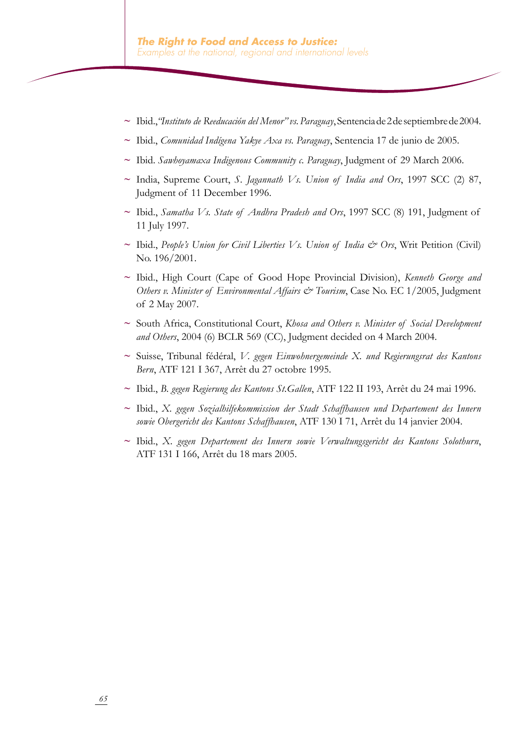- Ibid.,*"Instituto de Reeducación del Menor" vs. Paraguay*, Sentencia de 2 de septiembre de 2004.
- Ibid., *Comunidad Indígena Yakye Axa vs. Paraguay*, Sentencia 17 de junio de 2005.
- Ibid. *Sawhoyamaxa Indigenous Community c. Paraguay*, Judgment of 29 March 2006.
- India, Supreme Court, *S. Jagannath Vs. Union of India and Ors*, 1997 SCC (2) 87, Judgment of 11 December 1996.
- Ibid., *Samatha Vs. State of Andhra Pradesh and Ors*, 1997 SCC (8) 191, Judgment of 11 July 1997.
- Ibid., *People's Union for Civil Liberties Vs. Union of India & Ors*, Writ Petition (Civil) No. 196/2001.
- Ibid., High Court (Cape of Good Hope Provincial Division), *Kenneth George and Others v. Minister of Environmental Affairs & Tourism*, Case No. EC 1/2005, Judgment of 2 May 2007.
- South Africa, Constitutional Court, *Khosa and Others v. Minister of Social Development and Others*, 2004 (6) BCLR 569 (CC), Judgment decided on 4 March 2004.
- Suisse, Tribunal fédéral, *V. gegen Einwohnergemeinde X. und Regierungsrat des Kantons Bern*, ATF 121 I 367, Arrêt du 27 octobre 1995.
- Ibid., *B. gegen Regierung des Kantons St.Gallen*, ATF 122 II 193, Arrêt du 24 mai 1996.
- Ibid., *X. gegen Sozialhilfekommission der Stadt Schaffhausen und Departement des Innern sowie Obergericht des Kantons Schaffhausen*, ATF 130 I 71, Arrêt du 14 janvier 2004.
- Ibid., *X. gegen Departement des Innern sowie Verwaltungsgericht des Kantons Solothurn*, ATF 131 I 166, Arrêt du 18 mars 2005.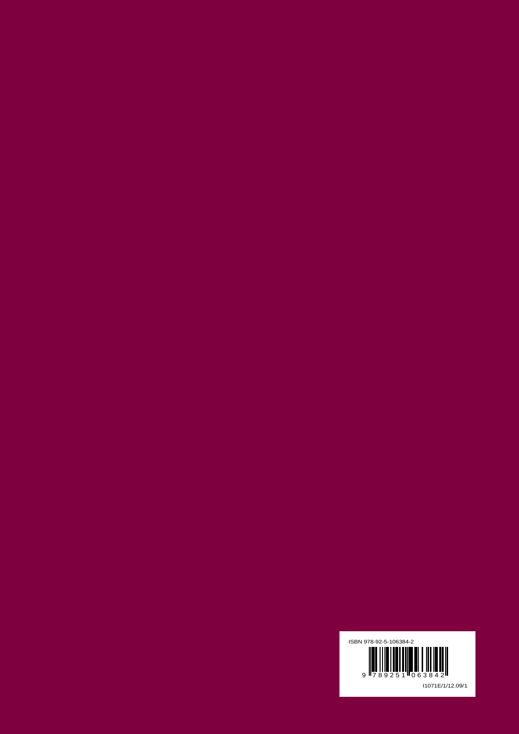ISBN 978-92-5-106384-2

9 789251 063842

I1071E/1/12.09/1